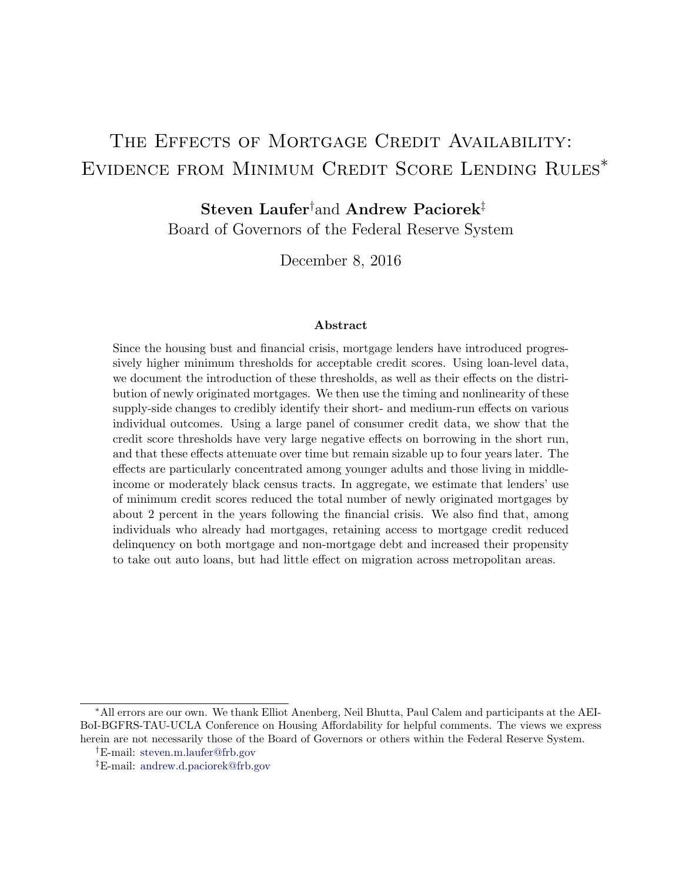# The Effects of Mortgage Credit Availability: Evidence from Minimum Credit Score Lending Rules[*]

**Steven Laufer**[†] and **Andrew Paciorek**[‡]

Board of Governors of the Federal Reserve System

December 8, 2016

### Abstract

Since the housing bust and financial crisis, mortgage lenders have introduced progressively higher minimum thresholds for acceptable credit scores. Using loan-level data, we document the introduction of these thresholds, as well as their effects on the distribution of newly originated mortgages. We then use the timing and nonlinearity of these supply-side changes to credibly identify their short- and medium-run effects on various individual outcomes. Using a large panel of consumer credit data, we show that the credit score thresholds have very large negative effects on borrowing in the short run, and that these effects attenuate over time but remain sizable up to four years later. The effects are particularly concentrated among younger adults and those living in middle-income or moderately black census tracts. In aggregate, we estimate that lenders' use of minimum credit scores reduced the total number of newly originated mortgages by about 2 percent in the years following the financial crisis. We also find that, among individuals who already had mortgages, retaining access to mortgage credit reduced delinquency on both mortgage and non-mortgage debt and increased their propensity to take out auto loans, but had little effect on migration across metropolitan areas.

---

[*] All errors are our own. We thank Elliot Anenberg, Neil Bhutta, Paul Calem and participants at the AEI-BoI-BGFRS-TAU-UCLA Conference on Housing Affordability for helpful comments. The views we express herein are not necessarily those of the Board of Governors or others within the Federal Reserve System.

[†] E-mail: steven.m.laufer@frb.gov

[‡] E-mail: andrew.d.paciorek@frb.gov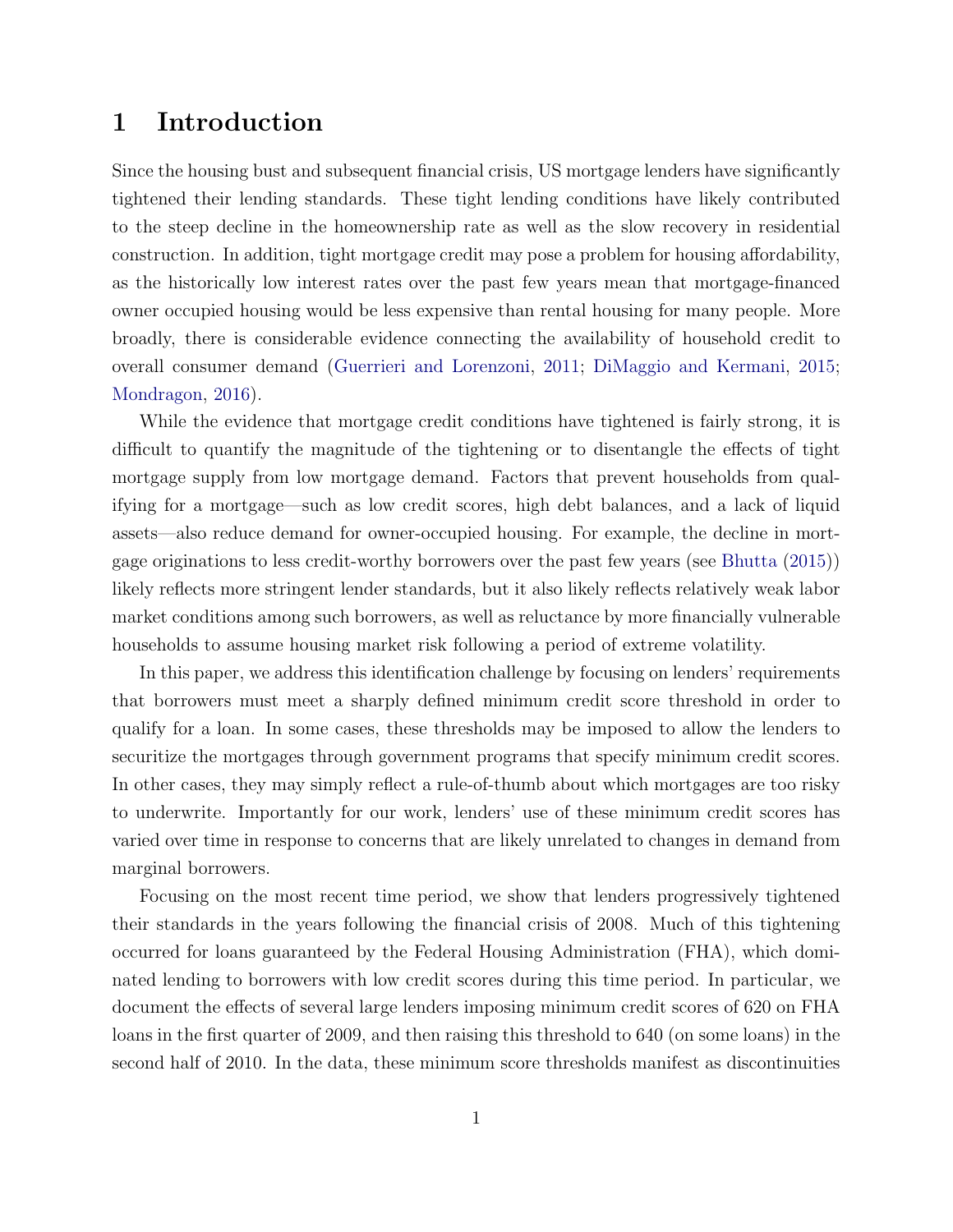# 1 Introduction

Since the housing bust and subsequent financial crisis, US mortgage lenders have significantly tightened their lending standards. These tight lending conditions have likely contributed to the steep decline in the homeownership rate as well as the slow recovery in residential construction. In addition, tight mortgage credit may pose a problem for housing affordability, as the historically low interest rates over the past few years mean that mortgage-financed owner occupied housing would be less expensive than rental housing for many people. More broadly, there is considerable evidence connecting the availability of household credit to overall consumer demand (Guerrieri and Lorenzoni, 2011; DiMaggio and Kermani, 2015; Mondragon, 2016).

While the evidence that mortgage credit conditions have tightened is fairly strong, it is difficult to quantify the magnitude of the tightening or to disentangle the effects of tight mortgage supply from low mortgage demand. Factors that prevent households from qualifying for a mortgage—such as low credit scores, high debt balances, and a lack of liquid assets—also reduce demand for owner-occupied housing. For example, the decline in mortgage originations to less credit-worthy borrowers over the past few years (see Bhutta (2015)) likely reflects more stringent lender standards, but it also likely reflects relatively weak labor market conditions among such borrowers, as well as reluctance by more financially vulnerable households to assume housing market risk following a period of extreme volatility.

In this paper, we address this identification challenge by focusing on lenders' requirements that borrowers must meet a sharply defined minimum credit score threshold in order to qualify for a loan. In some cases, these thresholds may be imposed to allow the lenders to securitize the mortgages through government programs that specify minimum credit scores. In other cases, they may simply reflect a rule-of-thumb about which mortgages are too risky to underwrite. Importantly for our work, lenders' use of these minimum credit scores has varied over time in response to concerns that are likely unrelated to changes in demand from marginal borrowers.

Focusing on the most recent time period, we show that lenders progressively tightened their standards in the years following the financial crisis of 2008. Much of this tightening occurred for loans guaranteed by the Federal Housing Administration (FHA), which dominated lending to borrowers with low credit scores during this time period. In particular, we document the effects of several large lenders imposing minimum credit scores of 620 on FHA loans in the first quarter of 2009, and then raising this threshold to 640 (on some loans) in the second half of 2010. In the data, these minimum score thresholds manifest as discontinuities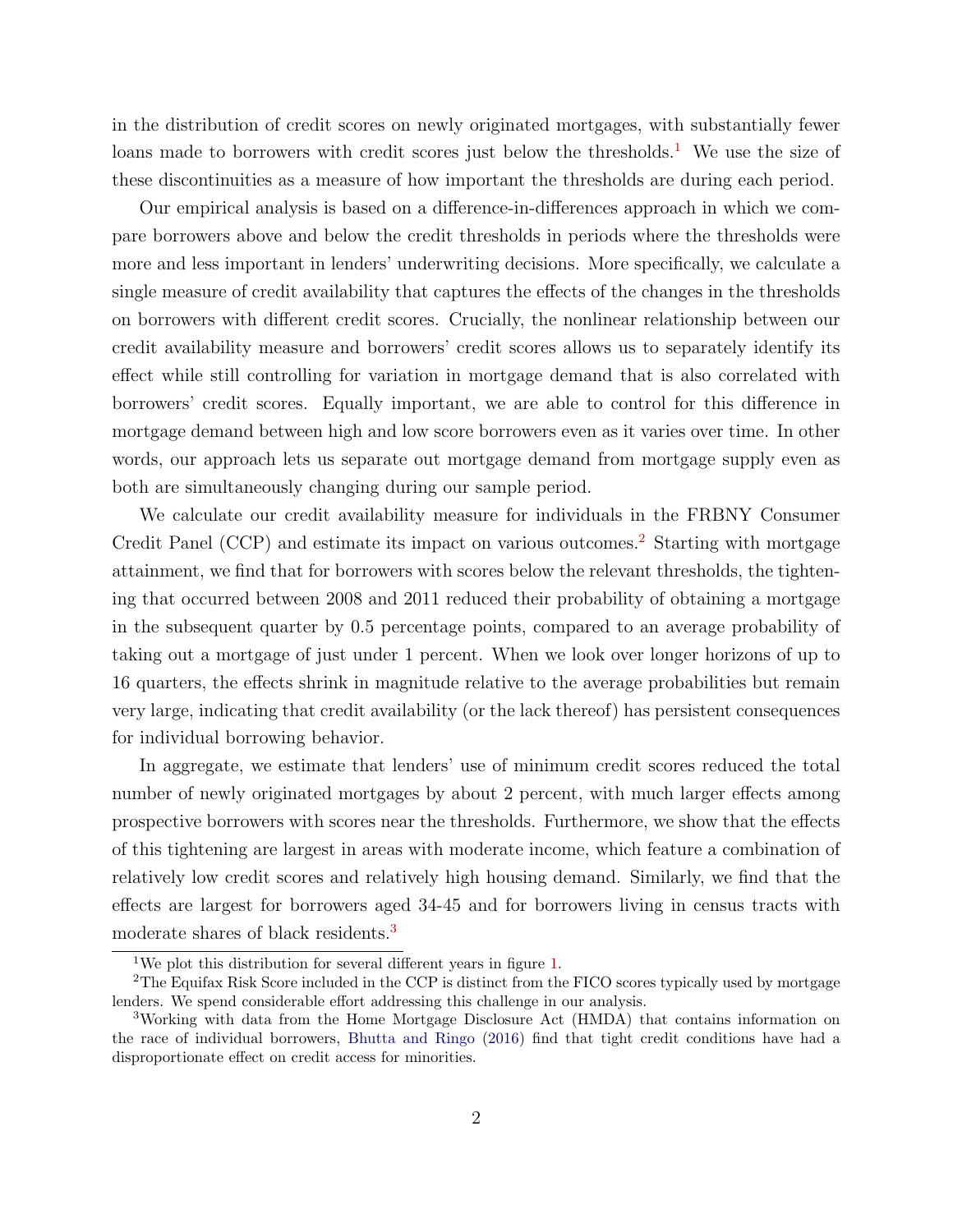in the distribution of credit scores on newly originated mortgages, with substantially fewer loans made to borrowers with credit scores just below the thresholds.[1] We use the size of these discontinuities as a measure of how important the thresholds are during each period.

Our empirical analysis is based on a difference-in-differences approach in which we compare borrowers above and below the credit thresholds in periods where the thresholds were more and less important in lenders' underwriting decisions. More specifically, we calculate a single measure of credit availability that captures the effects of the changes in the thresholds on borrowers with different credit scores. Crucially, the nonlinear relationship between our credit availability measure and borrowers' credit scores allows us to separately identify its effect while still controlling for variation in mortgage demand that is also correlated with borrowers' credit scores. Equally important, we are able to control for this difference in mortgage demand between high and low score borrowers even as it varies over time. In other words, our approach lets us separate out mortgage demand from mortgage supply even as both are simultaneously changing during our sample period.

We calculate our credit availability measure for individuals in the FRBNY Consumer Credit Panel (CCP) and estimate its impact on various outcomes.[2] Starting with mortgage attainment, we find that for borrowers with scores below the relevant thresholds, the tightening that occurred between 2008 and 2011 reduced their probability of obtaining a mortgage in the subsequent quarter by 0.5 percentage points, compared to an average probability of taking out a mortgage of just under 1 percent. When we look over longer horizons of up to 16 quarters, the effects shrink in magnitude relative to the average probabilities but remain very large, indicating that credit availability (or the lack thereof) has persistent consequences for individual borrowing behavior.

In aggregate, we estimate that lenders' use of minimum credit scores reduced the total number of newly originated mortgages by about 2 percent, with much larger effects among prospective borrowers with scores near the thresholds. Furthermore, we show that the effects of this tightening are largest in areas with moderate income, which feature a combination of relatively low credit scores and relatively high housing demand. Similarly, we find that the effects are largest for borrowers aged 34-45 and for borrowers living in census tracts with moderate shares of black residents.[3]

[1] We plot this distribution for several different years in figure 1.

[2] The Equifax Risk Score included in the CCP is distinct from the FICO scores typically used by mortgage lenders. We spend considerable effort addressing this challenge in our analysis.

[3] Working with data from the Home Mortgage Disclosure Act (HMDA) that contains information on the race of individual borrowers, Bhutta and Ringo (2016) find that tight credit conditions have had a disproportionate effect on credit access for minorities.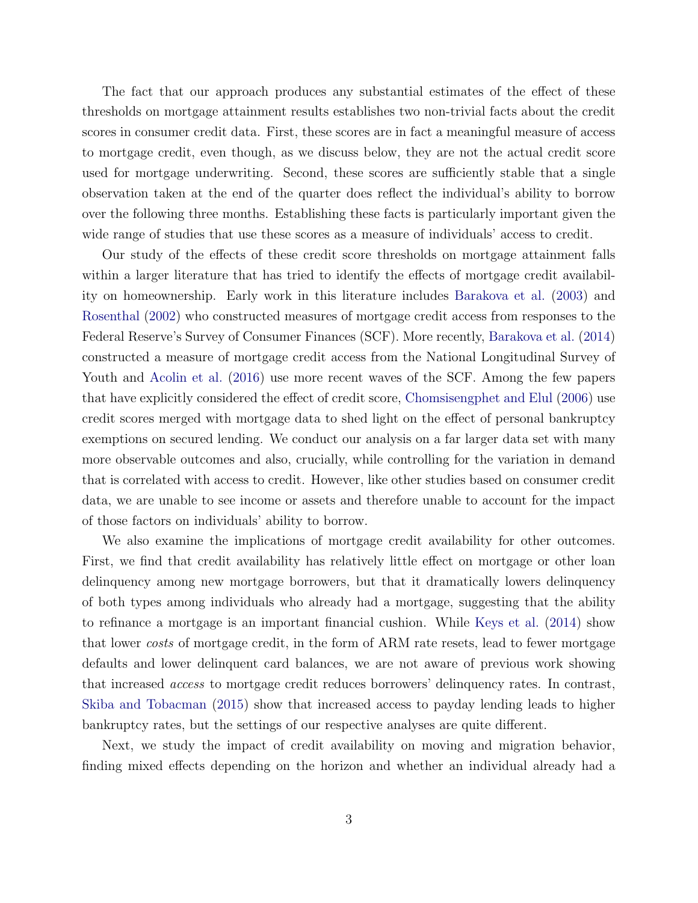The fact that our approach produces any substantial estimates of the effect of these thresholds on mortgage attainment results establishes two non-trivial facts about the credit scores in consumer credit data. First, these scores are in fact a meaningful measure of access to mortgage credit, even though, as we discuss below, they are not the actual credit score used for mortgage underwriting. Second, these scores are sufficiently stable that a single observation taken at the end of the quarter does reflect the individual's ability to borrow over the following three months. Establishing these facts is particularly important given the wide range of studies that use these scores as a measure of individuals' access to credit.

Our study of the effects of these credit score thresholds on mortgage attainment falls within a larger literature that has tried to identify the effects of mortgage credit availability on homeownership. Early work in this literature includes Barakova et al. (2003) and Rosenthal (2002) who constructed measures of mortgage credit access from responses to the Federal Reserve's Survey of Consumer Finances (SCF). More recently, Barakova et al. (2014) constructed a measure of mortgage credit access from the National Longitudinal Survey of Youth and Acolin et al. (2016) use more recent waves of the SCF. Among the few papers that have explicitly considered the effect of credit score, Chomsisengphet and Elul (2006) use credit scores merged with mortgage data to shed light on the effect of personal bankruptcy exemptions on secured lending. We conduct our analysis on a far larger data set with many more observable outcomes and also, crucially, while controlling for the variation in demand that is correlated with access to credit. However, like other studies based on consumer credit data, we are unable to see income or assets and therefore unable to account for the impact of those factors on individuals' ability to borrow.

We also examine the implications of mortgage credit availability for other outcomes. First, we find that credit availability has relatively little effect on mortgage or other loan delinquency among new mortgage borrowers, but that it dramatically lowers delinquency of both types among individuals who already had a mortgage, suggesting that the ability to refinance a mortgage is an important financial cushion. While Keys et al. (2014) show that lower *costs* of mortgage credit, in the form of ARM rate resets, lead to fewer mortgage defaults and lower delinquent card balances, we are not aware of previous work showing that increased *access* to mortgage credit reduces borrowers' delinquency rates. In contrast, Skiba and Tobacman (2015) show that increased access to payday lending leads to higher bankruptcy rates, but the settings of our respective analyses are quite different.

Next, we study the impact of credit availability on moving and migration behavior, finding mixed effects depending on the horizon and whether an individual already had a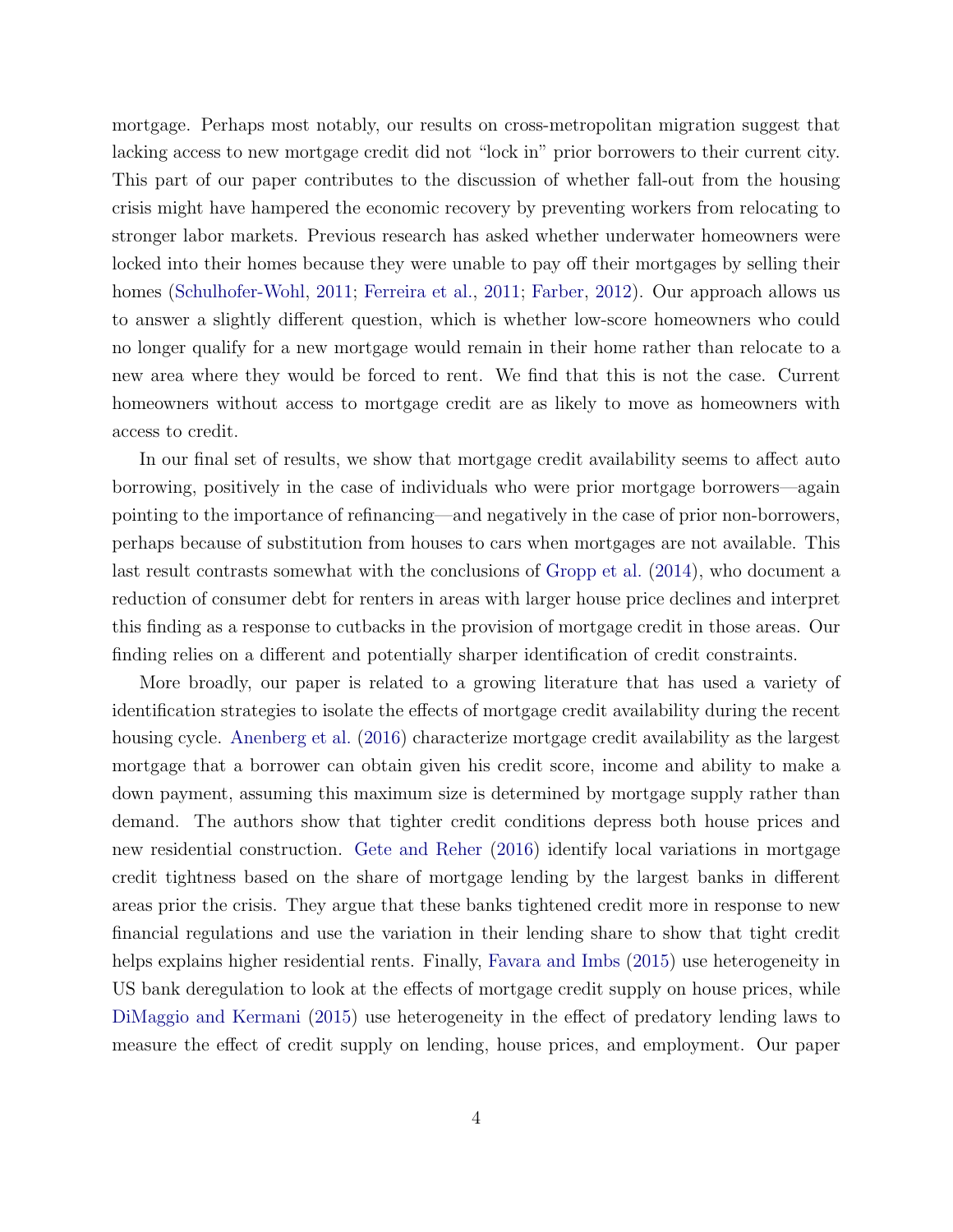mortgage. Perhaps most notably, our results on cross-metropolitan migration suggest that lacking access to new mortgage credit did not "lock in" prior borrowers to their current city. This part of our paper contributes to the discussion of whether fall-out from the housing crisis might have hampered the economic recovery by preventing workers from relocating to stronger labor markets. Previous research has asked whether underwater homeowners were locked into their homes because they were unable to pay off their mortgages by selling their homes (Schulhofer-Wohl, 2011; Ferreira et al., 2011; Farber, 2012). Our approach allows us to answer a slightly different question, which is whether low-score homeowners who could no longer qualify for a new mortgage would remain in their home rather than relocate to a new area where they would be forced to rent. We find that this is not the case. Current homeowners without access to mortgage credit are as likely to move as homeowners with access to credit.

In our final set of results, we show that mortgage credit availability seems to affect auto borrowing, positively in the case of individuals who were prior mortgage borrowers—again pointing to the importance of refinancing—and negatively in the case of prior non-borrowers, perhaps because of substitution from houses to cars when mortgages are not available. This last result contrasts somewhat with the conclusions of Gropp et al. (2014), who document a reduction of consumer debt for renters in areas with larger house price declines and interpret this finding as a response to cutbacks in the provision of mortgage credit in those areas. Our finding relies on a different and potentially sharper identification of credit constraints.

More broadly, our paper is related to a growing literature that has used a variety of identification strategies to isolate the effects of mortgage credit availability during the recent housing cycle. Anenberg et al. (2016) characterize mortgage credit availability as the largest mortgage that a borrower can obtain given his credit score, income and ability to make a down payment, assuming this maximum size is determined by mortgage supply rather than demand. The authors show that tighter credit conditions depress both house prices and new residential construction. Gete and Reher (2016) identify local variations in mortgage credit tightness based on the share of mortgage lending by the largest banks in different areas prior the crisis. They argue that these banks tightened credit more in response to new financial regulations and use the variation in their lending share to show that tight credit helps explains higher residential rents. Finally, Favara and Imbs (2015) use heterogeneity in US bank deregulation to look at the effects of mortgage credit supply on house prices, while DiMaggio and Kermani (2015) use heterogeneity in the effect of predatory lending laws to measure the effect of credit supply on lending, house prices, and employment. Our paper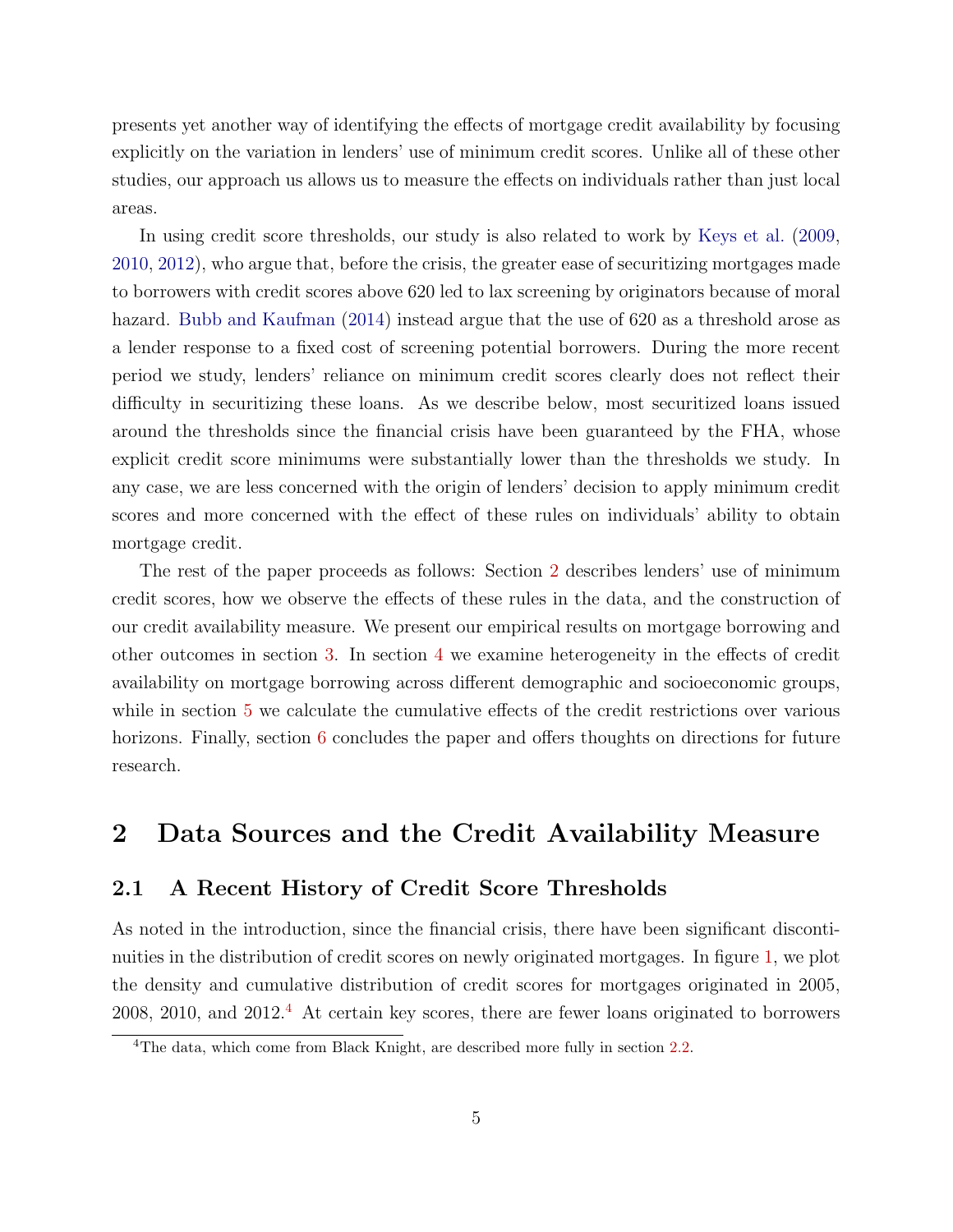presents yet another way of identifying the effects of mortgage credit availability by focusing explicitly on the variation in lenders' use of minimum credit scores. Unlike all of these other studies, our approach us allows us to measure the effects on individuals rather than just local areas.

In using credit score thresholds, our study is also related to work by Keys et al. (2009, 2010, 2012), who argue that, before the crisis, the greater ease of securitizing mortgages made to borrowers with credit scores above 620 led to lax screening by originators because of moral hazard. Bubb and Kaufman (2014) instead argue that the use of 620 as a threshold arose as a lender response to a fixed cost of screening potential borrowers. During the more recent period we study, lenders' reliance on minimum credit scores clearly does not reflect their difficulty in securitizing these loans. As we describe below, most securitized loans issued around the thresholds since the financial crisis have been guaranteed by the FHA, whose explicit credit score minimums were substantially lower than the thresholds we study. In any case, we are less concerned with the origin of lenders' decision to apply minimum credit scores and more concerned with the effect of these rules on individuals' ability to obtain mortgage credit.

The rest of the paper proceeds as follows: Section 2 describes lenders' use of minimum credit scores, how we observe the effects of these rules in the data, and the construction of our credit availability measure. We present our empirical results on mortgage borrowing and other outcomes in section 3. In section 4 we examine heterogeneity in the effects of credit availability on mortgage borrowing across different demographic and socioeconomic groups, while in section 5 we calculate the cumulative effects of the credit restrictions over various horizons. Finally, section 6 concludes the paper and offers thoughts on directions for future research.

# 2 Data Sources and the Credit Availability Measure

## 2.1 A Recent History of Credit Score Thresholds

As noted in the introduction, since the financial crisis, there have been significant discontinuities in the distribution of credit scores on newly originated mortgages. In figure 1, we plot the density and cumulative distribution of credit scores for mortgages originated in 2005, 2008, 2010, and 2012.[4] At certain key scores, there are fewer loans originated to borrowers

[4] The data, which come from Black Knight, are described more fully in section 2.2.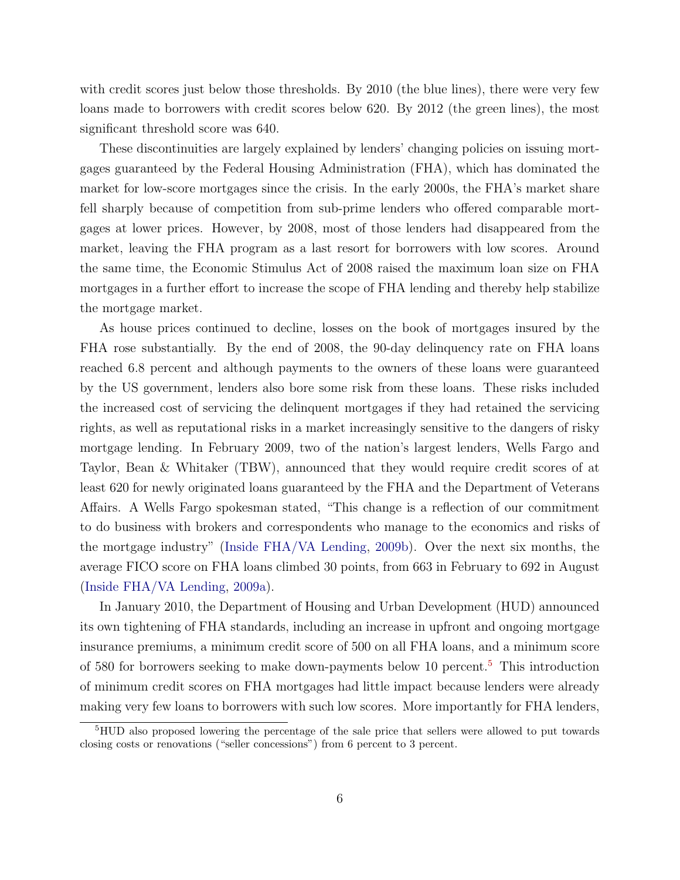with credit scores just below those thresholds. By 2010 (the blue lines), there were very few loans made to borrowers with credit scores below 620. By 2012 (the green lines), the most significant threshold score was 640.

These discontinuities are largely explained by lenders' changing policies on issuing mortgages guaranteed by the Federal Housing Administration (FHA), which has dominated the market for low-score mortgages since the crisis. In the early 2000s, the FHA's market share fell sharply because of competition from sub-prime lenders who offered comparable mortgages at lower prices. However, by 2008, most of those lenders had disappeared from the market, leaving the FHA program as a last resort for borrowers with low scores. Around the same time, the Economic Stimulus Act of 2008 raised the maximum loan size on FHA mortgages in a further effort to increase the scope of FHA lending and thereby help stabilize the mortgage market.

As house prices continued to decline, losses on the book of mortgages insured by the FHA rose substantially. By the end of 2008, the 90-day delinquency rate on FHA loans reached 6.8 percent and although payments to the owners of these loans were guaranteed by the US government, lenders also bore some risk from these loans. These risks included the increased cost of servicing the delinquent mortgages if they had retained the servicing rights, as well as reputational risks in a market increasingly sensitive to the dangers of risky mortgage lending. In February 2009, two of the nation's largest lenders, Wells Fargo and Taylor, Bean & Whitaker (TBW), announced that they would require credit scores of at least 620 for newly originated loans guaranteed by the FHA and the Department of Veterans Affairs. A Wells Fargo spokesman stated, "This change is a reflection of our commitment to do business with brokers and correspondents who manage to the economics and risks of the mortgage industry" (Inside FHA/VA Lending, 2009b). Over the next six months, the average FICO score on FHA loans climbed 30 points, from 663 in February to 692 in August (Inside FHA/VA Lending, 2009a).

In January 2010, the Department of Housing and Urban Development (HUD) announced its own tightening of FHA standards, including an increase in upfront and ongoing mortgage insurance premiums, a minimum credit score of 500 on all FHA loans, and a minimum score of 580 for borrowers seeking to make down-payments below 10 percent.[5] This introduction of minimum credit scores on FHA mortgages had little impact because lenders were already making very few loans to borrowers with such low scores. More importantly for FHA lenders,

[5] HUD also proposed lowering the percentage of the sale price that sellers were allowed to put towards closing costs or renovations ("seller concessions") from 6 percent to 3 percent.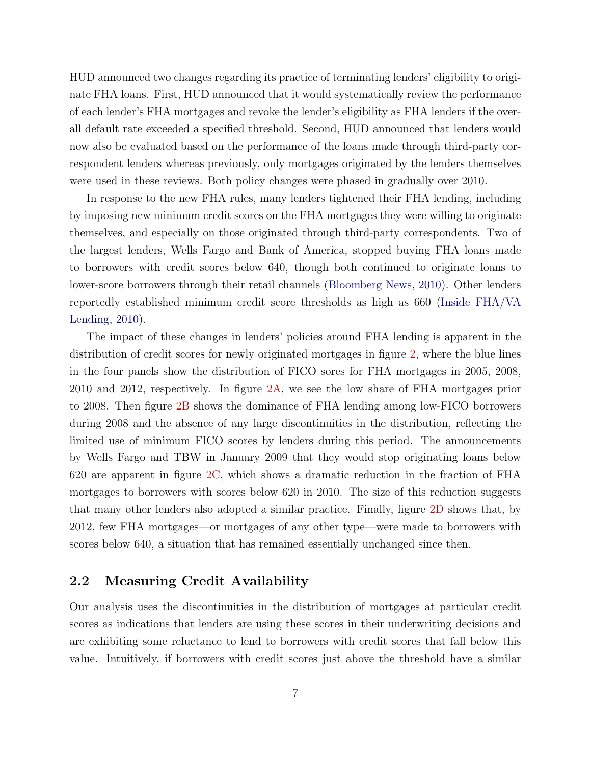HUD announced two changes regarding its practice of terminating lenders' eligibility to originate FHA loans. First, HUD announced that it would systematically review the performance of each lender's FHA mortgages and revoke the lender's eligibility as FHA lenders if the overall default rate exceeded a specified threshold. Second, HUD announced that lenders would now also be evaluated based on the performance of the loans made through third-party correspondent lenders whereas previously, only mortgages originated by the lenders themselves were used in these reviews. Both policy changes were phased in gradually over 2010.

In response to the new FHA rules, many lenders tightened their FHA lending, including by imposing new minimum credit scores on the FHA mortgages they were willing to originate themselves, and especially on those originated through third-party correspondents. Two of the largest lenders, Wells Fargo and Bank of America, stopped buying FHA loans made to borrowers with credit scores below 640, though both continued to originate loans to lower-score borrowers through their retail channels (Bloomberg News, 2010). Other lenders reportedly established minimum credit score thresholds as high as 660 (Inside FHA/VA Lending, 2010).

The impact of these changes in lenders' policies around FHA lending is apparent in the distribution of credit scores for newly originated mortgages in figure 2, where the blue lines in the four panels show the distribution of FICO sores for FHA mortgages in 2005, 2008, 2010 and 2012, respectively. In figure 2A, we see the low share of FHA mortgages prior to 2008. Then figure 2B shows the dominance of FHA lending among low-FICO borrowers during 2008 and the absence of any large discontinuities in the distribution, reflecting the limited use of minimum FICO scores by lenders during this period. The announcements by Wells Fargo and TBW in January 2009 that they would stop originating loans below 620 are apparent in figure 2C, which shows a dramatic reduction in the fraction of FHA mortgages to borrowers with scores below 620 in 2010. The size of this reduction suggests that many other lenders also adopted a similar practice. Finally, figure 2D shows that, by 2012, few FHA mortgages—or mortgages of any other type—were made to borrowers with scores below 640, a situation that has remained essentially unchanged since then.

## 2.2 Measuring Credit Availability

Our analysis uses the discontinuities in the distribution of mortgages at particular credit scores as indications that lenders are using these scores in their underwriting decisions and are exhibiting some reluctance to lend to borrowers with credit scores that fall below this value. Intuitively, if borrowers with credit scores just above the threshold have a similar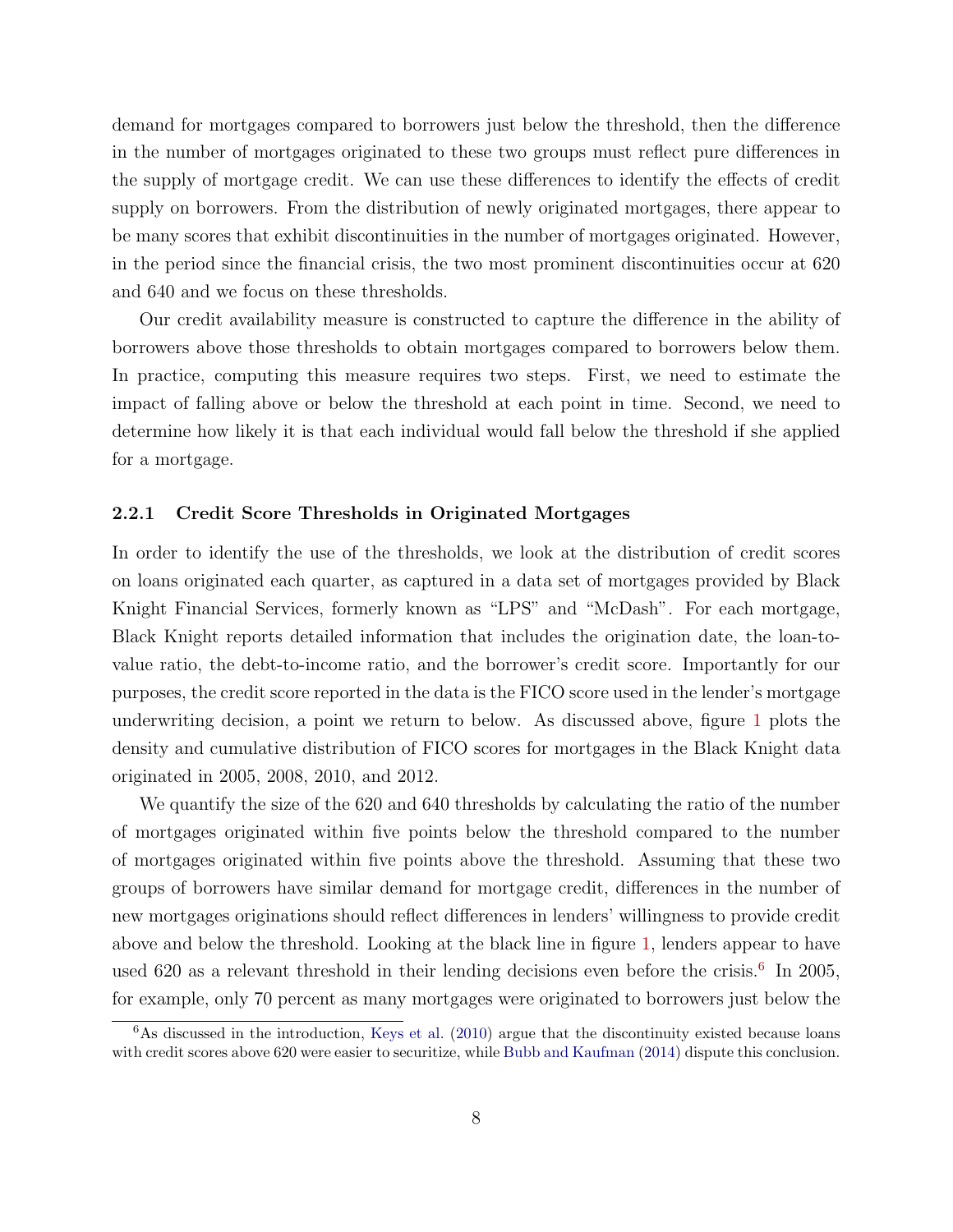demand for mortgages compared to borrowers just below the threshold, then the difference in the number of mortgages originated to these two groups must reflect pure differences in the supply of mortgage credit. We can use these differences to identify the effects of credit supply on borrowers. From the distribution of newly originated mortgages, there appear to be many scores that exhibit discontinuities in the number of mortgages originated. However, in the period since the financial crisis, the two most prominent discontinuities occur at 620 and 640 and we focus on these thresholds.

Our credit availability measure is constructed to capture the difference in the ability of borrowers above those thresholds to obtain mortgages compared to borrowers below them. In practice, computing this measure requires two steps. First, we need to estimate the impact of falling above or below the threshold at each point in time. Second, we need to determine how likely it is that each individual would fall below the threshold if she applied for a mortgage.

### 2.2.1 Credit Score Thresholds in Originated Mortgages

In order to identify the use of the thresholds, we look at the distribution of credit scores on loans originated each quarter, as captured in a data set of mortgages provided by Black Knight Financial Services, formerly known as "LPS" and "McDash". For each mortgage, Black Knight reports detailed information that includes the origination date, the loan-to-value ratio, the debt-to-income ratio, and the borrower's credit score. Importantly for our purposes, the credit score reported in the data is the FICO score used in the lender's mortgage underwriting decision, a point we return to below. As discussed above, figure 1 plots the density and cumulative distribution of FICO scores for mortgages in the Black Knight data originated in 2005, 2008, 2010, and 2012.

We quantify the size of the 620 and 640 thresholds by calculating the ratio of the number of mortgages originated within five points below the threshold compared to the number of mortgages originated within five points above the threshold. Assuming that these two groups of borrowers have similar demand for mortgage credit, differences in the number of new mortgages originations should reflect differences in lenders' willingness to provide credit above and below the threshold. Looking at the black line in figure 1, lenders appear to have used 620 as a relevant threshold in their lending decisions even before the crisis.[6] In 2005, for example, only 70 percent as many mortgages were originated to borrowers just below the

[6] As discussed in the introduction, Keys et al. (2010) argue that the discontinuity existed because loans with credit scores above 620 were easier to securitize, while Bubb and Kaufman (2014) dispute this conclusion.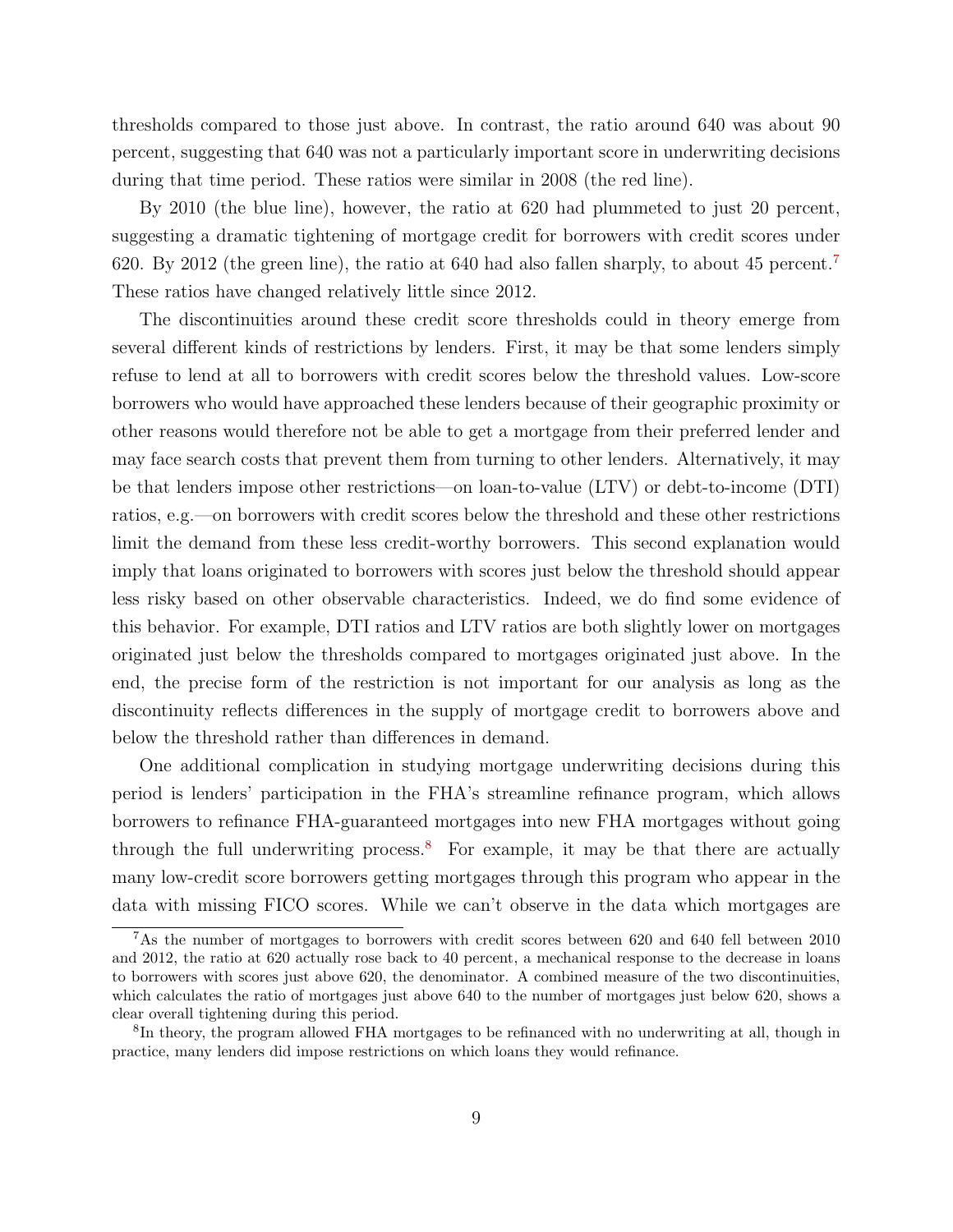thresholds compared to those just above. In contrast, the ratio around 640 was about 90 percent, suggesting that 640 was not a particularly important score in underwriting decisions during that time period. These ratios were similar in 2008 (the red line).

By 2010 (the blue line), however, the ratio at 620 had plummeted to just 20 percent, suggesting a dramatic tightening of mortgage credit for borrowers with credit scores under 620. By 2012 (the green line), the ratio at 640 had also fallen sharply, to about 45 percent.[7] These ratios have changed relatively little since 2012.

The discontinuities around these credit score thresholds could in theory emerge from several different kinds of restrictions by lenders. First, it may be that some lenders simply refuse to lend at all to borrowers with credit scores below the threshold values. Low-score borrowers who would have approached these lenders because of their geographic proximity or other reasons would therefore not be able to get a mortgage from their preferred lender and may face search costs that prevent them from turning to other lenders. Alternatively, it may be that lenders impose other restrictions—on loan-to-value (LTV) or debt-to-income (DTI) ratios, e.g.—on borrowers with credit scores below the threshold and these other restrictions limit the demand from these less credit-worthy borrowers. This second explanation would imply that loans originated to borrowers with scores just below the threshold should appear less risky based on other observable characteristics. Indeed, we do find some evidence of this behavior. For example, DTI ratios and LTV ratios are both slightly lower on mortgages originated just below the thresholds compared to mortgages originated just above. In the end, the precise form of the restriction is not important for our analysis as long as the discontinuity reflects differences in the supply of mortgage credit to borrowers above and below the threshold rather than differences in demand.

One additional complication in studying mortgage underwriting decisions during this period is lenders' participation in the FHA's streamline refinance program, which allows borrowers to refinance FHA-guaranteed mortgages into new FHA mortgages without going through the full underwriting process.[8] For example, it may be that there are actually many low-credit score borrowers getting mortgages through this program who appear in the data with missing FICO scores. While we can't observe in the data which mortgages are

[7]As the number of mortgages to borrowers with credit scores between 620 and 640 fell between 2010 and 2012, the ratio at 620 actually rose back to 40 percent, a mechanical response to the decrease in loans to borrowers with scores just above 620, the denominator. A combined measure of the two discontinuities, which calculates the ratio of mortgages just above 640 to the number of mortgages just below 620, shows a clear overall tightening during this period.

[8]In theory, the program allowed FHA mortgages to be refinanced with no underwriting at all, though in practice, many lenders did impose restrictions on which loans they would refinance.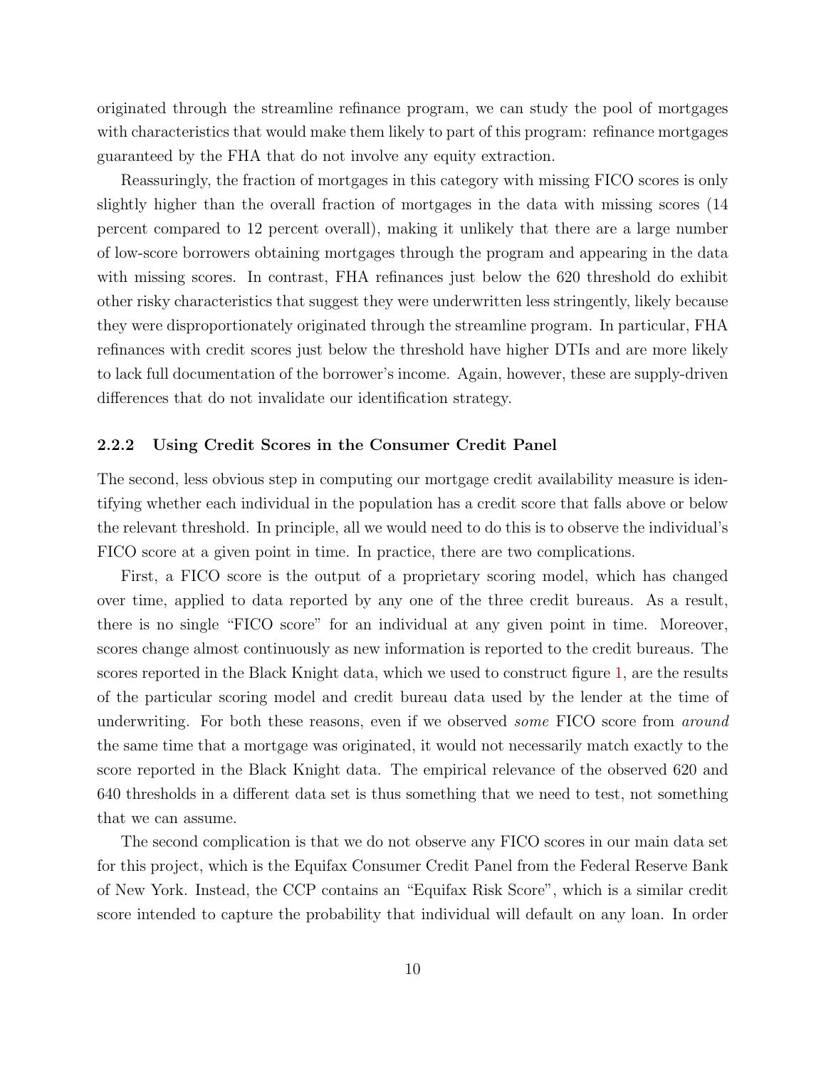originated through the streamline refinance program, we can study the pool of mortgages with characteristics that would make them likely to part of this program: refinance mortgages guaranteed by the FHA that do not involve any equity extraction.

Reassuringly, the fraction of mortgages in this category with missing FICO scores is only slightly higher than the overall fraction of mortgages in the data with missing scores (14 percent compared to 12 percent overall), making it unlikely that there are a large number of low-score borrowers obtaining mortgages through the program and appearing in the data with missing scores. In contrast, FHA refinances just below the 620 threshold do exhibit other risky characteristics that suggest they were underwritten less stringently, likely because they were disproportionately originated through the streamline program. In particular, FHA refinances with credit scores just below the threshold have higher DTIs and are more likely to lack full documentation of the borrower's income. Again, however, these are supply-driven differences that do not invalidate our identification strategy.

### 2.2.2 Using Credit Scores in the Consumer Credit Panel

The second, less obvious step in computing our mortgage credit availability measure is identifying whether each individual in the population has a credit score that falls above or below the relevant threshold. In principle, all we would need to do this is to observe the individual's FICO score at a given point in time. In practice, there are two complications.

First, a FICO score is the output of a proprietary scoring model, which has changed over time, applied to data reported by any one of the three credit bureaus. As a result, there is no single "FICO score" for an individual at any given point in time. Moreover, scores change almost continuously as new information is reported to the credit bureaus. The scores reported in the Black Knight data, which we used to construct figure 1, are the results of the particular scoring model and credit bureau data used by the lender at the time of underwriting. For both these reasons, even if we observed *some* FICO score from *around* the same time that a mortgage was originated, it would not necessarily match exactly to the score reported in the Black Knight data. The empirical relevance of the observed 620 and 640 thresholds in a different data set is thus something that we need to test, not something that we can assume.

The second complication is that we do not observe any FICO scores in our main data set for this project, which is the Equifax Consumer Credit Panel from the Federal Reserve Bank of New York. Instead, the CCP contains an "Equifax Risk Score", which is a similar credit score intended to capture the probability that individual will default on any loan. In order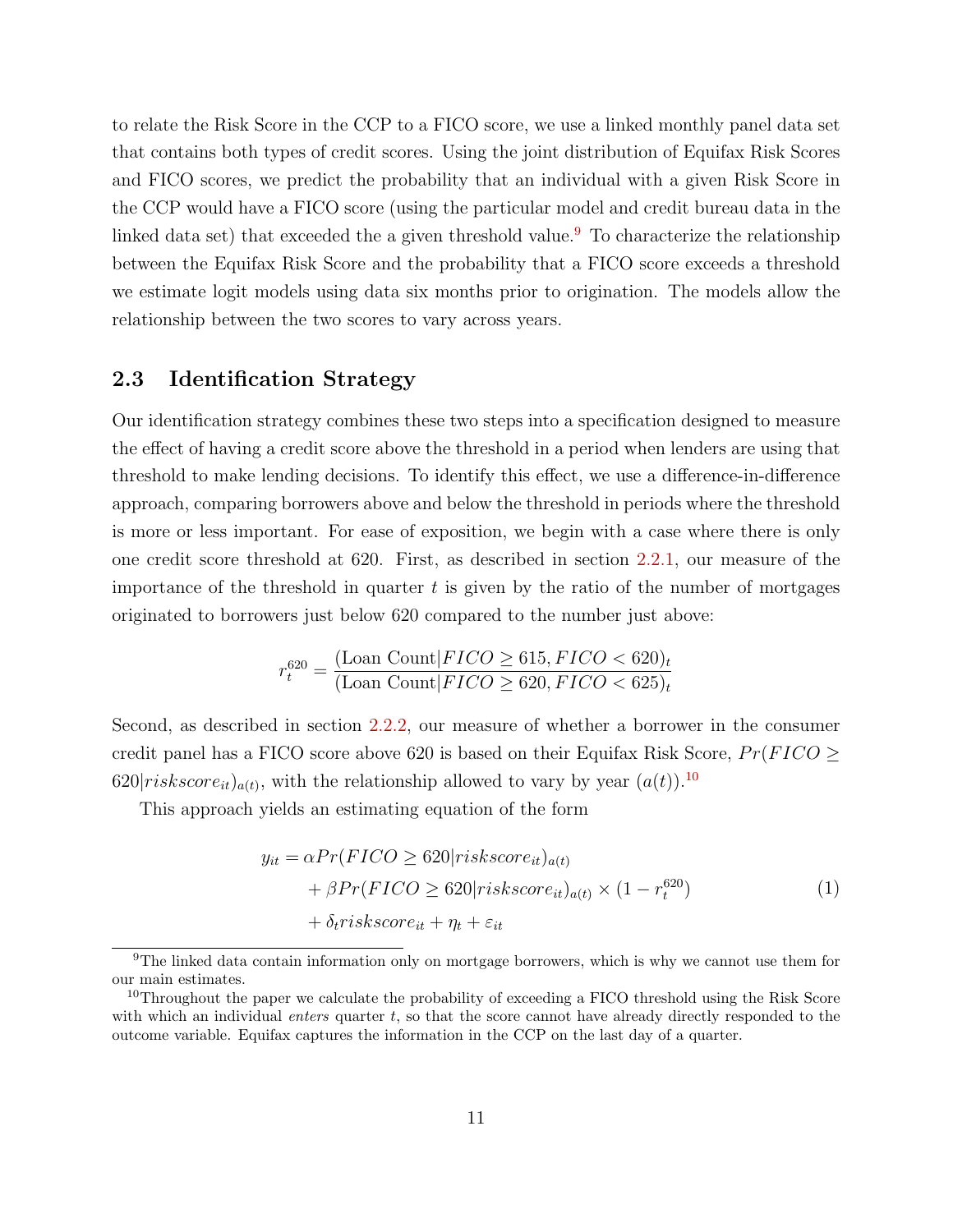to relate the Risk Score in the CCP to a FICO score, we use a linked monthly panel data set that contains both types of credit scores. Using the joint distribution of Equifax Risk Scores and FICO scores, we predict the probability that an individual with a given Risk Score in the CCP would have a FICO score (using the particular model and credit bureau data in the linked data set) that exceeded the a given threshold value.[9] To characterize the relationship between the Equifax Risk Score and the probability that a FICO score exceeds a threshold we estimate logit models using data six months prior to origination. The models allow the relationship between the two scores to vary across years.

## 2.3 Identification Strategy

Our identification strategy combines these two steps into a specification designed to measure the effect of having a credit score above the threshold in a period when lenders are using that threshold to make lending decisions. To identify this effect, we use a difference-in-difference approach, comparing borrowers above and below the threshold in periods where the threshold is more or less important. For ease of exposition, we begin with a case where there is only one credit score threshold at 620. First, as described in section 2.2.1, our measure of the importance of the threshold in quarter $t$ is given by the ratio of the number of mortgages originated to borrowers just below 620 compared to the number just above:

$$r_t^{620} = \frac{(\text{Loan Count}|FICO \geq 615, FICO < 620)_t}{(\text{Loan Count}|FICO \geq 620, FICO < 625)_t}$$

Second, as described in section 2.2.2, our measure of whether a borrower in the consumer credit panel has a FICO score above 620 is based on their Equifax Risk Score, $Pr(FICO \geq 620|riskscore_{it})_{a(t)}$, with the relationship allowed to vary by year ($a(t)$).[10]

This approach yields an estimating equation of the form

$$\begin{aligned} y_{it} = & \alpha Pr(FICO \geq 620|riskscore_{it})_{a(t)} \\ & + \beta Pr(FICO \geq 620|riskscore_{it})_{a(t)} \times (1 - r_t^{620}) \\ & + \delta_t riskscore_{it} + \eta_t + \varepsilon_{it} \end{aligned} \tag{1}$$

[9] The linked data contain information only on mortgage borrowers, which is why we cannot use them for our main estimates.

[10] Throughout the paper we calculate the probability of exceeding a FICO threshold using the Risk Score with which an individual *enters* quarter $t$, so that the score cannot have already directly responded to the outcome variable. Equifax captures the information in the CCP on the last day of a quarter.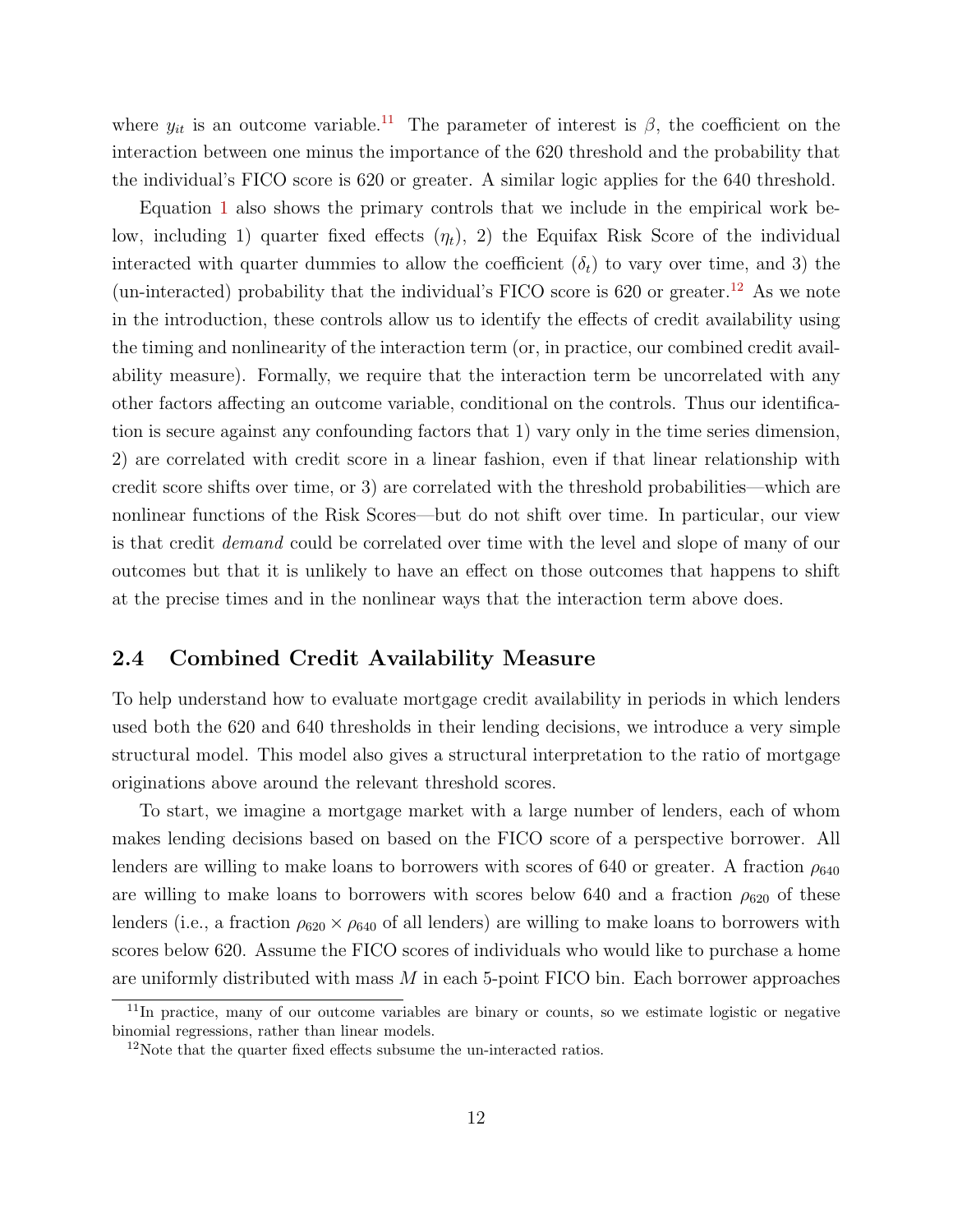where $y_{it}$ is an outcome variable.[11] The parameter of interest is $\beta$, the coefficient on the interaction between one minus the importance of the 620 threshold and the probability that the individual's FICO score is 620 or greater. A similar logic applies for the 640 threshold.

Equation 1 also shows the primary controls that we include in the empirical work below, including 1) quarter fixed effects ($\eta_t$), 2) the Equifax Risk Score of the individual interacted with quarter dummies to allow the coefficient ($\delta_t$) to vary over time, and 3) the (un-interacted) probability that the individual's FICO score is 620 or greater.[12] As we note in the introduction, these controls allow us to identify the effects of credit availability using the timing and nonlinearity of the interaction term (or, in practice, our combined credit availability measure). Formally, we require that the interaction term be uncorrelated with any other factors affecting an outcome variable, conditional on the controls. Thus our identification is secure against any confounding factors that 1) vary only in the time series dimension, 2) are correlated with credit score in a linear fashion, even if that linear relationship with credit score shifts over time, or 3) are correlated with the threshold probabilities—which are nonlinear functions of the Risk Scores—but do not shift over time. In particular, our view is that credit *demand* could be correlated over time with the level and slope of many of our outcomes but that it is unlikely to have an effect on those outcomes that happens to shift at the precise times and in the nonlinear ways that the interaction term above does.

## 2.4 Combined Credit Availability Measure

To help understand how to evaluate mortgage credit availability in periods in which lenders used both the 620 and 640 thresholds in their lending decisions, we introduce a very simple structural model. This model also gives a structural interpretation to the ratio of mortgage originations above around the relevant threshold scores.

To start, we imagine a mortgage market with a large number of lenders, each of whom makes lending decisions based on based on the FICO score of a perspective borrower. All lenders are willing to make loans to borrowers with scores of 640 or greater. A fraction $\rho_{640}$ are willing to make loans to borrowers with scores below 640 and a fraction $\rho_{620}$ of these lenders (i.e., a fraction $\rho_{620} \times \rho_{640}$ of all lenders) are willing to make loans to borrowers with scores below 620. Assume the FICO scores of individuals who would like to purchase a home are uniformly distributed with mass $M$ in each 5-point FICO bin. Each borrower approaches

[11] In practice, many of our outcome variables are binary or counts, so we estimate logistic or negative binomial regressions, rather than linear models.

[12] Note that the quarter fixed effects subsume the un-interacted ratios.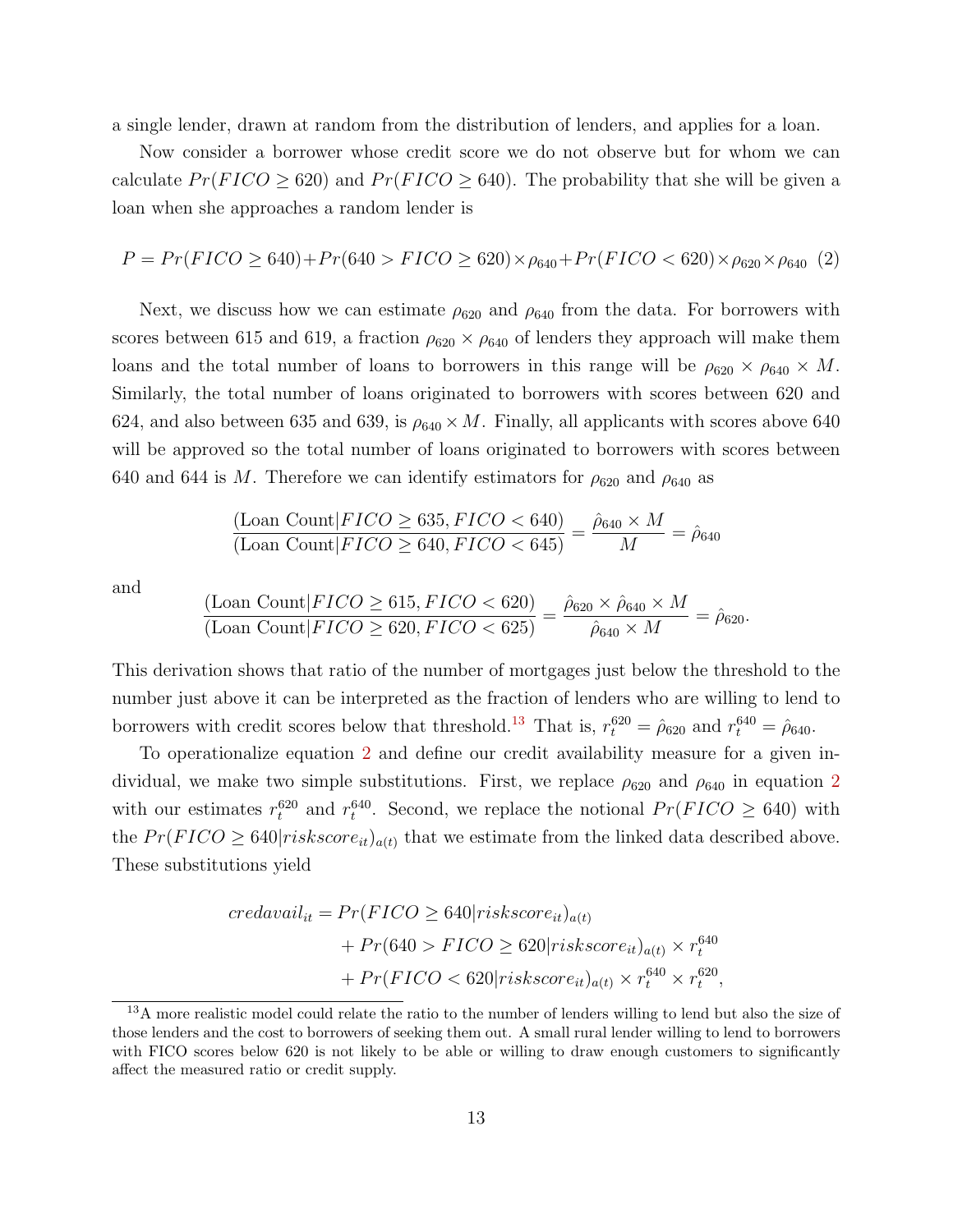a single lender, drawn at random from the distribution of lenders, and applies for a loan.

Now consider a borrower whose credit score we do not observe but for whom we can calculate $Pr(FICO \geq 620)$ and $Pr(FICO \geq 640)$. The probability that she will be given a loan when she approaches a random lender is

$$P = Pr(FICO \geq 640) + Pr(640 > FICO \geq 620) \times \rho_{640} + Pr(FICO < 620) \times \rho_{620} \times \rho_{640} \quad (2)$$

Next, we discuss how we can estimate $\rho_{620}$ and $\rho_{640}$ from the data. For borrowers with scores between 615 and 619, a fraction $\rho_{620} \times \rho_{640}$ of lenders they approach will make them loans and the total number of loans to borrowers in this range will be $\rho_{620} \times \rho_{640} \times M$. Similarly, the total number of loans originated to borrowers with scores between 620 and 624, and also between 635 and 639, is $\rho_{640} \times M$. Finally, all applicants with scores above 640 will be approved so the total number of loans originated to borrowers with scores between 640 and 644 is $M$. Therefore we can identify estimators for $\rho_{620}$ and $\rho_{640}$ as

$$\frac{(\text{Loan Count}|FICO \geq 635, FICO < 640)}{(\text{Loan Count}|FICO \geq 640, FICO < 645)} = \frac{\hat{\rho}_{640} \times M}{M} = \hat{\rho}_{640}$$

and

$$\frac{(\text{Loan Count}|FICO \geq 615, FICO < 620)}{(\text{Loan Count}|FICO \geq 620, FICO < 625)} = \frac{\hat{\rho}_{620} \times \hat{\rho}_{640} \times M}{\hat{\rho}_{640} \times M} = \hat{\rho}_{620}.$$

This derivation shows that ratio of the number of mortgages just below the threshold to the number just above it can be interpreted as the fraction of lenders who are willing to lend to borrowers with credit scores below that threshold.[13] That is, $r_t^{620} = \hat{\rho}_{620}$ and $r_t^{640} = \hat{\rho}_{640}$.

To operationalize equation 2 and define our credit availability measure for a given individual, we make two simple substitutions. First, we replace $\rho_{620}$ and $\rho_{640}$ in equation 2 with our estimates $r_t^{620}$ and $r_t^{640}$. Second, we replace the notional $Pr(FICO \geq 640)$ with the $Pr(FICO \geq 640|riskscore_{it})_{a(t)}$ that we estimate from the linked data described above. These substitutions yield

$$\begin{aligned}
credavail_{it} = \; & Pr(FICO \geq 640|riskscore_{it})_{a(t)} \\
& + Pr(640 > FICO \geq 620|riskscore_{it})_{a(t)} \times r_t^{640} \\
& + Pr(FICO < 620|riskscore_{it})_{a(t)} \times r_t^{640} \times r_t^{620},
\end{aligned}$$

[13] A more realistic model could relate the ratio to the number of lenders willing to lend but also the size of those lenders and the cost to borrowers of seeking them out. A small rural lender willing to lend to borrowers with FICO scores below 620 is not likely to be able or willing to draw enough customers to significantly affect the measured ratio or credit supply.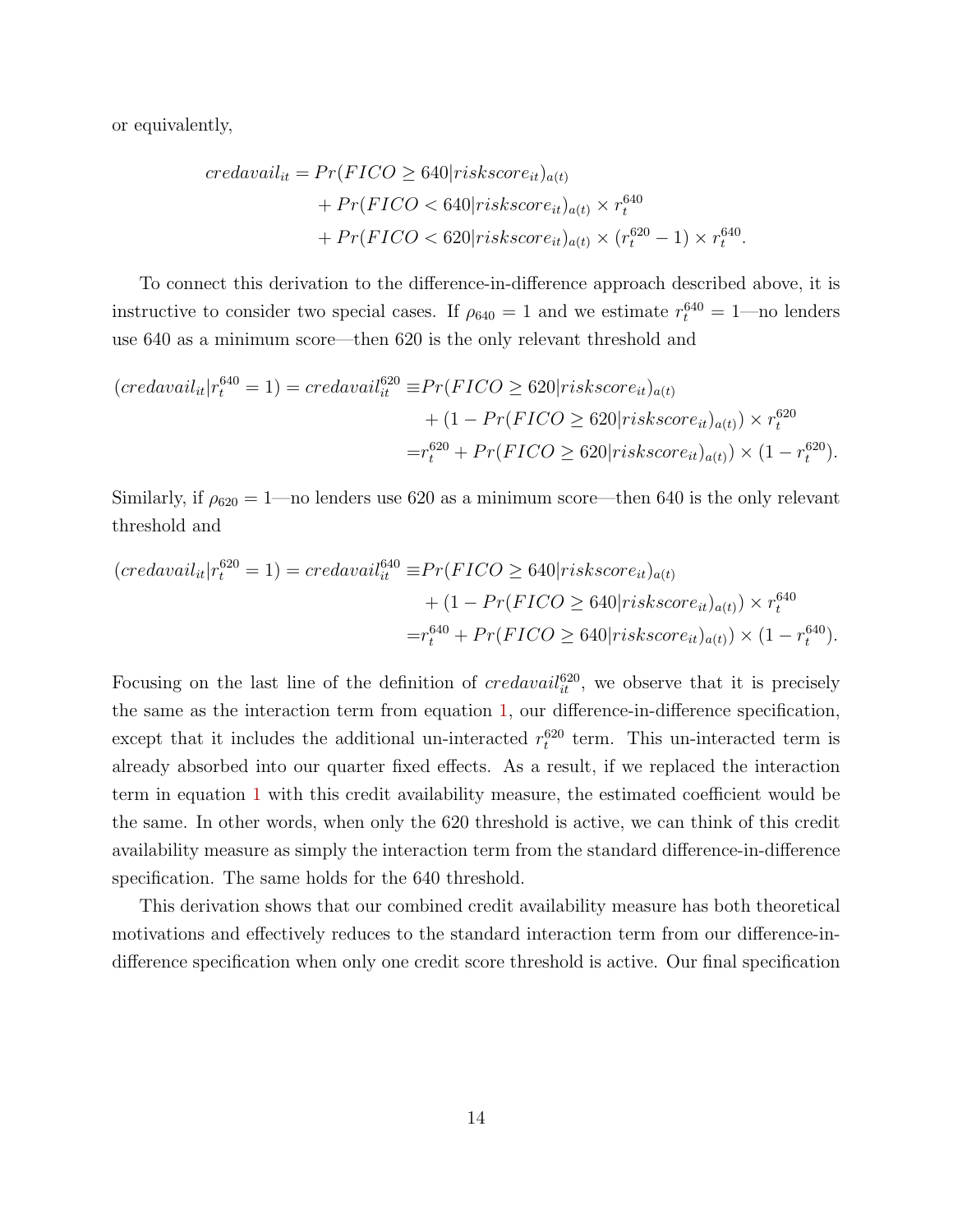or equivalently,

$$
\begin{aligned}
credavail_{it} = & Pr(FICO \geq 640|riskscore_{it})_{a(t)} \\
& + Pr(FICO < 640|riskscore_{it})_{a(t)} \times r_t^{640} \\
& + Pr(FICO < 620|riskscore_{it})_{a(t)} \times (r_t^{620} - 1) \times r_t^{640}.
\end{aligned}
$$

To connect this derivation to the difference-in-difference approach described above, it is instructive to consider two special cases. If $\rho_{640} = 1$ and we estimate $r_t^{640} = 1$—no lenders use 640 as a minimum score—then 620 is the only relevant threshold and

$$
\begin{aligned}
(credavail_{it}|r_t^{640} = 1) = credavail_{it}^{620} \equiv & Pr(FICO \geq 620|riskscore_{it})_{a(t)} \\
& + (1 - Pr(FICO \geq 620|riskscore_{it})_{a(t)}) \times r_t^{620} \\
= & r_t^{620} + Pr(FICO \geq 620|riskscore_{it})_{a(t)} \times (1 - r_t^{620}).
\end{aligned}
$$

Similarly, if $\rho_{620} = 1$—no lenders use 620 as a minimum score—then 640 is the only relevant threshold and

$$
\begin{aligned}
(credavail_{it}|r_t^{620} = 1) = credavail_{it}^{640} \equiv & Pr(FICO \geq 640|riskscore_{it})_{a(t)} \\
& + (1 - Pr(FICO \geq 640|riskscore_{it})_{a(t)}) \times r_t^{640} \\
= & r_t^{640} + Pr(FICO \geq 640|riskscore_{it})_{a(t)} \times (1 - r_t^{640}).
\end{aligned}
$$

Focusing on the last line of the definition of $credavail_{it}^{620}$, we observe that it is precisely the same as the interaction term from equation 1, our difference-in-difference specification, except that it includes the additional un-interacted $r_t^{620}$ term. This un-interacted term is already absorbed into our quarter fixed effects. As a result, if we replaced the interaction term in equation 1 with this credit availability measure, the estimated coefficient would be the same. In other words, when only the 620 threshold is active, we can think of this credit availability measure as simply the interaction term from the standard difference-in-difference specification. The same holds for the 640 threshold.

This derivation shows that our combined credit availability measure has both theoretical motivations and effectively reduces to the standard interaction term from our difference-in-difference specification when only one credit score threshold is active. Our final specification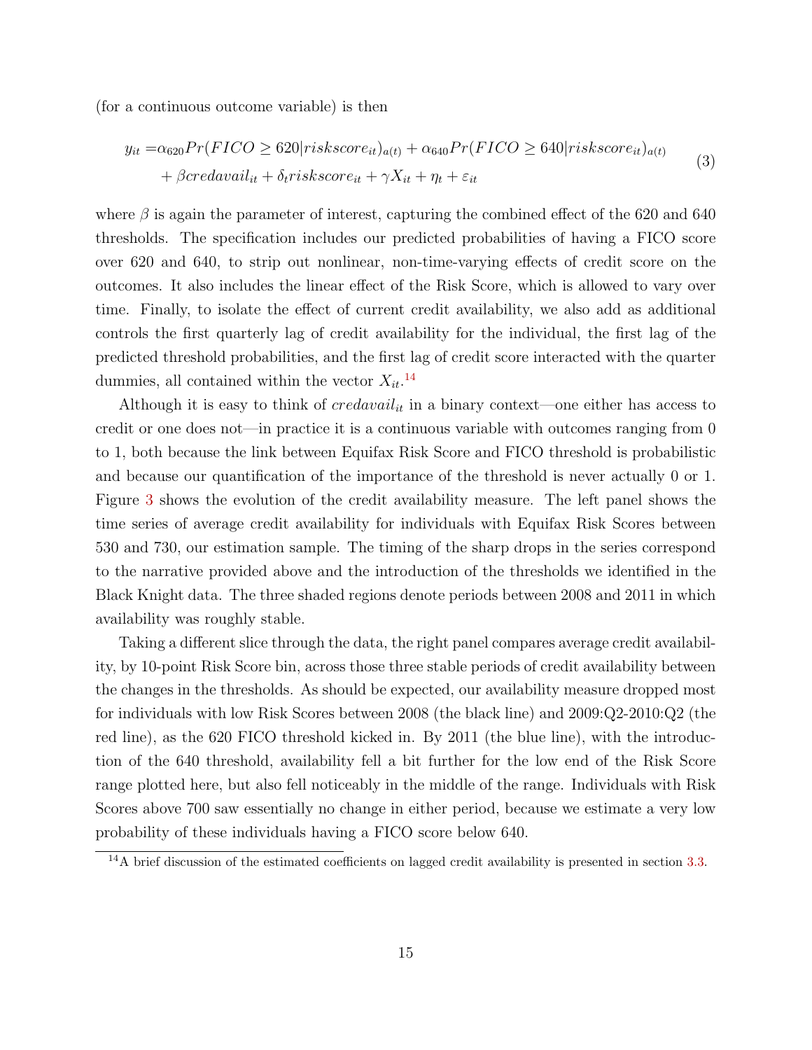(for a continuous outcome variable) is then

$$
\begin{aligned}
y_{it} = &\alpha_{620} Pr(FICO \geq 620 | riskscore_{it})_{a(t)} + \alpha_{640} Pr(FICO \geq 640 | riskscore_{it})_{a(t)} \\
&+ \beta credavail_{it} + \delta_t riskscore_{it} + \gamma X_{it} + \eta_t + \varepsilon_{it}
\end{aligned}
\tag{3}
$$

where $\beta$ is again the parameter of interest, capturing the combined effect of the 620 and 640 thresholds. The specification includes our predicted probabilities of having a FICO score over 620 and 640, to strip out nonlinear, non-time-varying effects of credit score on the outcomes. It also includes the linear effect of the Risk Score, which is allowed to vary over time. Finally, to isolate the effect of current credit availability, we also add as additional controls the first quarterly lag of credit availability for the individual, the first lag of the predicted threshold probabilities, and the first lag of credit score interacted with the quarter dummies, all contained within the vector $X_{it}$.[14]

Although it is easy to think of $credavail_{it}$ in a binary context—one either has access to credit or one does not—in practice it is a continuous variable with outcomes ranging from 0 to 1, both because the link between Equifax Risk Score and FICO threshold is probabilistic and because our quantification of the importance of the threshold is never actually 0 or 1. Figure 3 shows the evolution of the credit availability measure. The left panel shows the time series of average credit availability for individuals with Equifax Risk Scores between 530 and 730, our estimation sample. The timing of the sharp drops in the series correspond to the narrative provided above and the introduction of the thresholds we identified in the Black Knight data. The three shaded regions denote periods between 2008 and 2011 in which availability was roughly stable.

Taking a different slice through the data, the right panel compares average credit availability, by 10-point Risk Score bin, across those three stable periods of credit availability between the changes in the thresholds. As should be expected, our availability measure dropped most for individuals with low Risk Scores between 2008 (the black line) and 2009:Q2-2010:Q2 (the red line), as the 620 FICO threshold kicked in. By 2011 (the blue line), with the introduction of the 640 threshold, availability fell a bit further for the low end of the Risk Score range plotted here, but also fell noticeably in the middle of the range. Individuals with Risk Scores above 700 saw essentially no change in either period, because we estimate a very low probability of these individuals having a FICO score below 640.

[14] A brief discussion of the estimated coefficients on lagged credit availability is presented in section 3.3.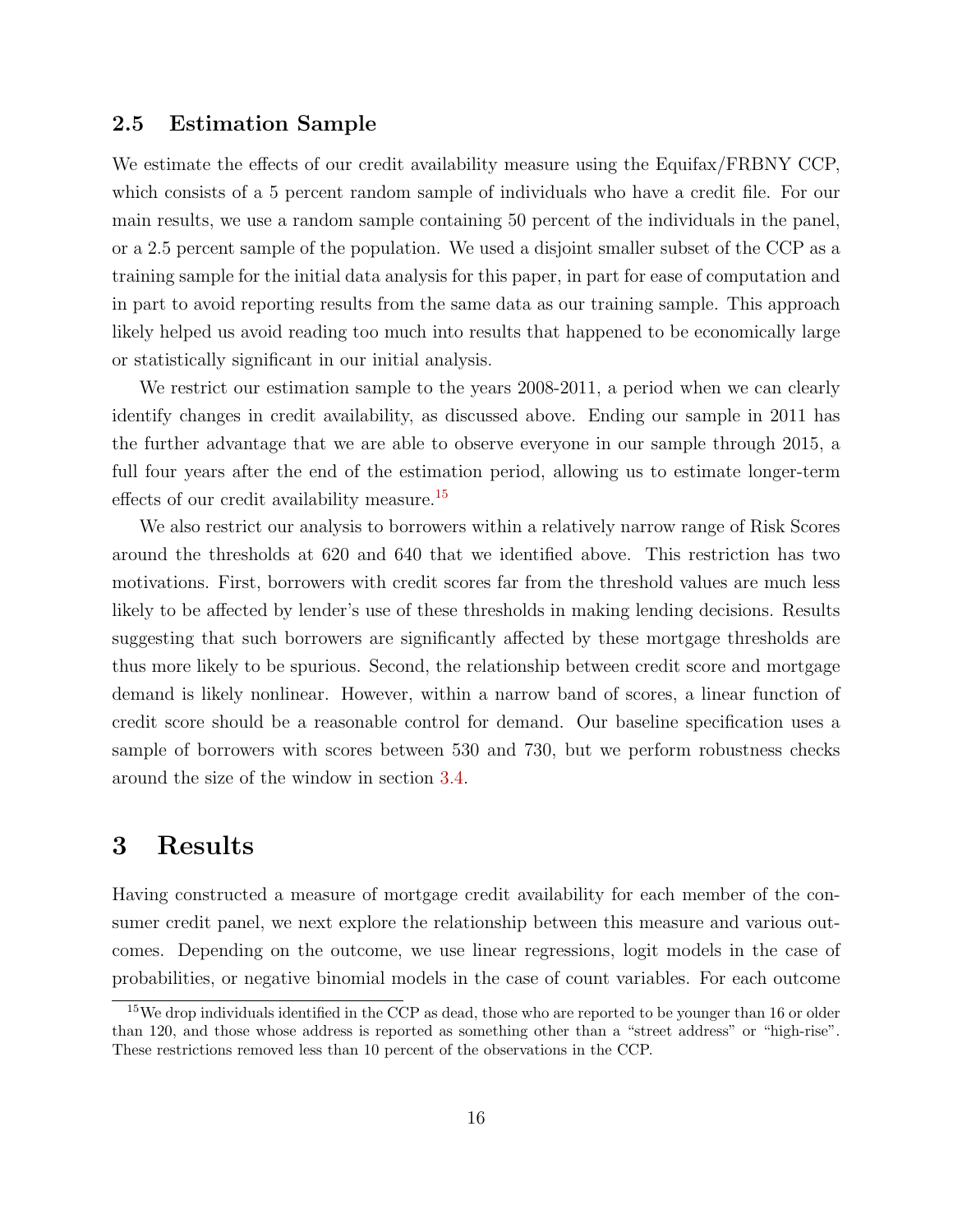### 2.5 Estimation Sample

We estimate the effects of our credit availability measure using the Equifax/FRBNY CCP, which consists of a 5 percent random sample of individuals who have a credit file. For our main results, we use a random sample containing 50 percent of the individuals in the panel, or a 2.5 percent sample of the population. We used a disjoint smaller subset of the CCP as a training sample for the initial data analysis for this paper, in part for ease of computation and in part to avoid reporting results from the same data as our training sample. This approach likely helped us avoid reading too much into results that happened to be economically large or statistically significant in our initial analysis.

We restrict our estimation sample to the years 2008-2011, a period when we can clearly identify changes in credit availability, as discussed above. Ending our sample in 2011 has the further advantage that we are able to observe everyone in our sample through 2015, a full four years after the end of the estimation period, allowing us to estimate longer-term effects of our credit availability measure.[15]

We also restrict our analysis to borrowers within a relatively narrow range of Risk Scores around the thresholds at 620 and 640 that we identified above. This restriction has two motivations. First, borrowers with credit scores far from the threshold values are much less likely to be affected by lender's use of these thresholds in making lending decisions. Results suggesting that such borrowers are significantly affected by these mortgage thresholds are thus more likely to be spurious. Second, the relationship between credit score and mortgage demand is likely nonlinear. However, within a narrow band of scores, a linear function of credit score should be a reasonable control for demand. Our baseline specification uses a sample of borrowers with scores between 530 and 730, but we perform robustness checks around the size of the window in section 3.4.

# 3 Results

Having constructed a measure of mortgage credit availability for each member of the consumer credit panel, we next explore the relationship between this measure and various outcomes. Depending on the outcome, we use linear regressions, logit models in the case of probabilities, or negative binomial models in the case of count variables. For each outcome

[15] We drop individuals identified in the CCP as dead, those who are reported to be younger than 16 or older than 120, and those whose address is reported as something other than a "street address" or "high-rise". These restrictions removed less than 10 percent of the observations in the CCP.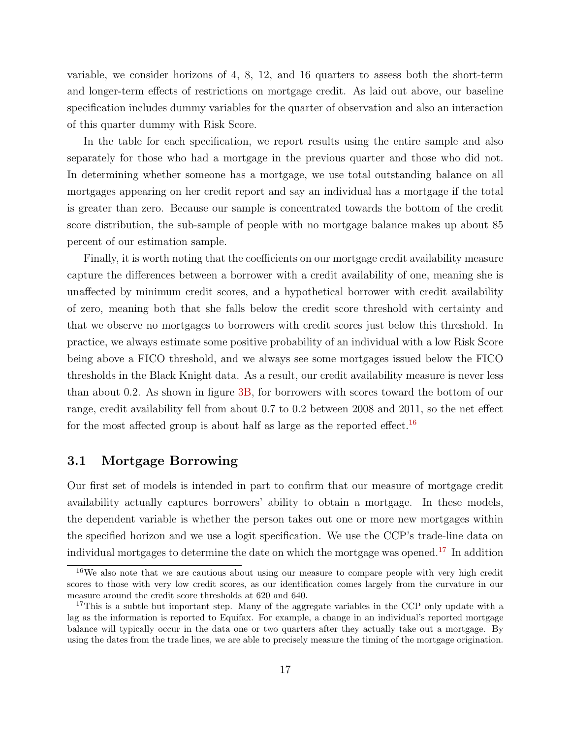variable, we consider horizons of 4, 8, 12, and 16 quarters to assess both the short-term and longer-term effects of restrictions on mortgage credit. As laid out above, our baseline specification includes dummy variables for the quarter of observation and also an interaction of this quarter dummy with Risk Score.

In the table for each specification, we report results using the entire sample and also separately for those who had a mortgage in the previous quarter and those who did not. In determining whether someone has a mortgage, we use total outstanding balance on all mortgages appearing on her credit report and say an individual has a mortgage if the total is greater than zero. Because our sample is concentrated towards the bottom of the credit score distribution, the sub-sample of people with no mortgage balance makes up about 85 percent of our estimation sample.

Finally, it is worth noting that the coefficients on our mortgage credit availability measure capture the differences between a borrower with a credit availability of one, meaning she is unaffected by minimum credit scores, and a hypothetical borrower with credit availability of zero, meaning both that she falls below the credit score threshold with certainty and that we observe no mortgages to borrowers with credit scores just below this threshold. In practice, we always estimate some positive probability of an individual with a low Risk Score being above a FICO threshold, and we always see some mortgages issued below the FICO thresholds in the Black Knight data. As a result, our credit availability measure is never less than about 0.2. As shown in figure 3B, for borrowers with scores toward the bottom of our range, credit availability fell from about 0.7 to 0.2 between 2008 and 2011, so the net effect for the most affected group is about half as large as the reported effect.[16]

## 3.1 Mortgage Borrowing

Our first set of models is intended in part to confirm that our measure of mortgage credit availability actually captures borrowers' ability to obtain a mortgage. In these models, the dependent variable is whether the person takes out one or more new mortgages within the specified horizon and we use a logit specification. We use the CCP's trade-line data on individual mortgages to determine the date on which the mortgage was opened.[17] In addition

[16] We also note that we are cautious about using our measure to compare people with very high credit scores to those with very low credit scores, as our identification comes largely from the curvature in our measure around the credit score thresholds at 620 and 640.

[17] This is a subtle but important step. Many of the aggregate variables in the CCP only update with a lag as the information is reported to Equifax. For example, a change in an individual's reported mortgage balance will typically occur in the data one or two quarters after they actually take out a mortgage. By using the dates from the trade lines, we are able to precisely measure the timing of the mortgage origination.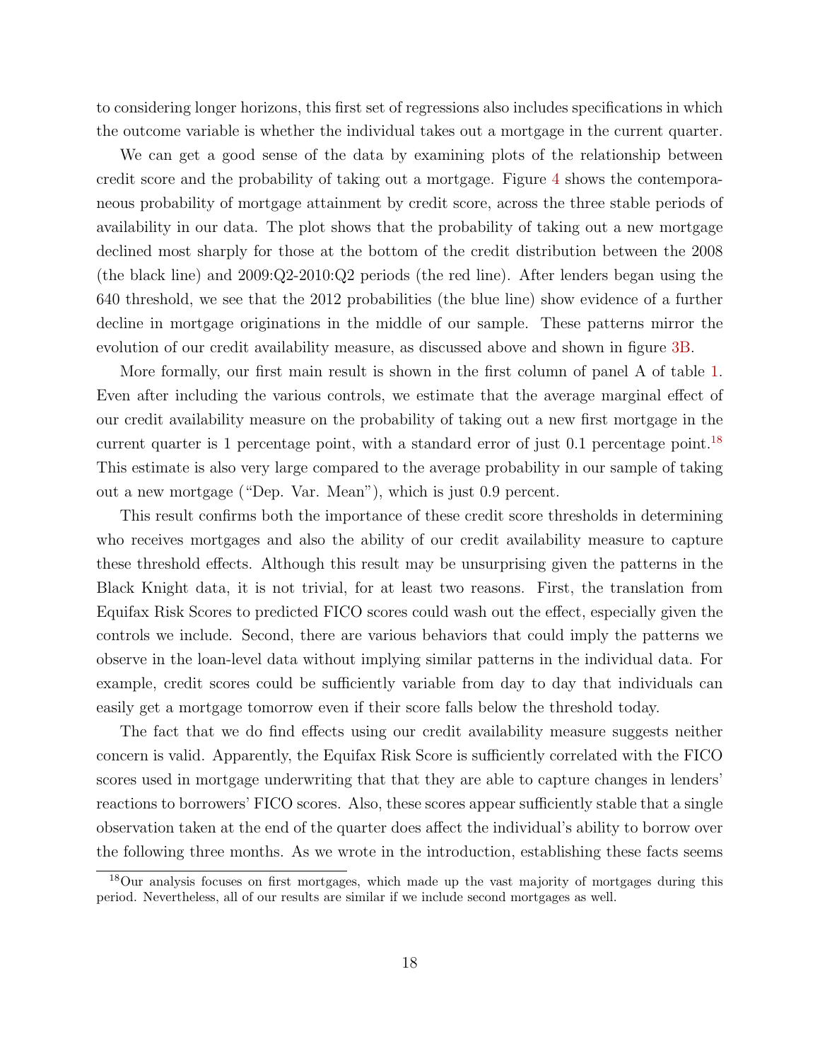to considering longer horizons, this first set of regressions also includes specifications in which the outcome variable is whether the individual takes out a mortgage in the current quarter.

We can get a good sense of the data by examining plots of the relationship between credit score and the probability of taking out a mortgage. Figure 4 shows the contemporaneous probability of mortgage attainment by credit score, across the three stable periods of availability in our data. The plot shows that the probability of taking out a new mortgage declined most sharply for those at the bottom of the credit distribution between the 2008 (the black line) and 2009:Q2-2010:Q2 periods (the red line). After lenders began using the 640 threshold, we see that the 2012 probabilities (the blue line) show evidence of a further decline in mortgage originations in the middle of our sample. These patterns mirror the evolution of our credit availability measure, as discussed above and shown in figure 3B.

More formally, our first main result is shown in the first column of panel A of table 1. Even after including the various controls, we estimate that the average marginal effect of our credit availability measure on the probability of taking out a new first mortgage in the current quarter is 1 percentage point, with a standard error of just 0.1 percentage point.[18] This estimate is also very large compared to the average probability in our sample of taking out a new mortgage ("Dep. Var. Mean"), which is just 0.9 percent.

This result confirms both the importance of these credit score thresholds in determining who receives mortgages and also the ability of our credit availability measure to capture these threshold effects. Although this result may be unsurprising given the patterns in the Black Knight data, it is not trivial, for at least two reasons. First, the translation from Equifax Risk Scores to predicted FICO scores could wash out the effect, especially given the controls we include. Second, there are various behaviors that could imply the patterns we observe in the loan-level data without implying similar patterns in the individual data. For example, credit scores could be sufficiently variable from day to day that individuals can easily get a mortgage tomorrow even if their score falls below the threshold today.

The fact that we do find effects using our credit availability measure suggests neither concern is valid. Apparently, the Equifax Risk Score is sufficiently correlated with the FICO scores used in mortgage underwriting that that they are able to capture changes in lenders' reactions to borrowers' FICO scores. Also, these scores appear sufficiently stable that a single observation taken at the end of the quarter does affect the individual's ability to borrow over the following three months. As we wrote in the introduction, establishing these facts seems

[18] Our analysis focuses on first mortgages, which made up the vast majority of mortgages during this period. Nevertheless, all of our results are similar if we include second mortgages as well.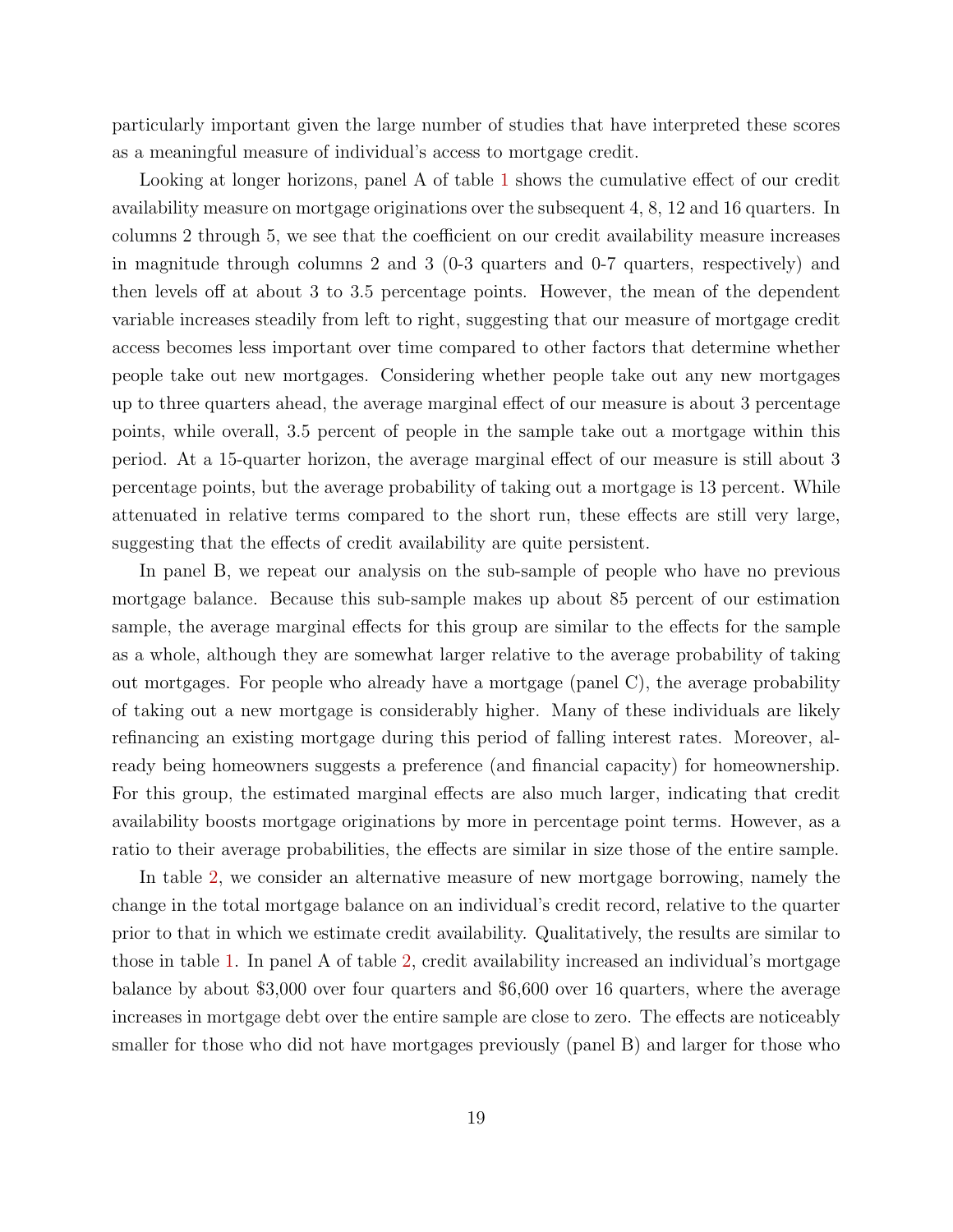particularly important given the large number of studies that have interpreted these scores as a meaningful measure of individual's access to mortgage credit.

Looking at longer horizons, panel A of table 1 shows the cumulative effect of our credit availability measure on mortgage originations over the subsequent 4, 8, 12 and 16 quarters. In columns 2 through 5, we see that the coefficient on our credit availability measure increases in magnitude through columns 2 and 3 (0-3 quarters and 0-7 quarters, respectively) and then levels off at about 3 to 3.5 percentage points. However, the mean of the dependent variable increases steadily from left to right, suggesting that our measure of mortgage credit access becomes less important over time compared to other factors that determine whether people take out new mortgages. Considering whether people take out any new mortgages up to three quarters ahead, the average marginal effect of our measure is about 3 percentage points, while overall, 3.5 percent of people in the sample take out a mortgage within this period. At a 15-quarter horizon, the average marginal effect of our measure is still about 3 percentage points, but the average probability of taking out a mortgage is 13 percent. While attenuated in relative terms compared to the short run, these effects are still very large, suggesting that the effects of credit availability are quite persistent.

In panel B, we repeat our analysis on the sub-sample of people who have no previous mortgage balance. Because this sub-sample makes up about 85 percent of our estimation sample, the average marginal effects for this group are similar to the effects for the sample as a whole, although they are somewhat larger relative to the average probability of taking out mortgages. For people who already have a mortgage (panel C), the average probability of taking out a new mortgage is considerably higher. Many of these individuals are likely refinancing an existing mortgage during this period of falling interest rates. Moreover, already being homeowners suggests a preference (and financial capacity) for homeownership. For this group, the estimated marginal effects are also much larger, indicating that credit availability boosts mortgage originations by more in percentage point terms. However, as a ratio to their average probabilities, the effects are similar in size those of the entire sample.

In table 2, we consider an alternative measure of new mortgage borrowing, namely the change in the total mortgage balance on an individual's credit record, relative to the quarter prior to that in which we estimate credit availability. Qualitatively, the results are similar to those in table 1. In panel A of table 2, credit availability increased an individual's mortgage balance by about \$3,000 over four quarters and \$6,600 over 16 quarters, where the average increases in mortgage debt over the entire sample are close to zero. The effects are noticeably smaller for those who did not have mortgages previously (panel B) and larger for those who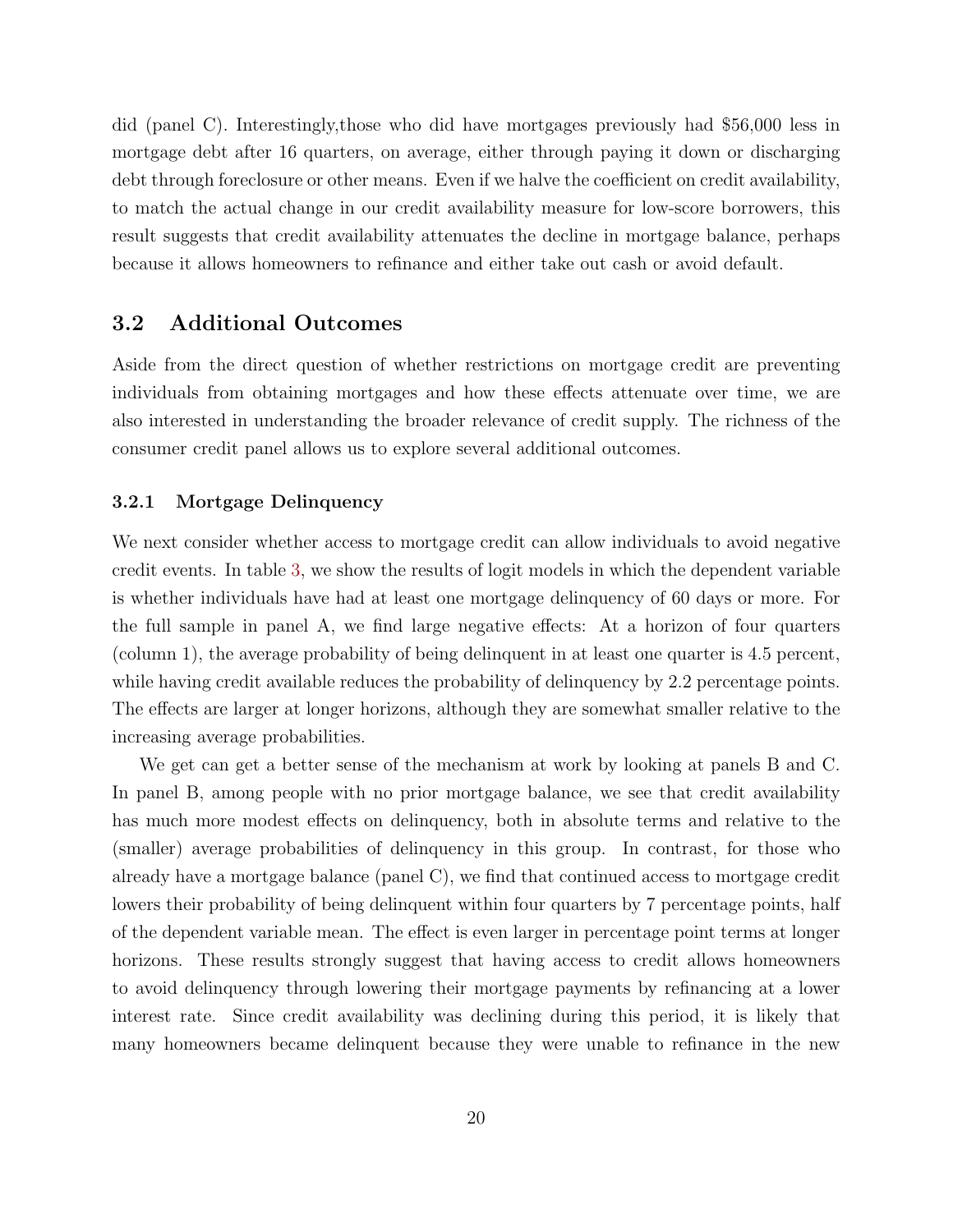did (panel C). Interestingly,those who did have mortgages previously had $56,000 less in mortgage debt after 16 quarters, on average, either through paying it down or discharging debt through foreclosure or other means. Even if we halve the coefficient on credit availability, to match the actual change in our credit availability measure for low-score borrowers, this result suggests that credit availability attenuates the decline in mortgage balance, perhaps because it allows homeowners to refinance and either take out cash or avoid default.

## 3.2 Additional Outcomes

Aside from the direct question of whether restrictions on mortgage credit are preventing individuals from obtaining mortgages and how these effects attenuate over time, we are also interested in understanding the broader relevance of credit supply. The richness of the consumer credit panel allows us to explore several additional outcomes.

### 3.2.1 Mortgage Delinquency

We next consider whether access to mortgage credit can allow individuals to avoid negative credit events. In table 3, we show the results of logit models in which the dependent variable is whether individuals have had at least one mortgage delinquency of 60 days or more. For the full sample in panel A, we find large negative effects: At a horizon of four quarters (column 1), the average probability of being delinquent in at least one quarter is 4.5 percent, while having credit available reduces the probability of delinquency by 2.2 percentage points. The effects are larger at longer horizons, although they are somewhat smaller relative to the increasing average probabilities.

We get can get a better sense of the mechanism at work by looking at panels B and C. In panel B, among people with no prior mortgage balance, we see that credit availability has much more modest effects on delinquency, both in absolute terms and relative to the (smaller) average probabilities of delinquency in this group. In contrast, for those who already have a mortgage balance (panel C), we find that continued access to mortgage credit lowers their probability of being delinquent within four quarters by 7 percentage points, half of the dependent variable mean. The effect is even larger in percentage point terms at longer horizons. These results strongly suggest that having access to credit allows homeowners to avoid delinquency through lowering their mortgage payments by refinancing at a lower interest rate. Since credit availability was declining during this period, it is likely that many homeowners became delinquent because they were unable to refinance in the new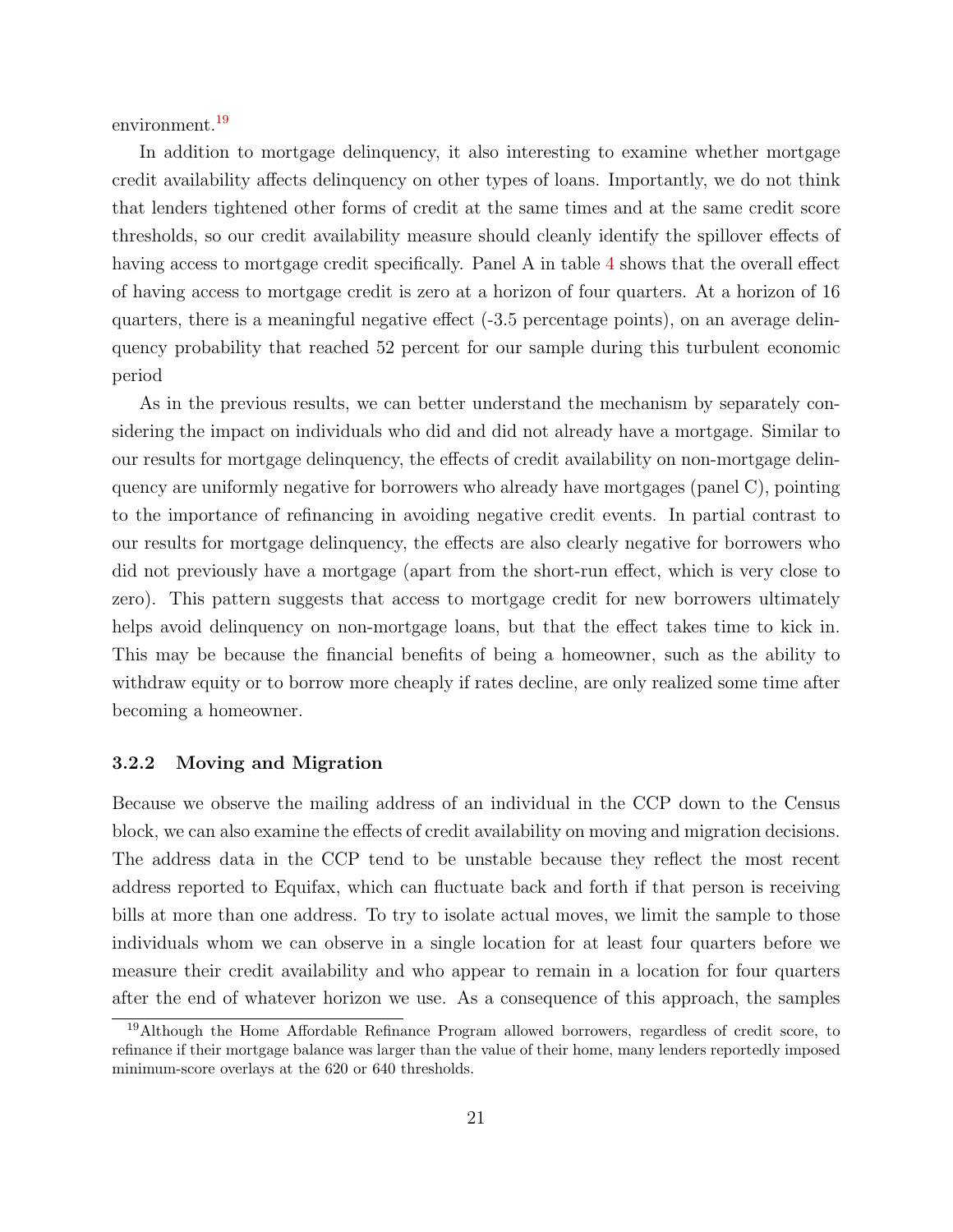environment.[19]

In addition to mortgage delinquency, it also interesting to examine whether mortgage credit availability affects delinquency on other types of loans. Importantly, we do not think that lenders tightened other forms of credit at the same times and at the same credit score thresholds, so our credit availability measure should cleanly identify the spillover effects of having access to mortgage credit specifically. Panel A in table 4 shows that the overall effect of having access to mortgage credit is zero at a horizon of four quarters. At a horizon of 16 quarters, there is a meaningful negative effect (-3.5 percentage points), on an average delinquency probability that reached 52 percent for our sample during this turbulent economic period

As in the previous results, we can better understand the mechanism by separately considering the impact on individuals who did and did not already have a mortgage. Similar to our results for mortgage delinquency, the effects of credit availability on non-mortgage delinquency are uniformly negative for borrowers who already have mortgages (panel C), pointing to the importance of refinancing in avoiding negative credit events. In partial contrast to our results for mortgage delinquency, the effects are also clearly negative for borrowers who did not previously have a mortgage (apart from the short-run effect, which is very close to zero). This pattern suggests that access to mortgage credit for new borrowers ultimately helps avoid delinquency on non-mortgage loans, but that the effect takes time to kick in. This may be because the financial benefits of being a homeowner, such as the ability to withdraw equity or to borrow more cheaply if rates decline, are only realized some time after becoming a homeowner.

### 3.2.2 Moving and Migration

Because we observe the mailing address of an individual in the CCP down to the Census block, we can also examine the effects of credit availability on moving and migration decisions. The address data in the CCP tend to be unstable because they reflect the most recent address reported to Equifax, which can fluctuate back and forth if that person is receiving bills at more than one address. To try to isolate actual moves, we limit the sample to those individuals whom we can observe in a single location for at least four quarters before we measure their credit availability and who appear to remain in a location for four quarters after the end of whatever horizon we use. As a consequence of this approach, the samples

[19] Although the Home Affordable Refinance Program allowed borrowers, regardless of credit score, to refinance if their mortgage balance was larger than the value of their home, many lenders reportedly imposed minimum-score overlays at the 620 or 640 thresholds.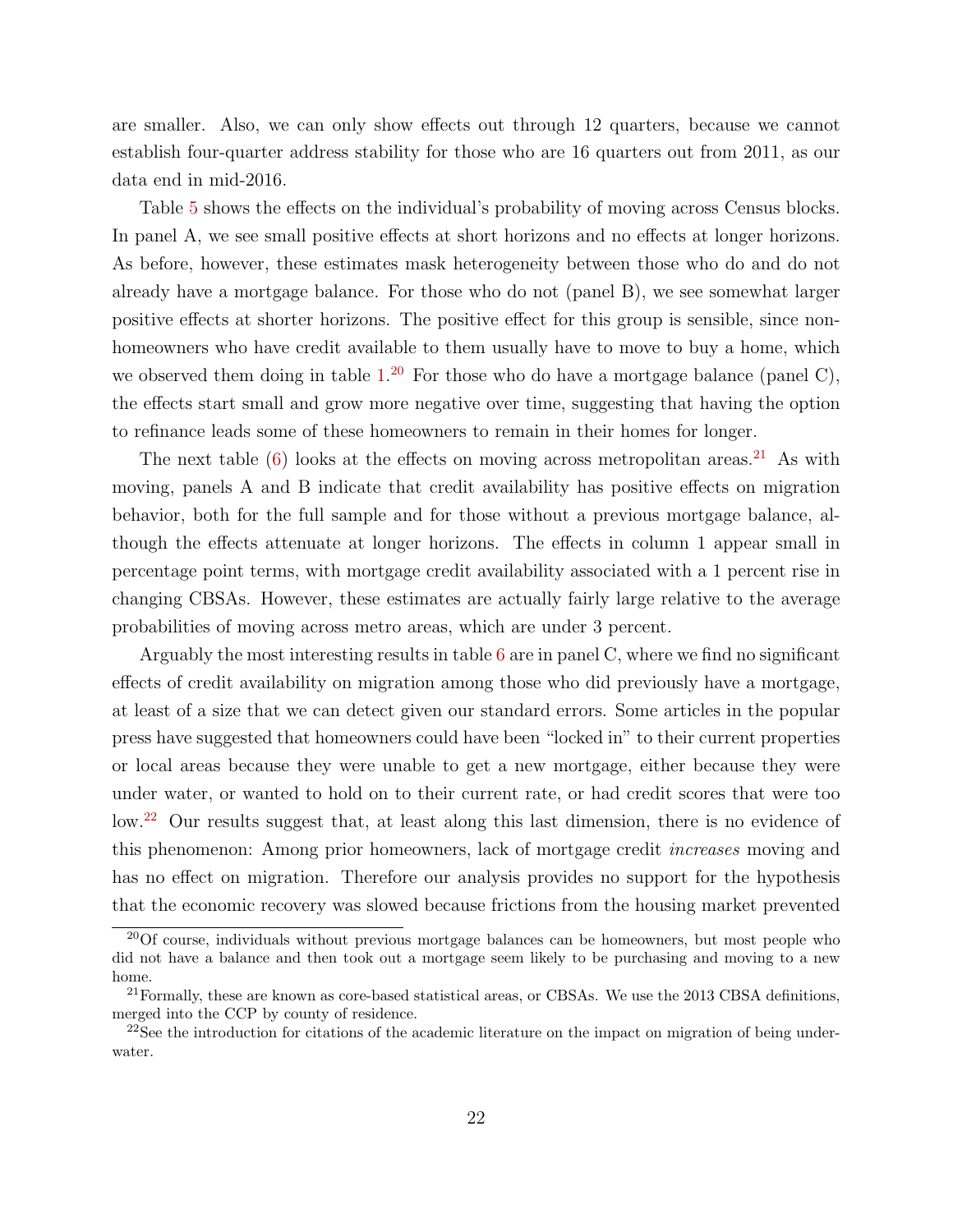are smaller. Also, we can only show effects out through 12 quarters, because we cannot establish four-quarter address stability for those who are 16 quarters out from 2011, as our data end in mid-2016.

Table 5 shows the effects on the individual's probability of moving across Census blocks. In panel A, we see small positive effects at short horizons and no effects at longer horizons. As before, however, these estimates mask heterogeneity between those who do and do not already have a mortgage balance. For those who do not (panel B), we see somewhat larger positive effects at shorter horizons. The positive effect for this group is sensible, since non-homeowners who have credit available to them usually have to move to buy a home, which we observed them doing in table 1.[20] For those who do have a mortgage balance (panel C), the effects start small and grow more negative over time, suggesting that having the option to refinance leads some of these homeowners to remain in their homes for longer.

The next table (6) looks at the effects on moving across metropolitan areas.[21] As with moving, panels A and B indicate that credit availability has positive effects on migration behavior, both for the full sample and for those without a previous mortgage balance, although the effects attenuate at longer horizons. The effects in column 1 appear small in percentage point terms, with mortgage credit availability associated with a 1 percent rise in changing CBSAs. However, these estimates are actually fairly large relative to the average probabilities of moving across metro areas, which are under 3 percent.

Arguably the most interesting results in table 6 are in panel C, where we find no significant effects of credit availability on migration among those who did previously have a mortgage, at least of a size that we can detect given our standard errors. Some articles in the popular press have suggested that homeowners could have been "locked in" to their current properties or local areas because they were unable to get a new mortgage, either because they were under water, or wanted to hold on to their current rate, or had credit scores that were too low.[22] Our results suggest that, at least along this last dimension, there is no evidence of this phenomenon: Among prior homeowners, lack of mortgage credit *increases* moving and has no effect on migration. Therefore our analysis provides no support for the hypothesis that the economic recovery was slowed because frictions from the housing market prevented

[20] Of course, individuals without previous mortgage balances can be homeowners, but most people who did not have a balance and then took out a mortgage seem likely to be purchasing and moving to a new home.

[21] Formally, these are known as core-based statistical areas, or CBSAs. We use the 2013 CBSA definitions, merged into the CCP by county of residence.

[22] See the introduction for citations of the academic literature on the impact on migration of being underwater.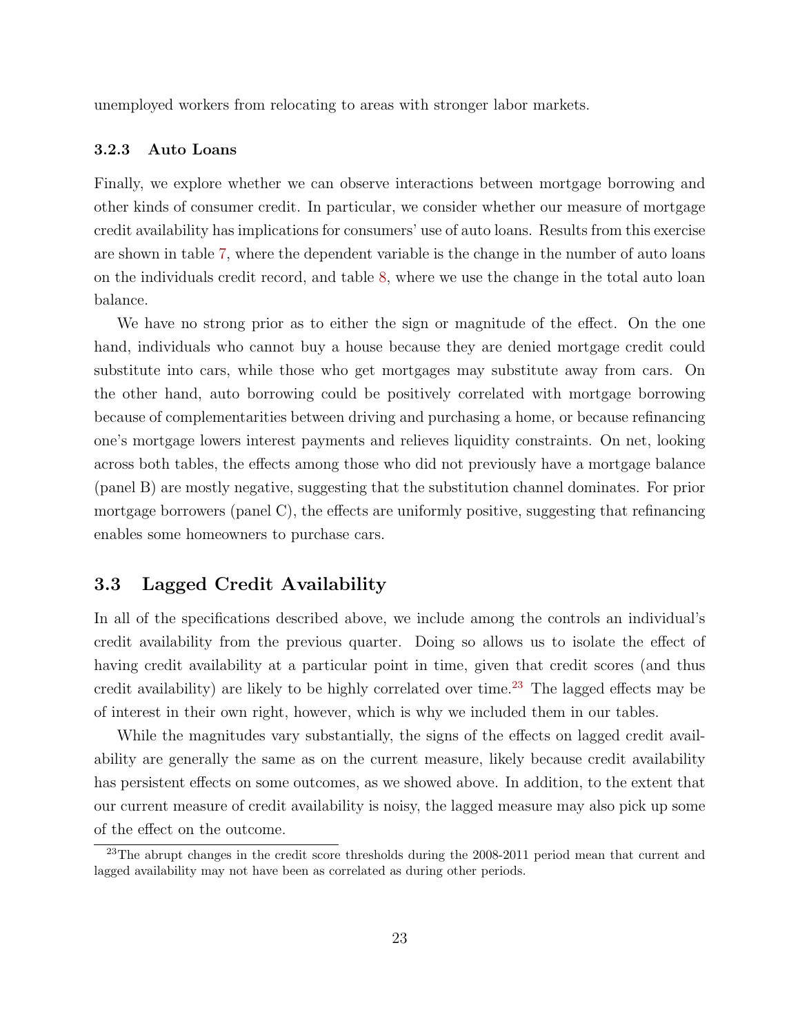unemployed workers from relocating to areas with stronger labor markets.

### 3.2.3 Auto Loans

Finally, we explore whether we can observe interactions between mortgage borrowing and other kinds of consumer credit. In particular, we consider whether our measure of mortgage credit availability has implications for consumers' use of auto loans. Results from this exercise are shown in table 7, where the dependent variable is the change in the number of auto loans on the individuals credit record, and table 8, where we use the change in the total auto loan balance.

We have no strong prior as to either the sign or magnitude of the effect. On the one hand, individuals who cannot buy a house because they are denied mortgage credit could substitute into cars, while those who get mortgages may substitute away from cars. On the other hand, auto borrowing could be positively correlated with mortgage borrowing because of complementarities between driving and purchasing a home, or because refinancing one's mortgage lowers interest payments and relieves liquidity constraints. On net, looking across both tables, the effects among those who did not previously have a mortgage balance (panel B) are mostly negative, suggesting that the substitution channel dominates. For prior mortgage borrowers (panel C), the effects are uniformly positive, suggesting that refinancing enables some homeowners to purchase cars.

## 3.3 Lagged Credit Availability

In all of the specifications described above, we include among the controls an individual's credit availability from the previous quarter. Doing so allows us to isolate the effect of having credit availability at a particular point in time, given that credit scores (and thus credit availability) are likely to be highly correlated over time.[23] The lagged effects may be of interest in their own right, however, which is why we included them in our tables.

While the magnitudes vary substantially, the signs of the effects on lagged credit availability are generally the same as on the current measure, likely because credit availability has persistent effects on some outcomes, as we showed above. In addition, to the extent that our current measure of credit availability is noisy, the lagged measure may also pick up some of the effect on the outcome.

[23] The abrupt changes in the credit score thresholds during the 2008-2011 period mean that current and lagged availability may not have been as correlated as during other periods.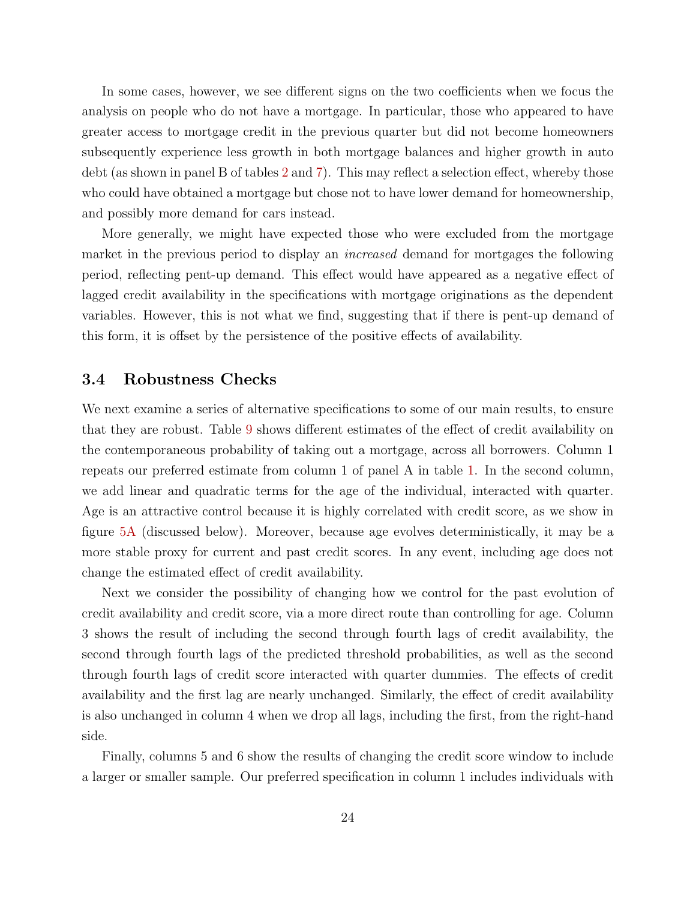In some cases, however, we see different signs on the two coefficients when we focus the analysis on people who do not have a mortgage. In particular, those who appeared to have greater access to mortgage credit in the previous quarter but did not become homeowners subsequently experience less growth in both mortgage balances and higher growth in auto debt (as shown in panel B of tables 2 and 7). This may reflect a selection effect, whereby those who could have obtained a mortgage but chose not to have lower demand for homeownership, and possibly more demand for cars instead.

More generally, we might have expected those who were excluded from the mortgage market in the previous period to display an *increased* demand for mortgages the following period, reflecting pent-up demand. This effect would have appeared as a negative effect of lagged credit availability in the specifications with mortgage originations as the dependent variables. However, this is not what we find, suggesting that if there is pent-up demand of this form, it is offset by the persistence of the positive effects of availability.

### 3.4 Robustness Checks

We next examine a series of alternative specifications to some of our main results, to ensure that they are robust. Table 9 shows different estimates of the effect of credit availability on the contemporaneous probability of taking out a mortgage, across all borrowers. Column 1 repeats our preferred estimate from column 1 of panel A in table 1. In the second column, we add linear and quadratic terms for the age of the individual, interacted with quarter. Age is an attractive control because it is highly correlated with credit score, as we show in figure 5A (discussed below). Moreover, because age evolves deterministically, it may be a more stable proxy for current and past credit scores. In any event, including age does not change the estimated effect of credit availability.

Next we consider the possibility of changing how we control for the past evolution of credit availability and credit score, via a more direct route than controlling for age. Column 3 shows the result of including the second through fourth lags of credit availability, the second through fourth lags of the predicted threshold probabilities, as well as the second through fourth lags of credit score interacted with quarter dummies. The effects of credit availability and the first lag are nearly unchanged. Similarly, the effect of credit availability is also unchanged in column 4 when we drop all lags, including the first, from the right-hand side.

Finally, columns 5 and 6 show the results of changing the credit score window to include a larger or smaller sample. Our preferred specification in column 1 includes individuals with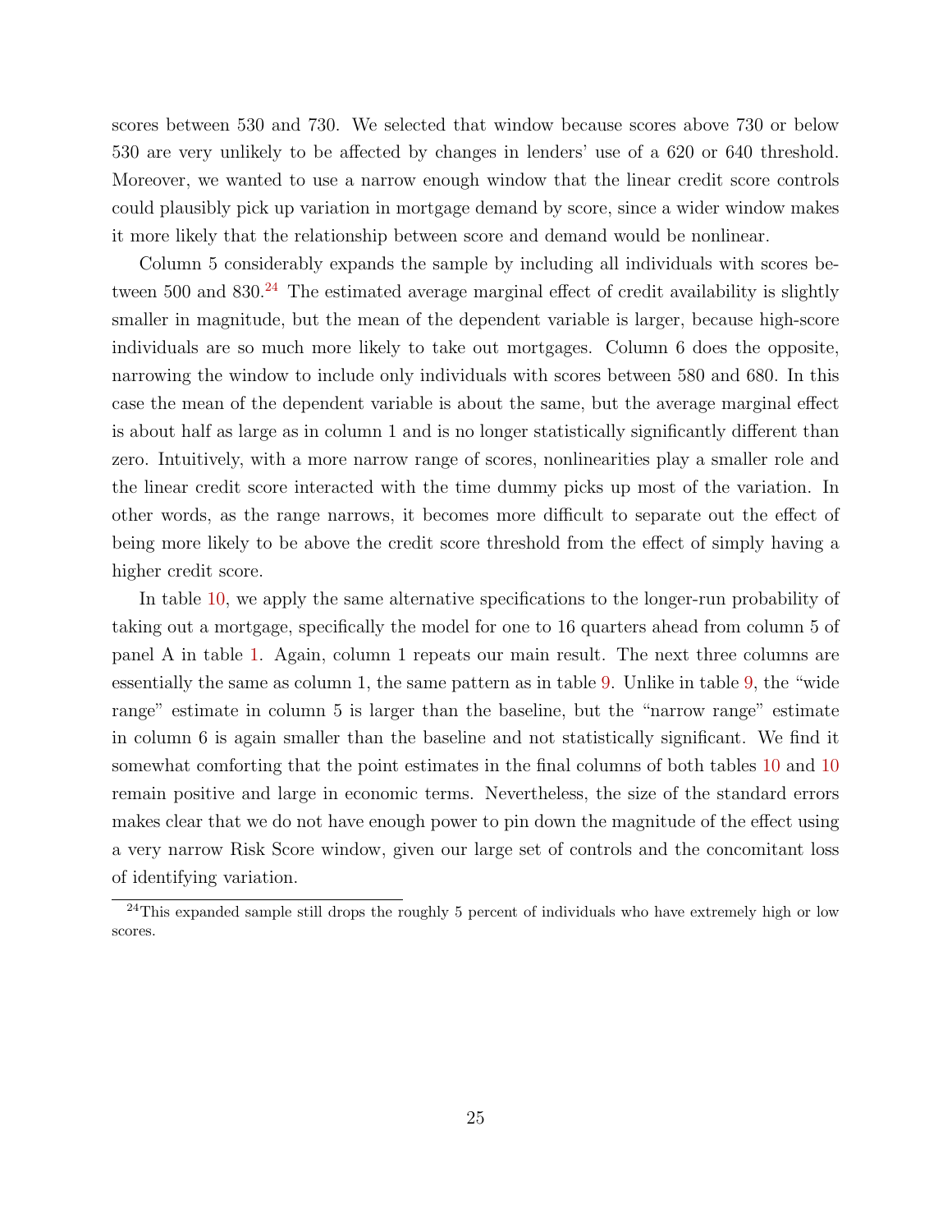scores between 530 and 730. We selected that window because scores above 730 or below 530 are very unlikely to be affected by changes in lenders' use of a 620 or 640 threshold. Moreover, we wanted to use a narrow enough window that the linear credit score controls could plausibly pick up variation in mortgage demand by score, since a wider window makes it more likely that the relationship between score and demand would be nonlinear.

Column 5 considerably expands the sample by including all individuals with scores between 500 and 830.[24] The estimated average marginal effect of credit availability is slightly smaller in magnitude, but the mean of the dependent variable is larger, because high-score individuals are so much more likely to take out mortgages. Column 6 does the opposite, narrowing the window to include only individuals with scores between 580 and 680. In this case the mean of the dependent variable is about the same, but the average marginal effect is about half as large as in column 1 and is no longer statistically significantly different than zero. Intuitively, with a more narrow range of scores, nonlinearities play a smaller role and the linear credit score interacted with the time dummy picks up most of the variation. In other words, as the range narrows, it becomes more difficult to separate out the effect of being more likely to be above the credit score threshold from the effect of simply having a higher credit score.

In table 10, we apply the same alternative specifications to the longer-run probability of taking out a mortgage, specifically the model for one to 16 quarters ahead from column 5 of panel A in table 1. Again, column 1 repeats our main result. The next three columns are essentially the same as column 1, the same pattern as in table 9. Unlike in table 9, the "wide range" estimate in column 5 is larger than the baseline, but the "narrow range" estimate in column 6 is again smaller than the baseline and not statistically significant. We find it somewhat comforting that the point estimates in the final columns of both tables 10 and 10 remain positive and large in economic terms. Nevertheless, the size of the standard errors makes clear that we do not have enough power to pin down the magnitude of the effect using a very narrow Risk Score window, given our large set of controls and the concomitant loss of identifying variation.

[24]This expanded sample still drops the roughly 5 percent of individuals who have extremely high or low scores.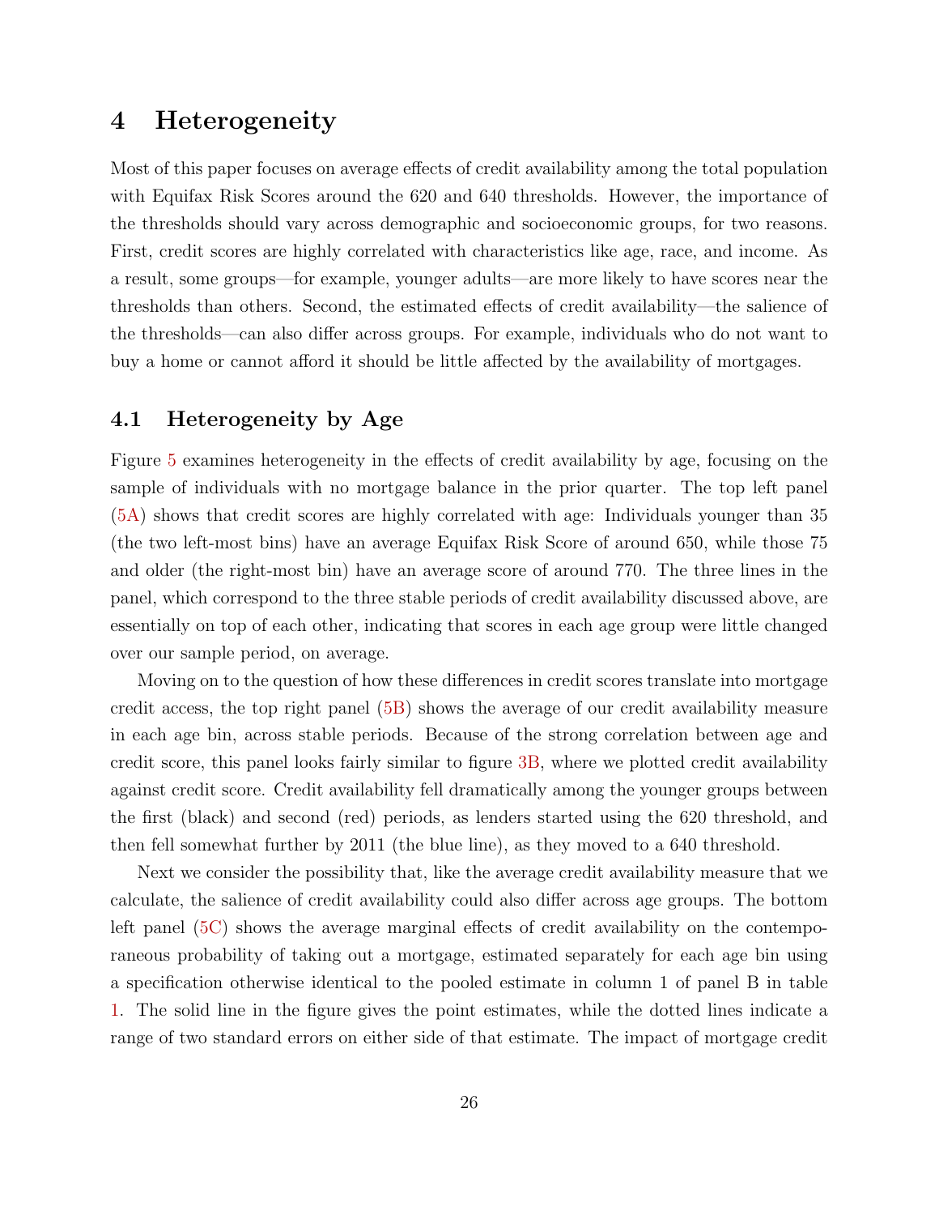# 4 Heterogeneity

Most of this paper focuses on average effects of credit availability among the total population with Equifax Risk Scores around the 620 and 640 thresholds. However, the importance of the thresholds should vary across demographic and socioeconomic groups, for two reasons. First, credit scores are highly correlated with characteristics like age, race, and income. As a result, some groups—for example, younger adults—are more likely to have scores near the thresholds than others. Second, the estimated effects of credit availability—the salience of the thresholds—can also differ across groups. For example, individuals who do not want to buy a home or cannot afford it should be little affected by the availability of mortgages.

## 4.1 Heterogeneity by Age

Figure 5 examines heterogeneity in the effects of credit availability by age, focusing on the sample of individuals with no mortgage balance in the prior quarter. The top left panel (5A) shows that credit scores are highly correlated with age: Individuals younger than 35 (the two left-most bins) have an average Equifax Risk Score of around 650, while those 75 and older (the right-most bin) have an average score of around 770. The three lines in the panel, which correspond to the three stable periods of credit availability discussed above, are essentially on top of each other, indicating that scores in each age group were little changed over our sample period, on average.

Moving on to the question of how these differences in credit scores translate into mortgage credit access, the top right panel (5B) shows the average of our credit availability measure in each age bin, across stable periods. Because of the strong correlation between age and credit score, this panel looks fairly similar to figure 3B, where we plotted credit availability against credit score. Credit availability fell dramatically among the younger groups between the first (black) and second (red) periods, as lenders started using the 620 threshold, and then fell somewhat further by 2011 (the blue line), as they moved to a 640 threshold.

Next we consider the possibility that, like the average credit availability measure that we calculate, the salience of credit availability could also differ across age groups. The bottom left panel (5C) shows the average marginal effects of credit availability on the contemporaneous probability of taking out a mortgage, estimated separately for each age bin using a specification otherwise identical to the pooled estimate in column 1 of panel B in table 1. The solid line in the figure gives the point estimates, while the dotted lines indicate a range of two standard errors on either side of that estimate. The impact of mortgage credit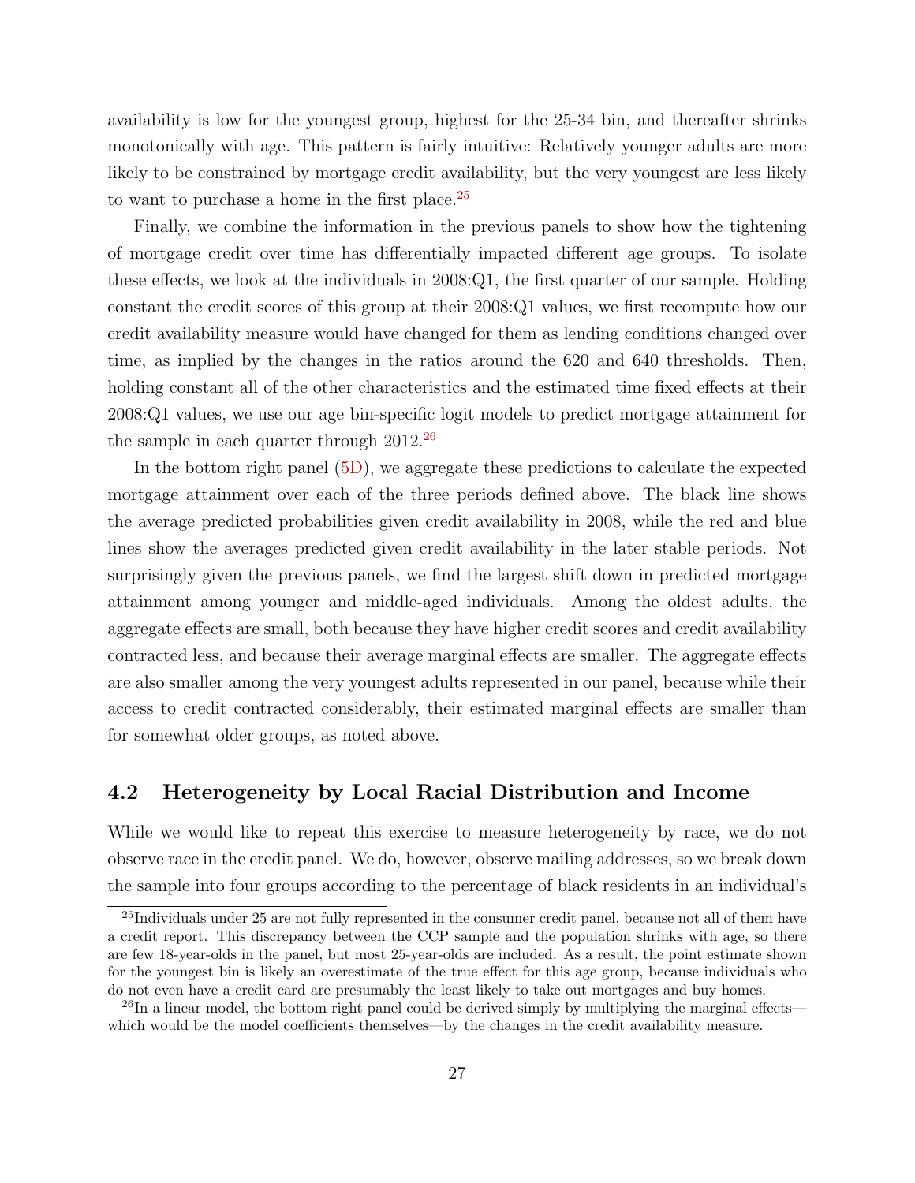availability is low for the youngest group, highest for the 25-34 bin, and thereafter shrinks monotonically with age. This pattern is fairly intuitive: Relatively younger adults are more likely to be constrained by mortgage credit availability, but the very youngest are less likely to want to purchase a home in the first place.[25]

Finally, we combine the information in the previous panels to show how the tightening of mortgage credit over time has differentially impacted different age groups. To isolate these effects, we look at the individuals in 2008:Q1, the first quarter of our sample. Holding constant the credit scores of this group at their 2008:Q1 values, we first recompute how our credit availability measure would have changed for them as lending conditions changed over time, as implied by the changes in the ratios around the 620 and 640 thresholds. Then, holding constant all of the other characteristics and the estimated time fixed effects at their 2008:Q1 values, we use our age bin-specific logit models to predict mortgage attainment for the sample in each quarter through 2012.[26]

In the bottom right panel (5D), we aggregate these predictions to calculate the expected mortgage attainment over each of the three periods defined above. The black line shows the average predicted probabilities given credit availability in 2008, while the red and blue lines show the averages predicted given credit availability in the later stable periods. Not surprisingly given the previous panels, we find the largest shift down in predicted mortgage attainment among younger and middle-aged individuals. Among the oldest adults, the aggregate effects are small, both because they have higher credit scores and credit availability contracted less, and because their average marginal effects are smaller. The aggregate effects are also smaller among the very youngest adults represented in our panel, because while their access to credit contracted considerably, their estimated marginal effects are smaller than for somewhat older groups, as noted above.

## 4.2 Heterogeneity by Local Racial Distribution and Income

While we would like to repeat this exercise to measure heterogeneity by race, we do not observe race in the credit panel. We do, however, observe mailing addresses, so we break down the sample into four groups according to the percentage of black residents in an individual's

[25] Individuals under 25 are not fully represented in the consumer credit panel, because not all of them have a credit report. This discrepancy between the CCP sample and the population shrinks with age, so there are few 18-year-olds in the panel, but most 25-year-olds are included. As a result, the point estimate shown for the youngest bin is likely an overestimate of the true effect for this age group, because individuals who do not even have a credit card are presumably the least likely to take out mortgages and buy homes.

[26] In a linear model, the bottom right panel could be derived simply by multiplying the marginal effects—which would be the model coefficients themselves—by the changes in the credit availability measure.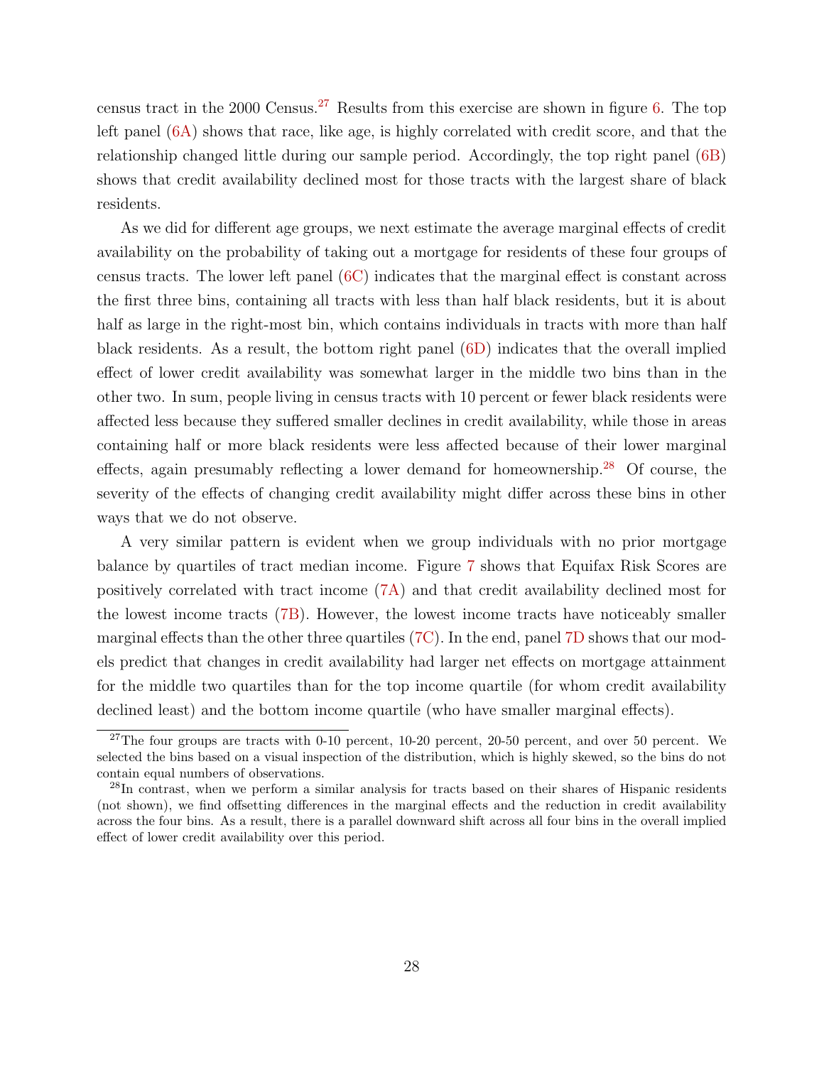census tract in the 2000 Census.[27] Results from this exercise are shown in figure 6. The top left panel (6A) shows that race, like age, is highly correlated with credit score, and that the relationship changed little during our sample period. Accordingly, the top right panel (6B) shows that credit availability declined most for those tracts with the largest share of black residents.

As we did for different age groups, we next estimate the average marginal effects of credit availability on the probability of taking out a mortgage for residents of these four groups of census tracts. The lower left panel (6C) indicates that the marginal effect is constant across the first three bins, containing all tracts with less than half black residents, but it is about half as large in the right-most bin, which contains individuals in tracts with more than half black residents. As a result, the bottom right panel (6D) indicates that the overall implied effect of lower credit availability was somewhat larger in the middle two bins than in the other two. In sum, people living in census tracts with 10 percent or fewer black residents were affected less because they suffered smaller declines in credit availability, while those in areas containing half or more black residents were less affected because of their lower marginal effects, again presumably reflecting a lower demand for homeownership.[28] Of course, the severity of the effects of changing credit availability might differ across these bins in other ways that we do not observe.

A very similar pattern is evident when we group individuals with no prior mortgage balance by quartiles of tract median income. Figure 7 shows that Equifax Risk Scores are positively correlated with tract income (7A) and that credit availability declined most for the lowest income tracts (7B). However, the lowest income tracts have noticeably smaller marginal effects than the other three quartiles (7C). In the end, panel 7D shows that our models predict that changes in credit availability had larger net effects on mortgage attainment for the middle two quartiles than for the top income quartile (for whom credit availability declined least) and the bottom income quartile (who have smaller marginal effects).

[27] The four groups are tracts with 0-10 percent, 10-20 percent, 20-50 percent, and over 50 percent. We selected the bins based on a visual inspection of the distribution, which is highly skewed, so the bins do not contain equal numbers of observations.

[28] In contrast, when we perform a similar analysis for tracts based on their shares of Hispanic residents (not shown), we find offsetting differences in the marginal effects and the reduction in credit availability across the four bins. As a result, there is a parallel downward shift across all four bins in the overall implied effect of lower credit availability over this period.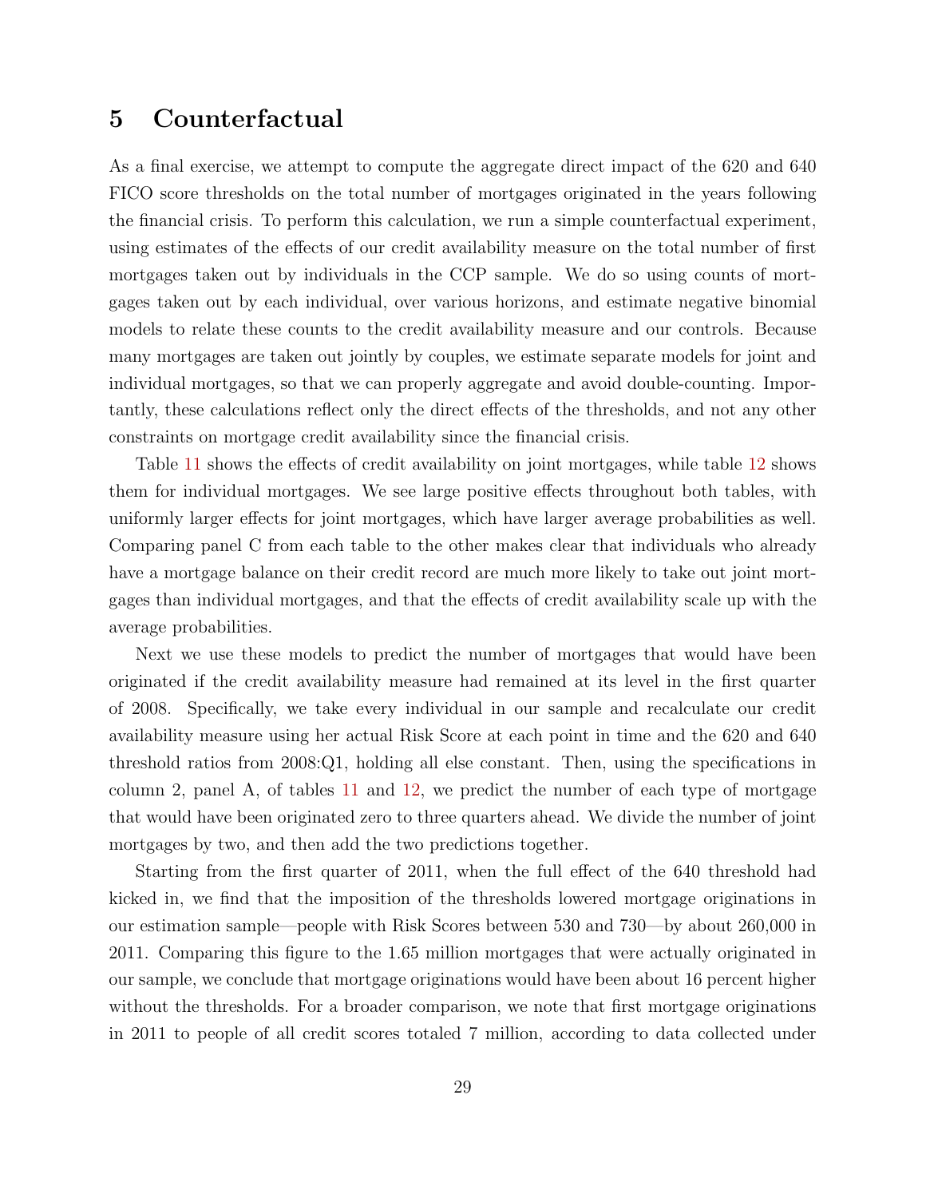# 5 Counterfactual

As a final exercise, we attempt to compute the aggregate direct impact of the 620 and 640 FICO score thresholds on the total number of mortgages originated in the years following the financial crisis. To perform this calculation, we run a simple counterfactual experiment, using estimates of the effects of our credit availability measure on the total number of first mortgages taken out by individuals in the CCP sample. We do so using counts of mortgages taken out by each individual, over various horizons, and estimate negative binomial models to relate these counts to the credit availability measure and our controls. Because many mortgages are taken out jointly by couples, we estimate separate models for joint and individual mortgages, so that we can properly aggregate and avoid double-counting. Importantly, these calculations reflect only the direct effects of the thresholds, and not any other constraints on mortgage credit availability since the financial crisis.

Table 11 shows the effects of credit availability on joint mortgages, while table 12 shows them for individual mortgages. We see large positive effects throughout both tables, with uniformly larger effects for joint mortgages, which have larger average probabilities as well. Comparing panel C from each table to the other makes clear that individuals who already have a mortgage balance on their credit record are much more likely to take out joint mortgages than individual mortgages, and that the effects of credit availability scale up with the average probabilities.

Next we use these models to predict the number of mortgages that would have been originated if the credit availability measure had remained at its level in the first quarter of 2008. Specifically, we take every individual in our sample and recalculate our credit availability measure using her actual Risk Score at each point in time and the 620 and 640 threshold ratios from 2008:Q1, holding all else constant. Then, using the specifications in column 2, panel A, of tables 11 and 12, we predict the number of each type of mortgage that would have been originated zero to three quarters ahead. We divide the number of joint mortgages by two, and then add the two predictions together.

Starting from the first quarter of 2011, when the full effect of the 640 threshold had kicked in, we find that the imposition of the thresholds lowered mortgage originations in our estimation sample—people with Risk Scores between 530 and 730—by about 260,000 in 2011. Comparing this figure to the 1.65 million mortgages that were actually originated in our sample, we conclude that mortgage originations would have been about 16 percent higher without the thresholds. For a broader comparison, we note that first mortgage originations in 2011 to people of all credit scores totaled 7 million, according to data collected under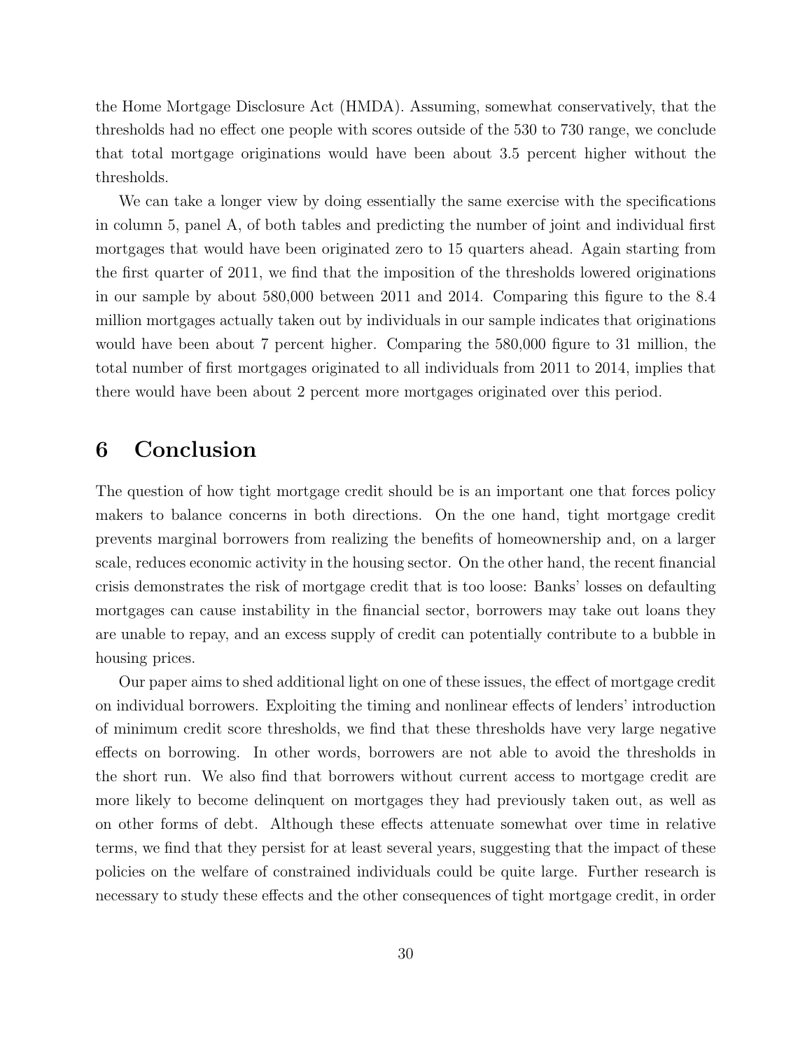the Home Mortgage Disclosure Act (HMDA). Assuming, somewhat conservatively, that the thresholds had no effect one people with scores outside of the 530 to 730 range, we conclude that total mortgage originations would have been about 3.5 percent higher without the thresholds.

We can take a longer view by doing essentially the same exercise with the specifications in column 5, panel A, of both tables and predicting the number of joint and individual first mortgages that would have been originated zero to 15 quarters ahead. Again starting from the first quarter of 2011, we find that the imposition of the thresholds lowered originations in our sample by about 580,000 between 2011 and 2014. Comparing this figure to the 8.4 million mortgages actually taken out by individuals in our sample indicates that originations would have been about 7 percent higher. Comparing the 580,000 figure to 31 million, the total number of first mortgages originated to all individuals from 2011 to 2014, implies that there would have been about 2 percent more mortgages originated over this period.

# 6 Conclusion

The question of how tight mortgage credit should be is an important one that forces policy makers to balance concerns in both directions. On the one hand, tight mortgage credit prevents marginal borrowers from realizing the benefits of homeownership and, on a larger scale, reduces economic activity in the housing sector. On the other hand, the recent financial crisis demonstrates the risk of mortgage credit that is too loose: Banks' losses on defaulting mortgages can cause instability in the financial sector, borrowers may take out loans they are unable to repay, and an excess supply of credit can potentially contribute to a bubble in housing prices.

Our paper aims to shed additional light on one of these issues, the effect of mortgage credit on individual borrowers. Exploiting the timing and nonlinear effects of lenders' introduction of minimum credit score thresholds, we find that these thresholds have very large negative effects on borrowing. In other words, borrowers are not able to avoid the thresholds in the short run. We also find that borrowers without current access to mortgage credit are more likely to become delinquent on mortgages they had previously taken out, as well as on other forms of debt. Although these effects attenuate somewhat over time in relative terms, we find that they persist for at least several years, suggesting that the impact of these policies on the welfare of constrained individuals could be quite large. Further research is necessary to study these effects and the other consequences of tight mortgage credit, in order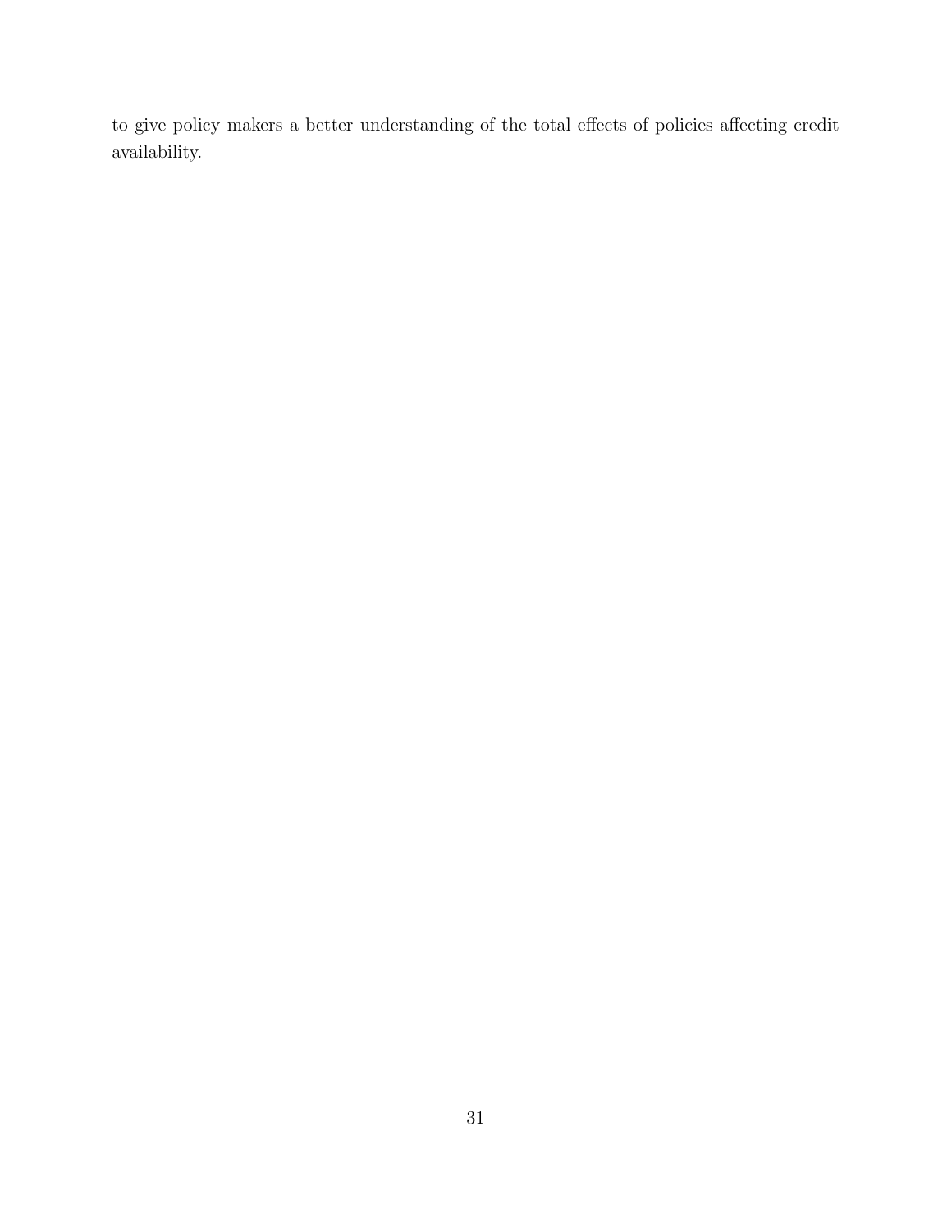to give policy makers a better understanding of the total effects of policies affecting credit availability.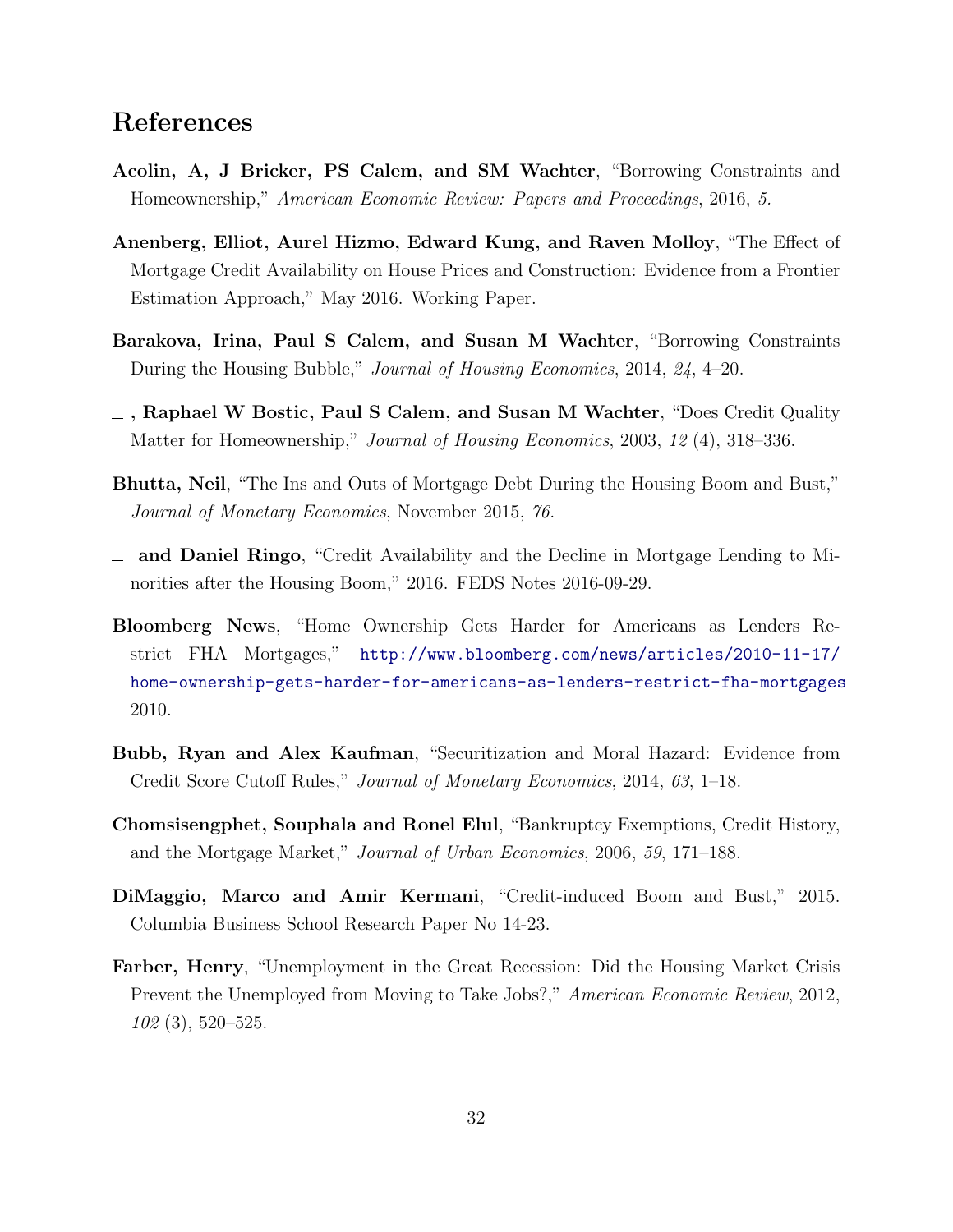## References

**Acolin, A, J Bricker, PS Calem, and SM Wachter**, "Borrowing Constraints and Homeownership," *American Economic Review: Papers and Proceedings*, 2016, *5.*

**Anenberg, Elliot, Aurel Hizmo, Edward Kung, and Raven Molloy**, "The Effect of Mortgage Credit Availability on House Prices and Construction: Evidence from a Frontier Estimation Approach," May 2016. Working Paper.

**Barakova, Irina, Paul S Calem, and Susan M Wachter**, "Borrowing Constraints During the Housing Bubble," *Journal of Housing Economics*, 2014, *24*, 4–20.

**_ , Raphael W Bostic, Paul S Calem, and Susan M Wachter**, "Does Credit Quality Matter for Homeownership," *Journal of Housing Economics*, 2003, *12* (4), 318–336.

**Bhutta, Neil**, "The Ins and Outs of Mortgage Debt During the Housing Boom and Bust," *Journal of Monetary Economics*, November 2015, *76.*

**_ and Daniel Ringo**, "Credit Availability and the Decline in Mortgage Lending to Minorities after the Housing Boom," 2016. FEDS Notes 2016-09-29.

**Bloomberg News**, "Home Ownership Gets Harder for Americans as Lenders Restrict FHA Mortgages," http://www.bloomberg.com/news/articles/2010-11-17/home-ownership-gets-harder-for-americans-as-lenders-restrict-fha-mortgages 2010.

**Bubb, Ryan and Alex Kaufman**, "Securitization and Moral Hazard: Evidence from Credit Score Cutoff Rules," *Journal of Monetary Economics*, 2014, *63*, 1–18.

**Chomsisengphet, Souphala and Ronel Elul**, "Bankruptcy Exemptions, Credit History, and the Mortgage Market," *Journal of Urban Economics*, 2006, *59*, 171–188.

**DiMaggio, Marco and Amir Kermani**, "Credit-induced Boom and Bust," 2015. Columbia Business School Research Paper No 14-23.

**Farber, Henry**, "Unemployment in the Great Recession: Did the Housing Market Crisis Prevent the Unemployed from Moving to Take Jobs?," *American Economic Review*, 2012, *102* (3), 520–525.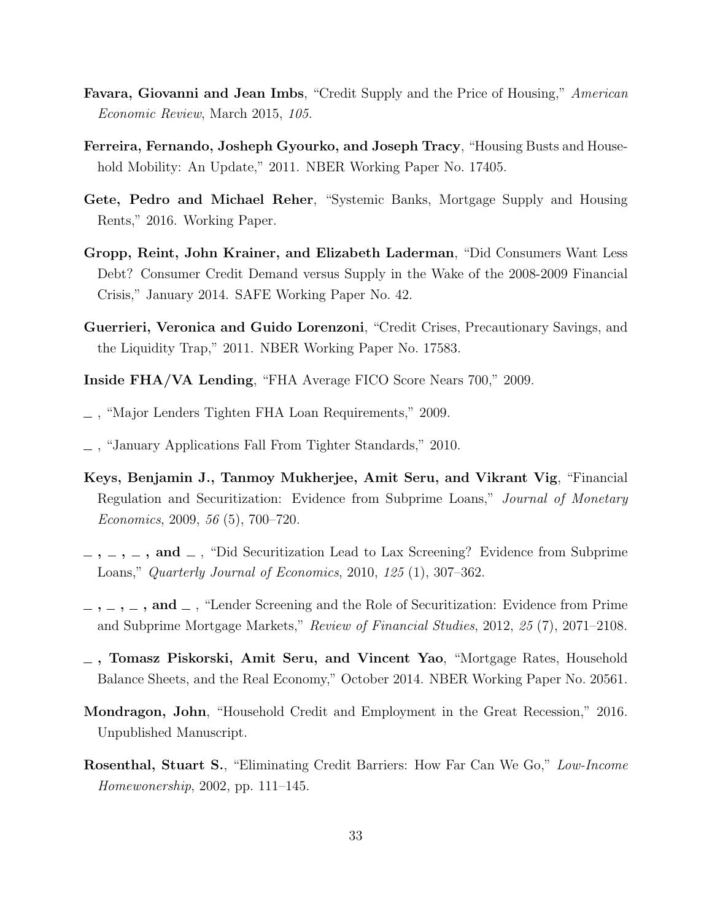**Favara, Giovanni and Jean Imbs**, "Credit Supply and the Price of Housing," *American Economic Review*, March 2015, *105.*

**Ferreira, Fernando, Josheph Gyourko, and Joseph Tracy**, "Housing Busts and Household Mobility: An Update," 2011. NBER Working Paper No. 17405.

**Gete, Pedro and Michael Reher**, "Systemic Banks, Mortgage Supply and Housing Rents," 2016. Working Paper.

**Gropp, Reint, John Krainer, and Elizabeth Laderman**, "Did Consumers Want Less Debt? Consumer Credit Demand versus Supply in the Wake of the 2008-2009 Financial Crisis," January 2014. SAFE Working Paper No. 42.

**Guerrieri, Veronica and Guido Lorenzoni**, "Credit Crises, Precautionary Savings, and the Liquidity Trap," 2011. NBER Working Paper No. 17583.

**Inside FHA/VA Lending**, "FHA Average FICO Score Nears 700," 2009.

_ , "Major Lenders Tighten FHA Loan Requirements," 2009.

_ , "January Applications Fall From Tighter Standards," 2010.

**Keys, Benjamin J., Tanmoy Mukherjee, Amit Seru, and Vikrant Vig**, "Financial Regulation and Securitization: Evidence from Subprime Loans," *Journal of Monetary Economics*, 2009, *56* (5), 700–720.

**_ , _ , _ , and _** , "Did Securitization Lead to Lax Screening? Evidence from Subprime Loans," *Quarterly Journal of Economics*, 2010, *125* (1), 307–362.

**_ , _ , _ , and _** , "Lender Screening and the Role of Securitization: Evidence from Prime and Subprime Mortgage Markets," *Review of Financial Studies*, 2012, *25* (7), 2071–2108.

**_ , Tomasz Piskorski, Amit Seru, and Vincent Yao**, "Mortgage Rates, Household Balance Sheets, and the Real Economy," October 2014. NBER Working Paper No. 20561.

**Mondragon, John**, "Household Credit and Employment in the Great Recession," 2016. Unpublished Manuscript.

**Rosenthal, Stuart S.**, "Eliminating Credit Barriers: How Far Can We Go," *Low-Income Homewonership*, 2002, pp. 111–145.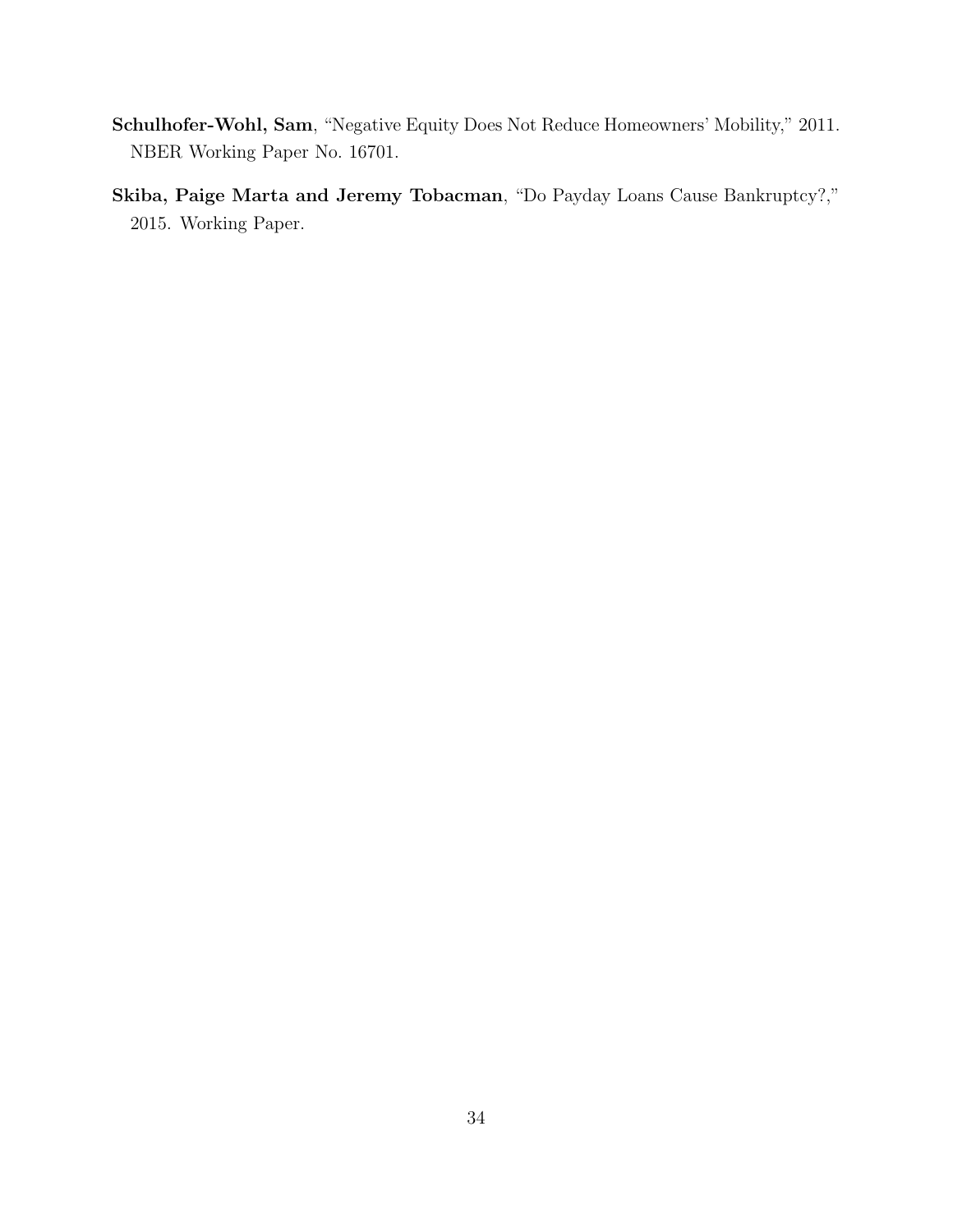**Schulhofer-Wohl, Sam**, "Negative Equity Does Not Reduce Homeowners' Mobility," 2011. NBER Working Paper No. 16701.

**Skiba, Paige Marta and Jeremy Tobacman**, "Do Payday Loans Cause Bankruptcy?," 2015. Working Paper.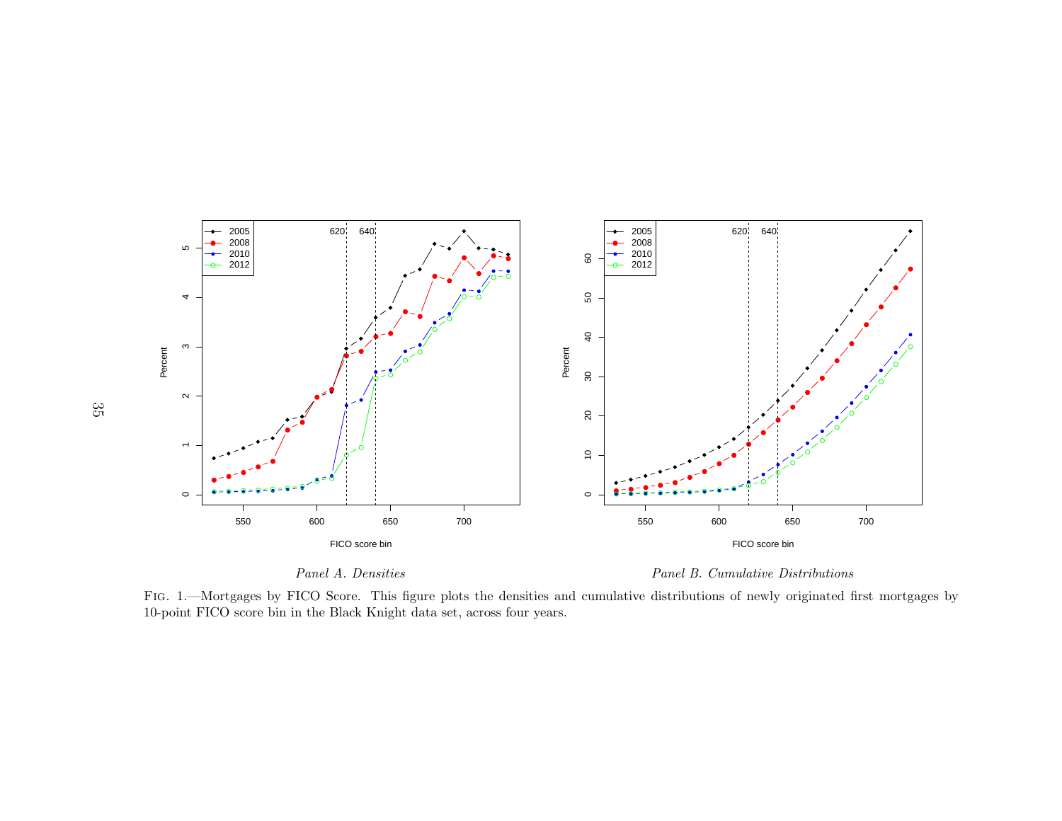*Panel A. Densities*

*Panel B. Cumulative Distributions*

Fig. 1.—Mortgages by FICO Score. This figure plots the densities and cumulative distributions of newly originated first mortgages by 10-point FICO score bin in the Black Knight data set, across four years.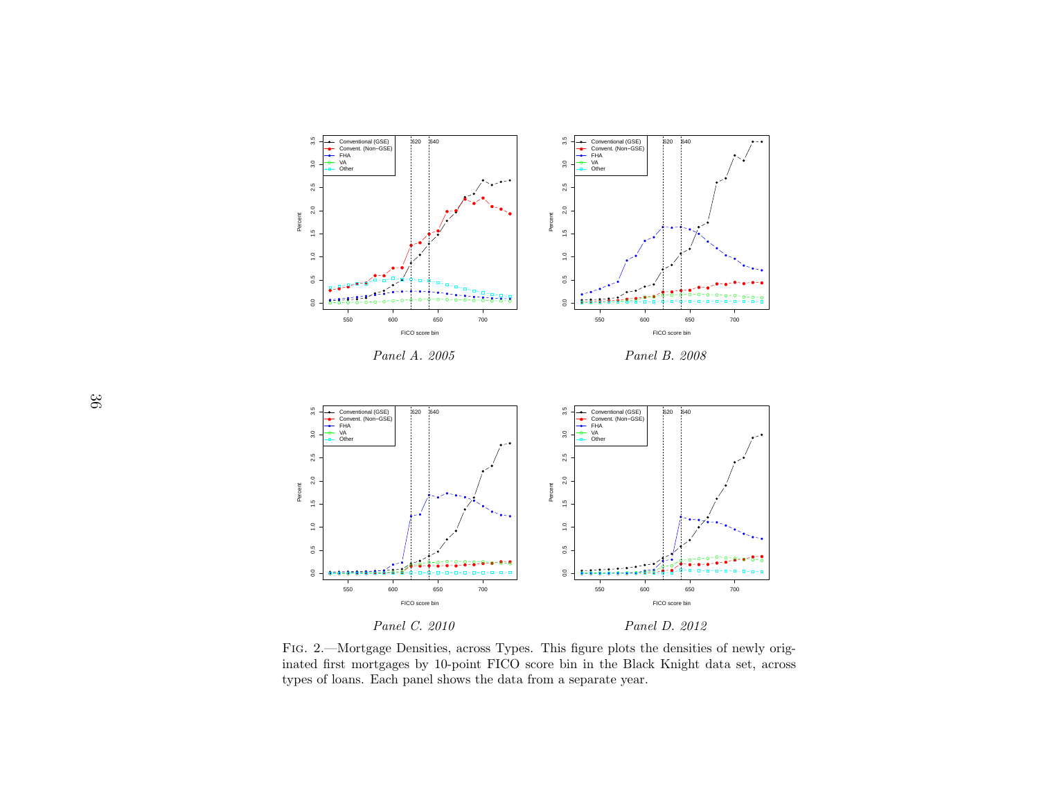*Panel A. 2005*

*Panel B. 2008*

*Panel C. 2010*

*Panel D. 2012*

Fig. 2.—Mortgage Densities, across Types. This figure plots the densities of newly originated first mortgages by 10-point FICO score bin in the Black Knight data set, across types of loans. Each panel shows the data from a separate year.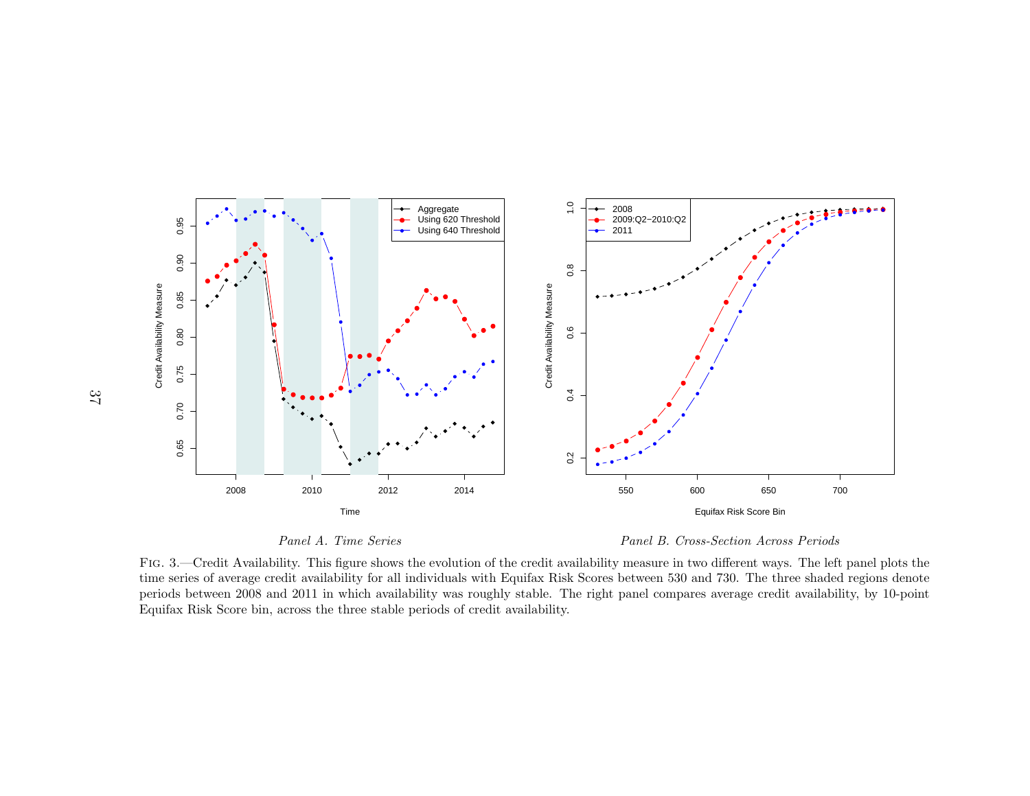*Panel A. Time Series*

*Panel B. Cross-Section Across Periods*

FIG. 3.—Credit Availability. This figure shows the evolution of the credit availability measure in two different ways. The left panel plots the time series of average credit availability for all individuals with Equifax Risk Scores between 530 and 730. The three shaded regions denote periods between 2008 and 2011 in which availability was roughly stable. The right panel compares average credit availability, by 10-point Equifax Risk Score bin, across the three stable periods of credit availability.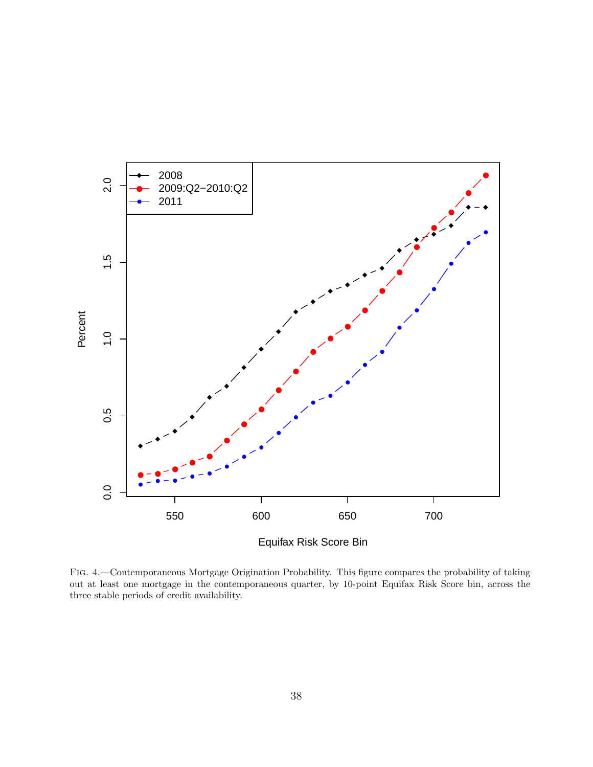Fig. 4.—Contemporaneous Mortgage Origination Probability. This figure compares the probability of taking out at least one mortgage in the contemporaneous quarter, by 10-point Equifax Risk Score bin, across the three stable periods of credit availability.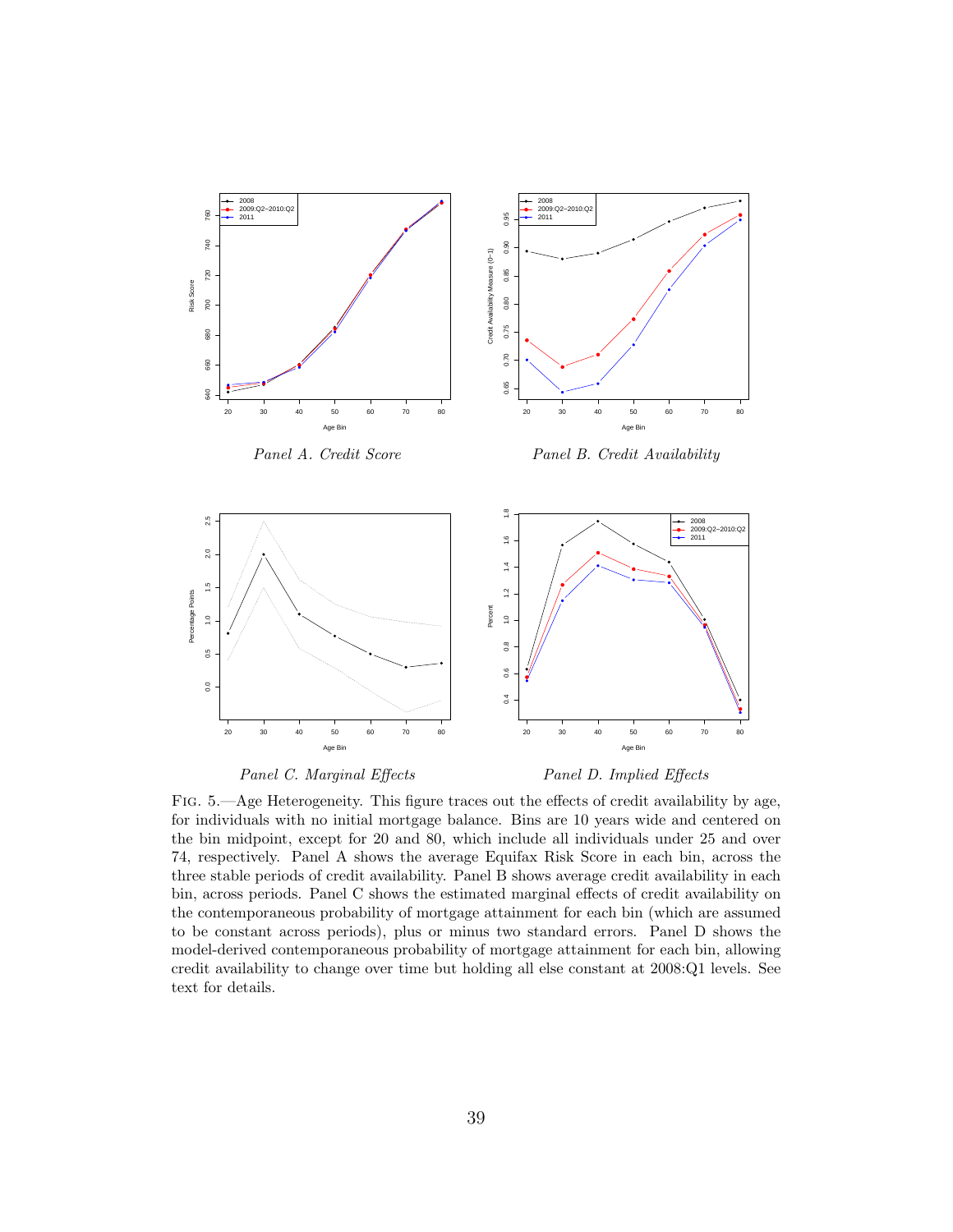*Panel A. Credit Score*

*Panel B. Credit Availability*

*Panel C. Marginal Effects*

*Panel D. Implied Effects*

FIG. 5.—Age Heterogeneity. This figure traces out the effects of credit availability by age, for individuals with no initial mortgage balance. Bins are 10 years wide and centered on the bin midpoint, except for 20 and 80, which include all individuals under 25 and over 74, respectively. Panel A shows the average Equifax Risk Score in each bin, across the three stable periods of credit availability. Panel B shows average credit availability in each bin, across periods. Panel C shows the estimated marginal effects of credit availability on the contemporaneous probability of mortgage attainment for each bin (which are assumed to be constant across periods), plus or minus two standard errors. Panel D shows the model-derived contemporaneous probability of mortgage attainment for each bin, allowing credit availability to change over time but holding all else constant at 2008:Q1 levels. See text for details.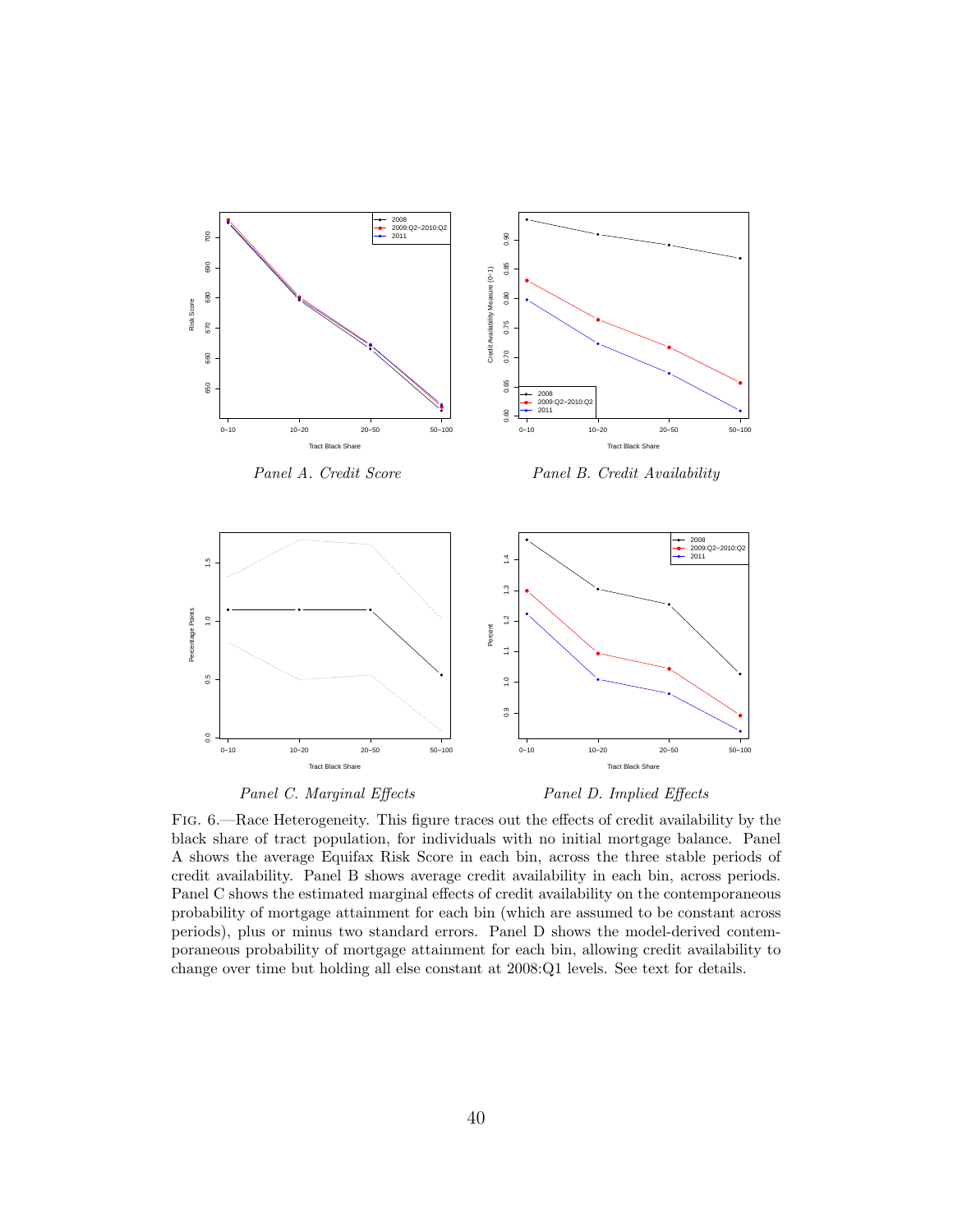*Panel A. Credit Score*

*Panel B. Credit Availability*

*Panel C. Marginal Effects*

*Panel D. Implied Effects*

Fig. 6.—Race Heterogeneity. This figure traces out the effects of credit availability by the black share of tract population, for individuals with no initial mortgage balance. Panel A shows the average Equifax Risk Score in each bin, across the three stable periods of credit availability. Panel B shows average credit availability in each bin, across periods. Panel C shows the estimated marginal effects of credit availability on the contemporaneous probability of mortgage attainment for each bin (which are assumed to be constant across periods), plus or minus two standard errors. Panel D shows the model-derived contemporaneous probability of mortgage attainment for each bin, allowing credit availability to change over time but holding all else constant at 2008:Q1 levels. See text for details.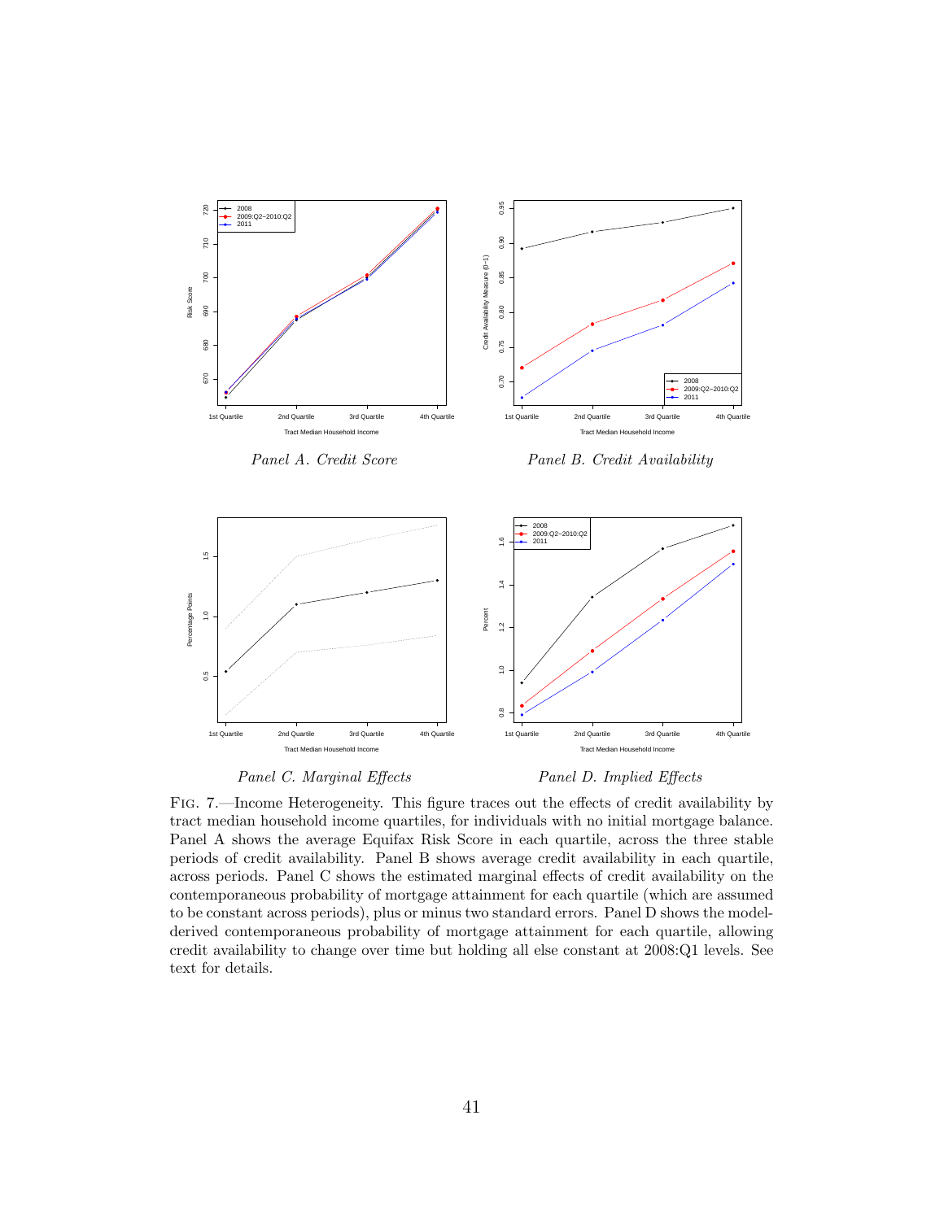*Panel A. Credit Score*

*Panel B. Credit Availability*

*Panel C. Marginal Effects*

*Panel D. Implied Effects*

FIG. 7.—Income Heterogeneity. This figure traces out the effects of credit availability by tract median household income quartiles, for individuals with no initial mortgage balance. Panel A shows the average Equifax Risk Score in each quartile, across the three stable periods of credit availability. Panel B shows average credit availability in each quartile, across periods. Panel C shows the estimated marginal effects of credit availability on the contemporaneous probability of mortgage attainment for each quartile (which are assumed to be constant across periods), plus or minus two standard errors. Panel D shows the model-derived contemporaneous probability of mortgage attainment for each quartile, allowing credit availability to change over time but holding all else constant at 2008:Q1 levels. See text for details.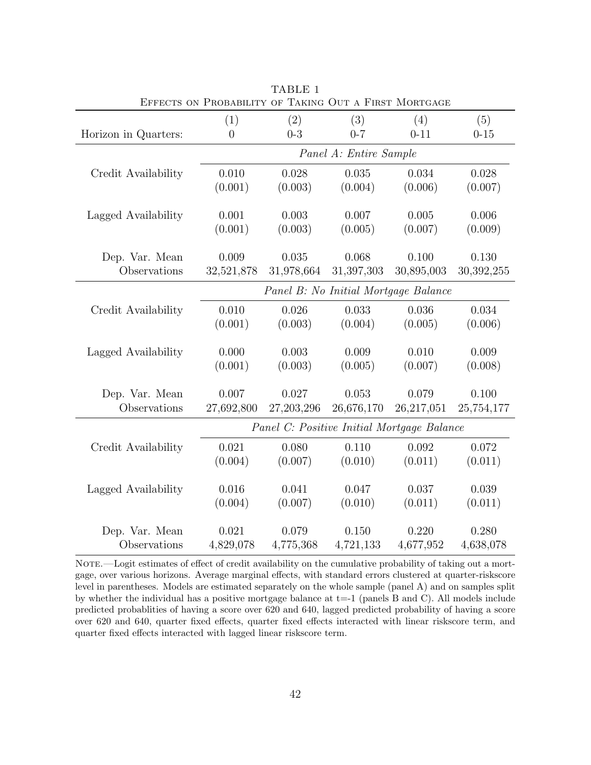TABLE 1

Effects on Probability of Taking Out a First Mortgage

| Horizon in Quarters: | (1)<br>0 | (2)<br>0-3 | (3)<br>0-7 | (4)<br>0-11 | (5)<br>0-15 |
|---|---|---|---|---|---|
| | *Panel A: Entire Sample* | | | | |
| Credit Availability | 0.010 | 0.028 | 0.035 | 0.034 | 0.028 |
| | (0.001) | (0.003) | (0.004) | (0.006) | (0.007) |
| Lagged Availability | 0.001 | 0.003 | 0.007 | 0.005 | 0.006 |
| | (0.001) | (0.003) | (0.005) | (0.007) | (0.009) |
| Dep. Var. Mean | 0.009 | 0.035 | 0.068 | 0.100 | 0.130 |
| Observations | 32,521,878 | 31,978,664 | 31,397,303 | 30,895,003 | 30,392,255 |
| | *Panel B: No Initial Mortgage Balance* | | | | |
| Credit Availability | 0.010 | 0.026 | 0.033 | 0.036 | 0.034 |
| | (0.001) | (0.003) | (0.004) | (0.005) | (0.006) |
| Lagged Availability | 0.000 | 0.003 | 0.009 | 0.010 | 0.009 |
| | (0.001) | (0.003) | (0.005) | (0.007) | (0.008) |
| Dep. Var. Mean | 0.007 | 0.027 | 0.053 | 0.079 | 0.100 |
| Observations | 27,692,800 | 27,203,296 | 26,676,170 | 26,217,051 | 25,754,177 |
| | *Panel C: Positive Initial Mortgage Balance* | | | | |
| Credit Availability | 0.021 | 0.080 | 0.110 | 0.092 | 0.072 |
| | (0.004) | (0.007) | (0.010) | (0.011) | (0.011) |
| Lagged Availability | 0.016 | 0.041 | 0.047 | 0.037 | 0.039 |
| | (0.004) | (0.007) | (0.010) | (0.011) | (0.011) |
| Dep. Var. Mean | 0.021 | 0.079 | 0.150 | 0.220 | 0.280 |
| Observations | 4,829,078 | 4,775,368 | 4,721,133 | 4,677,952 | 4,638,078 |

Note.—Logit estimates of effect of credit availability on the cumulative probability of taking out a mortgage, over various horizons. Average marginal effects, with standard errors clustered at quarter-riskscore level in parentheses. Models are estimated separately on the whole sample (panel A) and on samples split by whether the individual has a positive mortgage balance at t=-1 (panels B and C). All models include predicted probablities of having a score over 620 and 640, lagged predicted probability of having a score over 620 and 640, quarter fixed effects, quarter fixed effects interacted with linear riskscore term, and quarter fixed effects interacted with lagged linear riskscore term.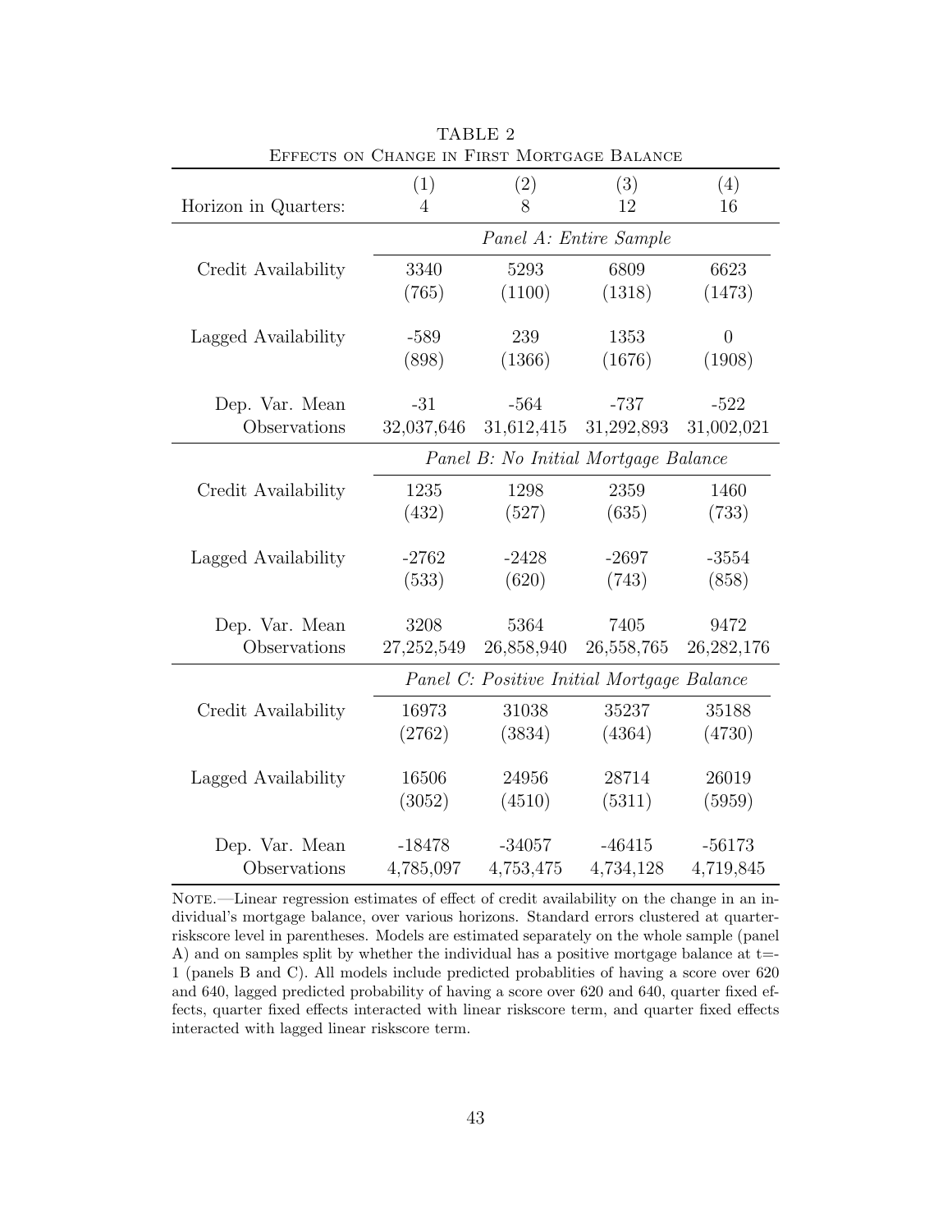TABLE 2

EFFECTS ON CHANGE IN FIRST MORTGAGE BALANCE

| | (1) | (2) | (3) | (4) |
|---|---|---|---|---|
| Horizon in Quarters: | 4 | 8 | 12 | 16 |
| | *Panel A: Entire Sample* | | | |
| Credit Availability | 3340 | 5293 | 6809 | 6623 |
| | (765) | (1100) | (1318) | (1473) |
| Lagged Availability | -589 | 239 | 1353 | 0 |
| | (898) | (1366) | (1676) | (1908) |
| Dep. Var. Mean | -31 | -564 | -737 | -522 |
| Observations | 32,037,646 | 31,612,415 | 31,292,893 | 31,002,021 |
| | *Panel B: No Initial Mortgage Balance* | | | |
| Credit Availability | 1235 | 1298 | 2359 | 1460 |
| | (432) | (527) | (635) | (733) |
| Lagged Availability | -2762 | -2428 | -2697 | -3554 |
| | (533) | (620) | (743) | (858) |
| Dep. Var. Mean | 3208 | 5364 | 7405 | 9472 |
| Observations | 27,252,549 | 26,858,940 | 26,558,765 | 26,282,176 |
| | *Panel C: Positive Initial Mortgage Balance* | | | |
| Credit Availability | 16973 | 31038 | 35237 | 35188 |
| | (2762) | (3834) | (4364) | (4730) |
| Lagged Availability | 16506 | 24956 | 28714 | 26019 |
| | (3052) | (4510) | (5311) | (5959) |
| Dep. Var. Mean | -18478 | -34057 | -46415 | -56173 |
| Observations | 4,785,097 | 4,753,475 | 4,734,128 | 4,719,845 |

NOTE.—Linear regression estimates of effect of credit availability on the change in an individual's mortgage balance, over various horizons. Standard errors clustered at quarter-riskscore level in parentheses. Models are estimated separately on the whole sample (panel A) and on samples split by whether the individual has a positive mortgage balance at t=-1 (panels B and C). All models include predicted probablities of having a score over 620 and 640, lagged predicted probability of having a score over 620 and 640, quarter fixed effects, quarter fixed effects interacted with linear riskscore term, and quarter fixed effects interacted with lagged linear riskscore term.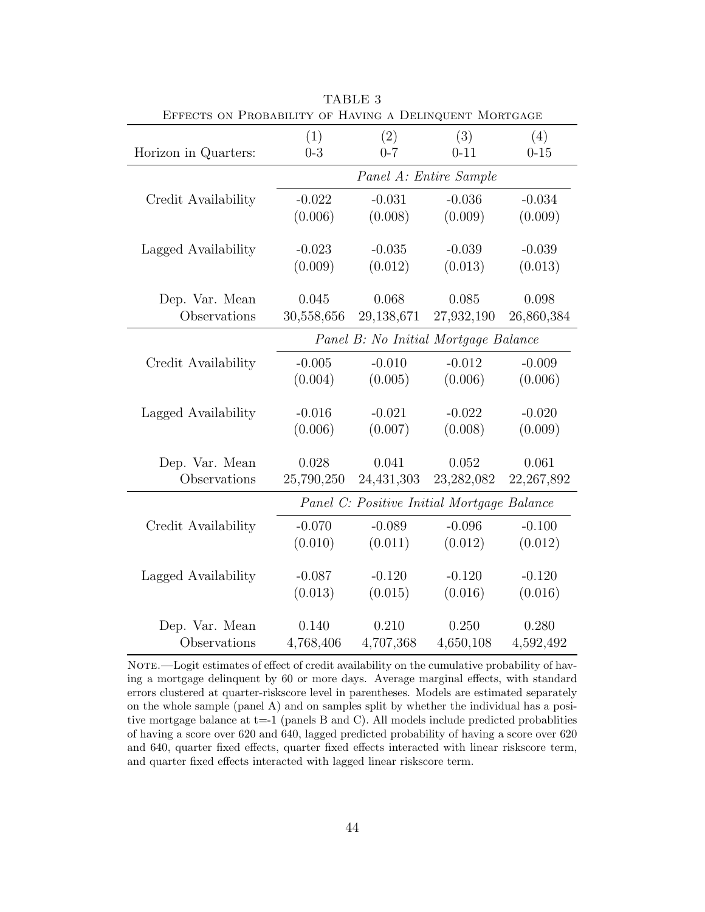TABLE 3

EFFECTS ON PROBABILITY OF HAVING A DELINQUENT MORTGAGE

| Horizon in Quarters: | (1) 0-3 | (2) 0-7 | (3) 0-11 | (4) 0-15 |
|---|---|---|---|---|
| | *Panel A: Entire Sample* | | | |
| Credit Availability | -0.022 | -0.031 | -0.036 | -0.034 |
| | (0.006) | (0.008) | (0.009) | (0.009) |
| Lagged Availability | -0.023 | -0.035 | -0.039 | -0.039 |
| | (0.009) | (0.012) | (0.013) | (0.013) |
| Dep. Var. Mean | 0.045 | 0.068 | 0.085 | 0.098 |
| Observations | 30,558,656 | 29,138,671 | 27,932,190 | 26,860,384 |
| | *Panel B: No Initial Mortgage Balance* | | | |
| Credit Availability | -0.005 | -0.010 | -0.012 | -0.009 |
| | (0.004) | (0.005) | (0.006) | (0.006) |
| Lagged Availability | -0.016 | -0.021 | -0.022 | -0.020 |
| | (0.006) | (0.007) | (0.008) | (0.009) |
| Dep. Var. Mean | 0.028 | 0.041 | 0.052 | 0.061 |
| Observations | 25,790,250 | 24,431,303 | 23,282,082 | 22,267,892 |
| | *Panel C: Positive Initial Mortgage Balance* | | | |
| Credit Availability | -0.070 | -0.089 | -0.096 | -0.100 |
| | (0.010) | (0.011) | (0.012) | (0.012) |
| Lagged Availability | -0.087 | -0.120 | -0.120 | -0.120 |
| | (0.013) | (0.015) | (0.016) | (0.016) |
| Dep. Var. Mean | 0.140 | 0.210 | 0.250 | 0.280 |
| Observations | 4,768,406 | 4,707,368 | 4,650,108 | 4,592,492 |

NOTE.—Logit estimates of effect of credit availability on the cumulative probability of having a mortgage delinquent by 60 or more days. Average marginal effects, with standard errors clustered at quarter-riskscore level in parentheses. Models are estimated separately on the whole sample (panel A) and on samples split by whether the individual has a positive mortgage balance at t=-1 (panels B and C). All models include predicted probablities of having a score over 620 and 640, lagged predicted probability of having a score over 620 and 640, quarter fixed effects, quarter fixed effects interacted with linear riskscore term, and quarter fixed effects interacted with lagged linear riskscore term.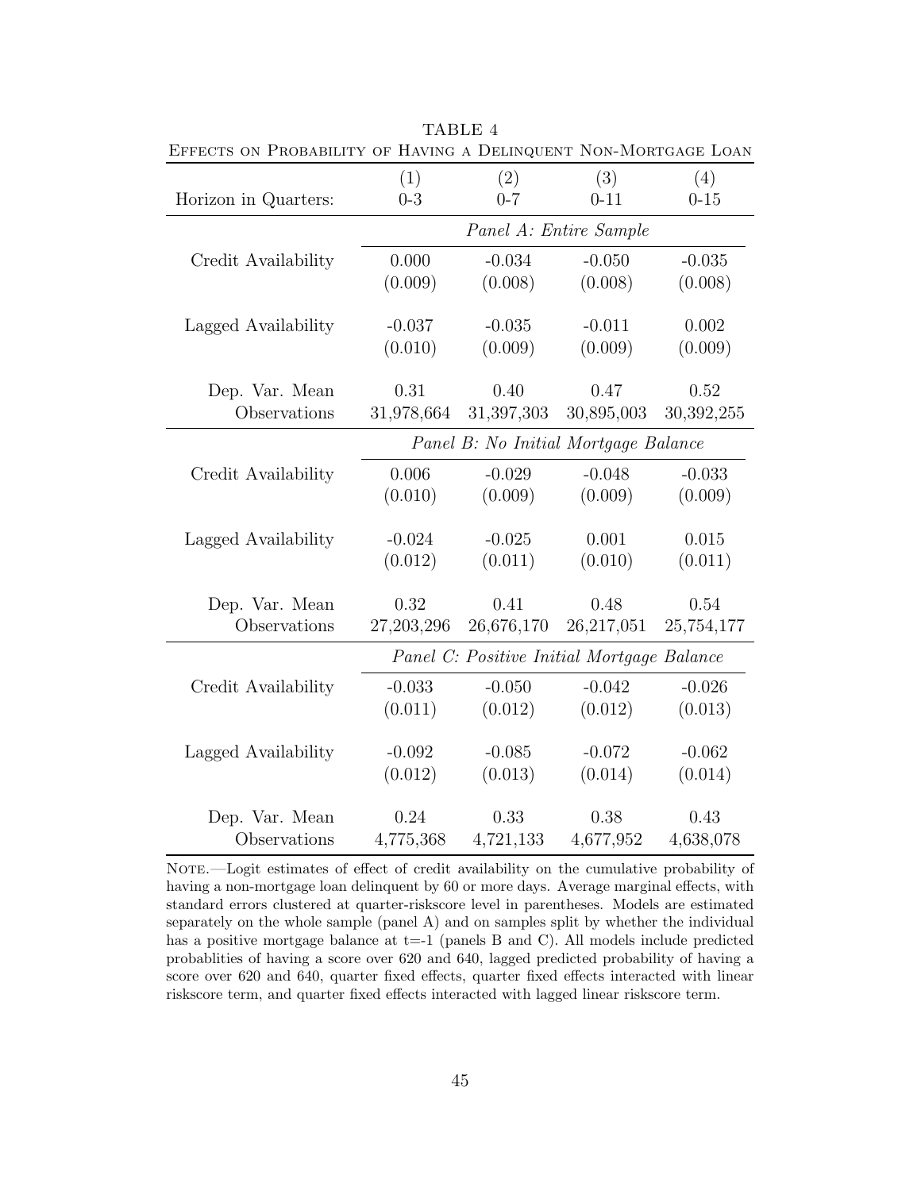TABLE 4

EFFECTS ON PROBABILITY OF HAVING A DELINQUENT NON-MORTGAGE LOAN

| | (1) | (2) | (3) | (4) |
|---|---|---|---|---|
| Horizon in Quarters: | 0-3 | 0-7 | 0-11 | 0-15 |
| | *Panel A: Entire Sample* | | | |
| Credit Availability | 0.000 | -0.034 | -0.050 | -0.035 |
| | (0.009) | (0.008) | (0.008) | (0.008) |
| Lagged Availability | -0.037 | -0.035 | -0.011 | 0.002 |
| | (0.010) | (0.009) | (0.009) | (0.009) |
| Dep. Var. Mean | 0.31 | 0.40 | 0.47 | 0.52 |
| Observations | 31,978,664 | 31,397,303 | 30,895,003 | 30,392,255 |
| | *Panel B: No Initial Mortgage Balance* | | | |
| Credit Availability | 0.006 | -0.029 | -0.048 | -0.033 |
| | (0.010) | (0.009) | (0.009) | (0.009) |
| Lagged Availability | -0.024 | -0.025 | 0.001 | 0.015 |
| | (0.012) | (0.011) | (0.010) | (0.011) |
| Dep. Var. Mean | 0.32 | 0.41 | 0.48 | 0.54 |
| Observations | 27,203,296 | 26,676,170 | 26,217,051 | 25,754,177 |
| | *Panel C: Positive Initial Mortgage Balance* | | | |
| Credit Availability | -0.033 | -0.050 | -0.042 | -0.026 |
| | (0.011) | (0.012) | (0.012) | (0.013) |
| Lagged Availability | -0.092 | -0.085 | -0.072 | -0.062 |
| | (0.012) | (0.013) | (0.014) | (0.014) |
| Dep. Var. Mean | 0.24 | 0.33 | 0.38 | 0.43 |
| Observations | 4,775,368 | 4,721,133 | 4,677,952 | 4,638,078 |

NOTE.—Logit estimates of effect of credit availability on the cumulative probability of having a non-mortgage loan delinquent by 60 or more days. Average marginal effects, with standard errors clustered at quarter-riskscore level in parentheses. Models are estimated separately on the whole sample (panel A) and on samples split by whether the individual has a positive mortgage balance at t=-1 (panels B and C). All models include predicted probablities of having a score over 620 and 640, lagged predicted probability of having a score over 620 and 640, quarter fixed effects, quarter fixed effects interacted with linear riskscore term, and quarter fixed effects interacted with lagged linear riskscore term.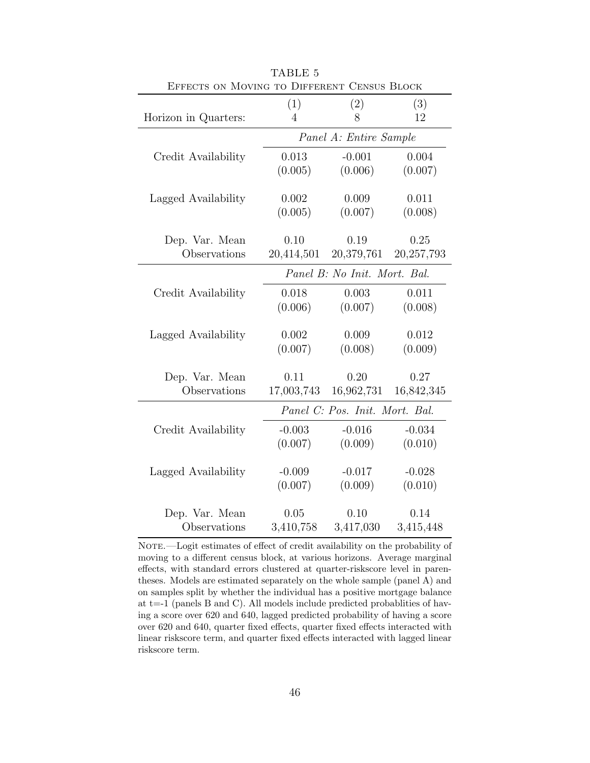TABLE 5

EFFECTS ON MOVING TO DIFFERENT CENSUS BLOCK

| | (1) | (2) | (3) |
|---|---|---|---|
| Horizon in Quarters: | 4 | 8 | 12 |
| | *Panel A: Entire Sample* | | |
| Credit Availability | 0.013 | -0.001 | 0.004 |
| | (0.005) | (0.006) | (0.007) |
| Lagged Availability | 0.002 | 0.009 | 0.011 |
| | (0.005) | (0.007) | (0.008) |
| Dep. Var. Mean | 0.10 | 0.19 | 0.25 |
| Observations | 20,414,501 | 20,379,761 | 20,257,793 |
| | *Panel B: No Init. Mort. Bal.* | | |
| Credit Availability | 0.018 | 0.003 | 0.011 |
| | (0.006) | (0.007) | (0.008) |
| Lagged Availability | 0.002 | 0.009 | 0.012 |
| | (0.007) | (0.008) | (0.009) |
| Dep. Var. Mean | 0.11 | 0.20 | 0.27 |
| Observations | 17,003,743 | 16,962,731 | 16,842,345 |
| | *Panel C: Pos. Init. Mort. Bal.* | | |
| Credit Availability | -0.003 | -0.016 | -0.034 |
| | (0.007) | (0.009) | (0.010) |
| Lagged Availability | -0.009 | -0.017 | -0.028 |
| | (0.007) | (0.009) | (0.010) |
| Dep. Var. Mean | 0.05 | 0.10 | 0.14 |
| Observations | 3,410,758 | 3,417,030 | 3,415,448 |

NOTE.—Logit estimates of effect of credit availability on the probability of moving to a different census block, at various horizons. Average marginal effects, with standard errors clustered at quarter-riskscore level in parentheses. Models are estimated separately on the whole sample (panel A) and on samples split by whether the individual has a positive mortgage balance at t=-1 (panels B and C). All models include predicted probablities of having a score over 620 and 640, lagged predicted probability of having a score over 620 and 640, quarter fixed effects, quarter fixed effects interacted with linear riskscore term, and quarter fixed effects interacted with lagged linear riskscore term.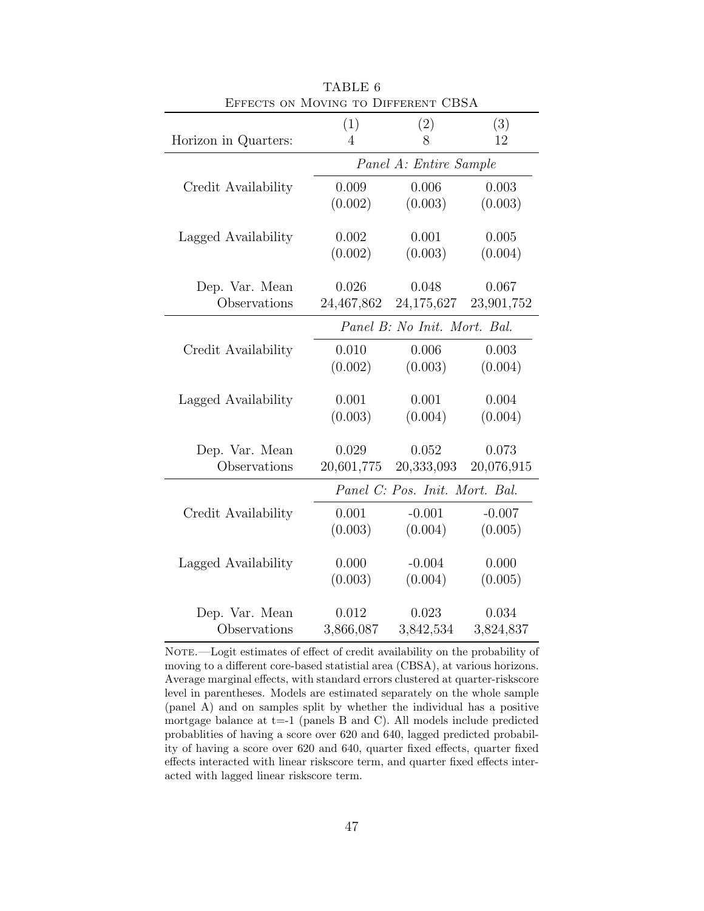TABLE 6

Effects on Moving to Different CBSA

| Horizon in Quarters: | (1) 4 | (2) 8 | (3) 12 |
|---|---|---|---|
| | *Panel A: Entire Sample* | | |
| Credit Availability | 0.009 | 0.006 | 0.003 |
| | (0.002) | (0.003) | (0.003) |
| Lagged Availability | 0.002 | 0.001 | 0.005 |
| | (0.002) | (0.003) | (0.004) |
| Dep. Var. Mean | 0.026 | 0.048 | 0.067 |
| Observations | 24,467,862 | 24,175,627 | 23,901,752 |
| | *Panel B: No Init. Mort. Bal.* | | |
| Credit Availability | 0.010 | 0.006 | 0.003 |
| | (0.002) | (0.003) | (0.004) |
| Lagged Availability | 0.001 | 0.001 | 0.004 |
| | (0.003) | (0.004) | (0.004) |
| Dep. Var. Mean | 0.029 | 0.052 | 0.073 |
| Observations | 20,601,775 | 20,333,093 | 20,076,915 |
| | *Panel C: Pos. Init. Mort. Bal.* | | |
| Credit Availability | 0.001 | -0.001 | -0.007 |
| | (0.003) | (0.004) | (0.005) |
| Lagged Availability | 0.000 | -0.004 | 0.000 |
| | (0.003) | (0.004) | (0.005) |
| Dep. Var. Mean | 0.012 | 0.023 | 0.034 |
| Observations | 3,866,087 | 3,842,534 | 3,824,837 |

Note.—Logit estimates of effect of credit availability on the probability of moving to a different core-based statistial area (CBSA), at various horizons. Average marginal effects, with standard errors clustered at quarter-riskscore level in parentheses. Models are estimated separately on the whole sample (panel A) and on samples split by whether the individual has a positive mortgage balance at t=-1 (panels B and C). All models include predicted probablities of having a score over 620 and 640, lagged predicted probability of having a score over 620 and 640, quarter fixed effects, quarter fixed effects interacted with linear riskscore term, and quarter fixed effects interacted with lagged linear riskscore term.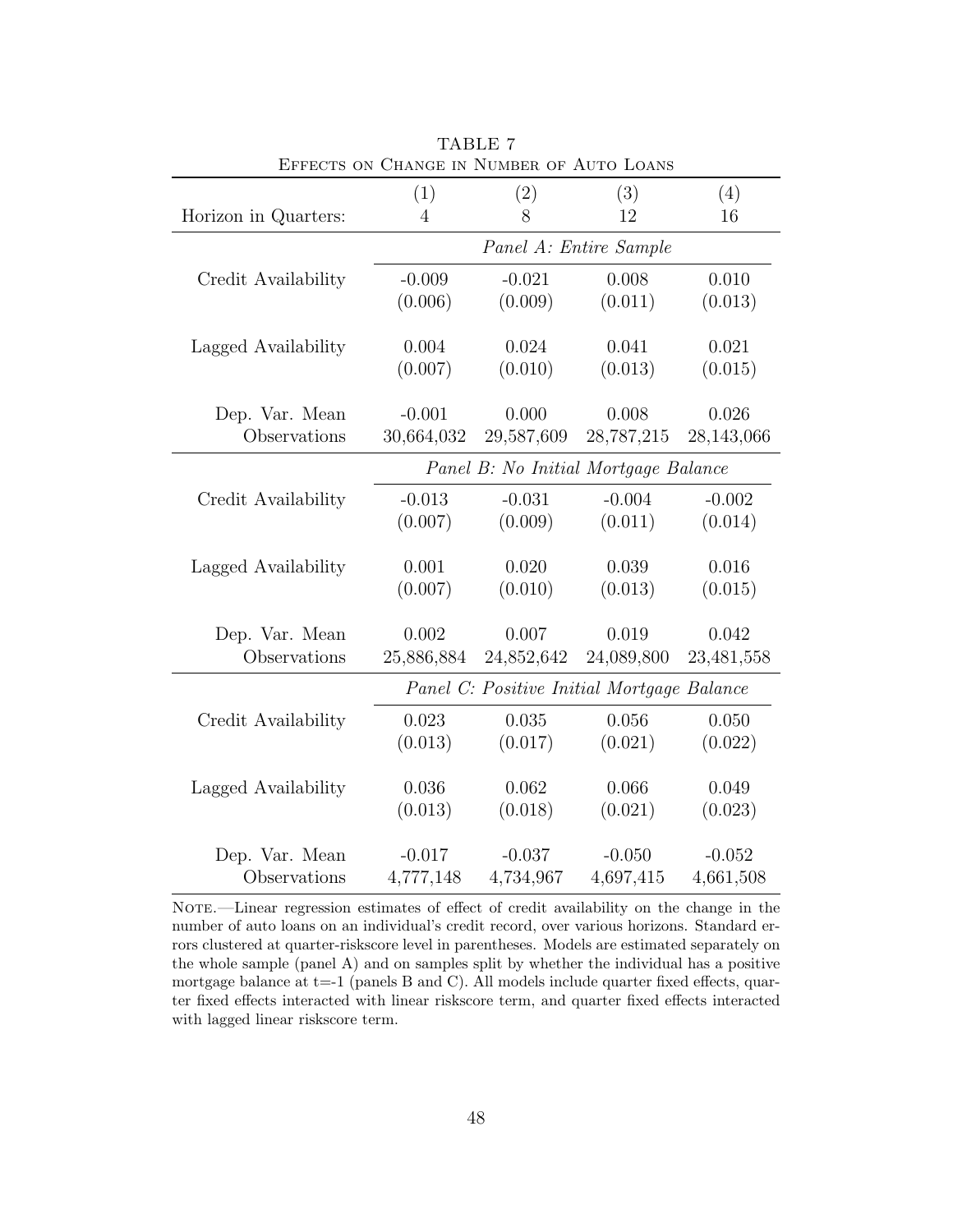TABLE 7

Effects on Change in Number of Auto Loans

| | (1) | (2) | (3) | (4) |
|---|---|---|---|---|
| Horizon in Quarters: | 4 | 8 | 12 | 16 |
| | *Panel A: Entire Sample* | | | |
| Credit Availability | -0.009 | -0.021 | 0.008 | 0.010 |
| | (0.006) | (0.009) | (0.011) | (0.013) |
| Lagged Availability | 0.004 | 0.024 | 0.041 | 0.021 |
| | (0.007) | (0.010) | (0.013) | (0.015) |
| Dep. Var. Mean | -0.001 | 0.000 | 0.008 | 0.026 |
| Observations | 30,664,032 | 29,587,609 | 28,787,215 | 28,143,066 |
| | *Panel B: No Initial Mortgage Balance* | | | |
| Credit Availability | -0.013 | -0.031 | -0.004 | -0.002 |
| | (0.007) | (0.009) | (0.011) | (0.014) |
| Lagged Availability | 0.001 | 0.020 | 0.039 | 0.016 |
| | (0.007) | (0.010) | (0.013) | (0.015) |
| Dep. Var. Mean | 0.002 | 0.007 | 0.019 | 0.042 |
| Observations | 25,886,884 | 24,852,642 | 24,089,800 | 23,481,558 |
| | *Panel C: Positive Initial Mortgage Balance* | | | |
| Credit Availability | 0.023 | 0.035 | 0.056 | 0.050 |
| | (0.013) | (0.017) | (0.021) | (0.022) |
| Lagged Availability | 0.036 | 0.062 | 0.066 | 0.049 |
| | (0.013) | (0.018) | (0.021) | (0.023) |
| Dep. Var. Mean | -0.017 | -0.037 | -0.050 | -0.052 |
| Observations | 4,777,148 | 4,734,967 | 4,697,415 | 4,661,508 |

Note.—Linear regression estimates of effect of credit availability on the change in the number of auto loans on an individual's credit record, over various horizons. Standard errors clustered at quarter-riskscore level in parentheses. Models are estimated separately on the whole sample (panel A) and on samples split by whether the individual has a positive mortgage balance at t=-1 (panels B and C). All models include quarter fixed effects, quarter fixed effects interacted with linear riskscore term, and quarter fixed effects interacted with lagged linear riskscore term.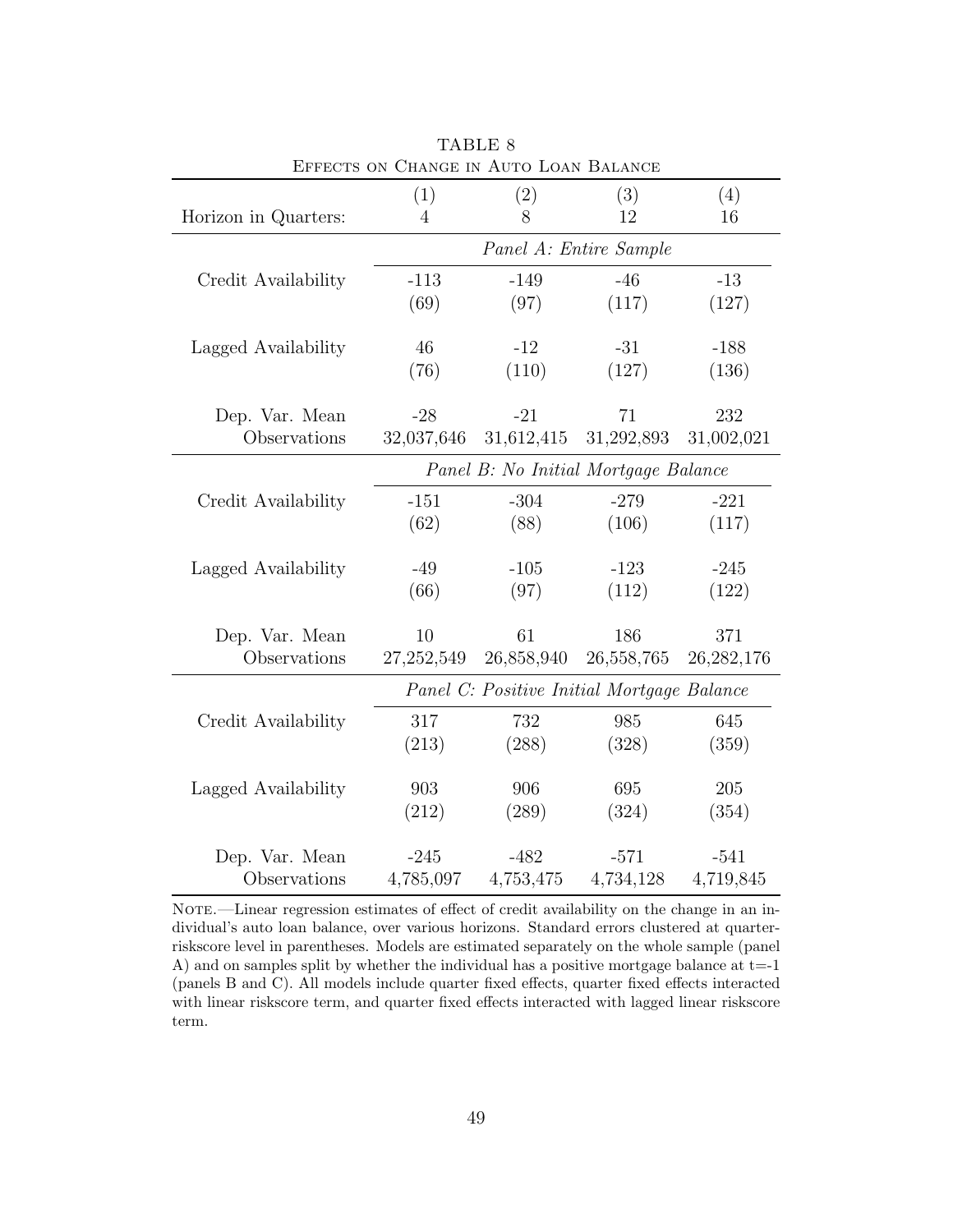TABLE 8

Effects on Change in Auto Loan Balance

| | (1) | (2) | (3) | (4) |
|---|---|---|---|---|
| Horizon in Quarters: | 4 | 8 | 12 | 16 |
| | *Panel A: Entire Sample* | | | |
| Credit Availability | -113 | -149 | -46 | -13 |
| | (69) | (97) | (117) | (127) |
| Lagged Availability | 46 | -12 | -31 | -188 |
| | (76) | (110) | (127) | (136) |
| Dep. Var. Mean | -28 | -21 | 71 | 232 |
| Observations | 32,037,646 | 31,612,415 | 31,292,893 | 31,002,021 |
| | *Panel B: No Initial Mortgage Balance* | | | |
| Credit Availability | -151 | -304 | -279 | -221 |
| | (62) | (88) | (106) | (117) |
| Lagged Availability | -49 | -105 | -123 | -245 |
| | (66) | (97) | (112) | (122) |
| Dep. Var. Mean | 10 | 61 | 186 | 371 |
| Observations | 27,252,549 | 26,858,940 | 26,558,765 | 26,282,176 |
| | *Panel C: Positive Initial Mortgage Balance* | | | |
| Credit Availability | 317 | 732 | 985 | 645 |
| | (213) | (288) | (328) | (359) |
| Lagged Availability | 903 | 906 | 695 | 205 |
| | (212) | (289) | (324) | (354) |
| Dep. Var. Mean | -245 | -482 | -571 | -541 |
| Observations | 4,785,097 | 4,753,475 | 4,734,128 | 4,719,845 |

Note.—Linear regression estimates of effect of credit availability on the change in an individual's auto loan balance, over various horizons. Standard errors clustered at quarter-riskscore level in parentheses. Models are estimated separately on the whole sample (panel A) and on samples split by whether the individual has a positive mortgage balance at t=-1 (panels B and C). All models include quarter fixed effects, quarter fixed effects interacted with linear riskscore term, and quarter fixed effects interacted with lagged linear riskscore term.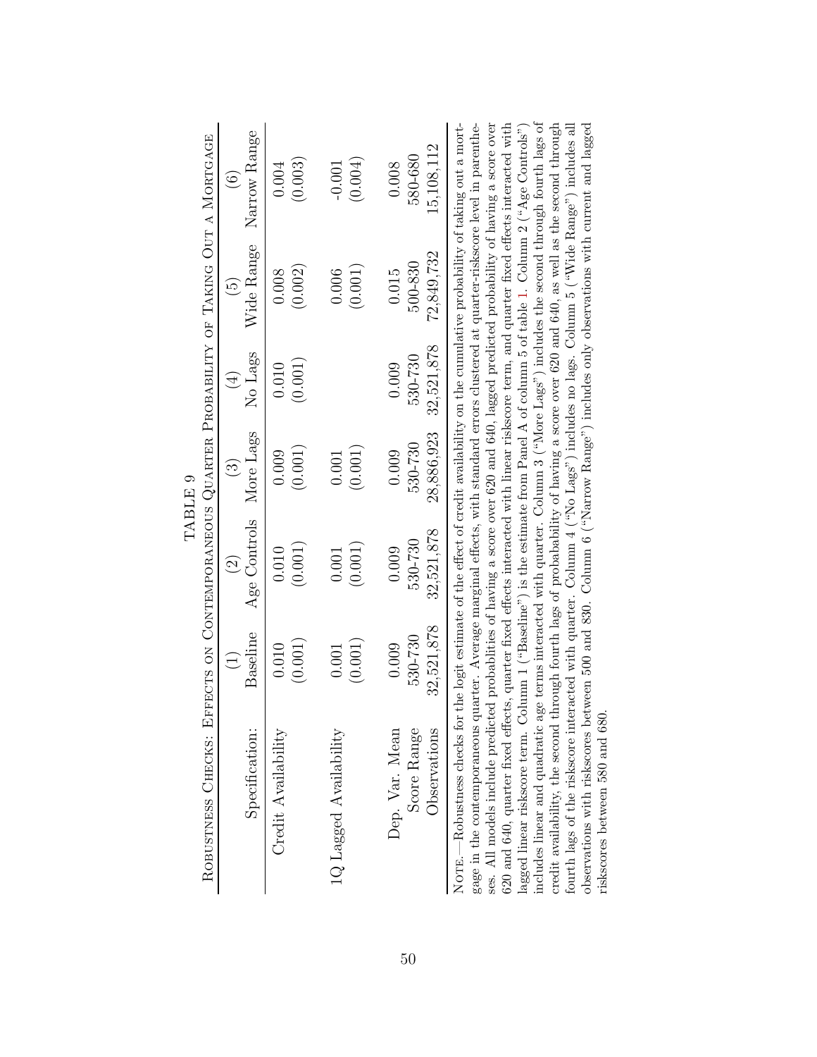TABLE 9

ROBUSTNESS CHECKS: EFFECTS ON CONTEMPORANEOUS QUARTER PROBABILITY OF TAKING OUT A MORTGAGE

| Specification: | (1) Baseline | (2) Age Controls | (3) More Lags | (4) No Lags | (5) Wide Range | (6) Narrow Range |
|---|---|---|---|---|---|---|
| Credit Availability | 0.010 | 0.010 | 0.009 | 0.010 | 0.008 | 0.004 |
| | (0.001) | (0.001) | (0.001) | (0.001) | (0.002) | (0.003) |
| 1Q Lagged Availability | 0.001 | 0.001 | 0.001 | | 0.006 | -0.001 |
| | (0.001) | (0.001) | (0.001) | | (0.001) | (0.004) |
| Dep. Var. Mean | 0.009 | 0.009 | 0.009 | 0.009 | 0.015 | 0.008 |
| Score Range | 530-730 | 530-730 | 530-730 | 530-730 | 500-830 | 580-680 |
| Observations | 32,521,878 | 32,521,878 | 28,886,923 | 32,521,878 | 72,849,732 | 15,108,112 |

NOTE.—Robustness checks for the logit estimate of the effect of credit availability on the cumulative probability of taking out a mortgage in the contemporaneous quarter. Average marginal effects, with standard errors clustered at quarter-riskscore level in parentheses. All models include predicted probablities of having a score over 620 and 640, lagged predicted probability of having a score over 620 and 640, quarter fixed effects, quarter fixed effects interacted with linear riskscore term, and quarter fixed effects interacted with lagged linear riskscore term. Column 1 ("Baseline") is the estimate from Panel A of column 5 of table 1. Column 2 ("Age Controls") includes linear and quadratic age terms interacted with quarter. Column 3 ("More Lags") includes the second through fourth lags of credit availability, the second through fourth lags of probabability of having a score over 620 and 640, as well as the second through fourth lags of the riskscore interacted with quarter. Column 4 ("No Lags") includes no lags. Column 5 ("Wide Range") includes all observations with riskscores between 500 and 830. Column 6 ("Narrow Range") includes only observations with current and lagged riskscores between 580 and 680.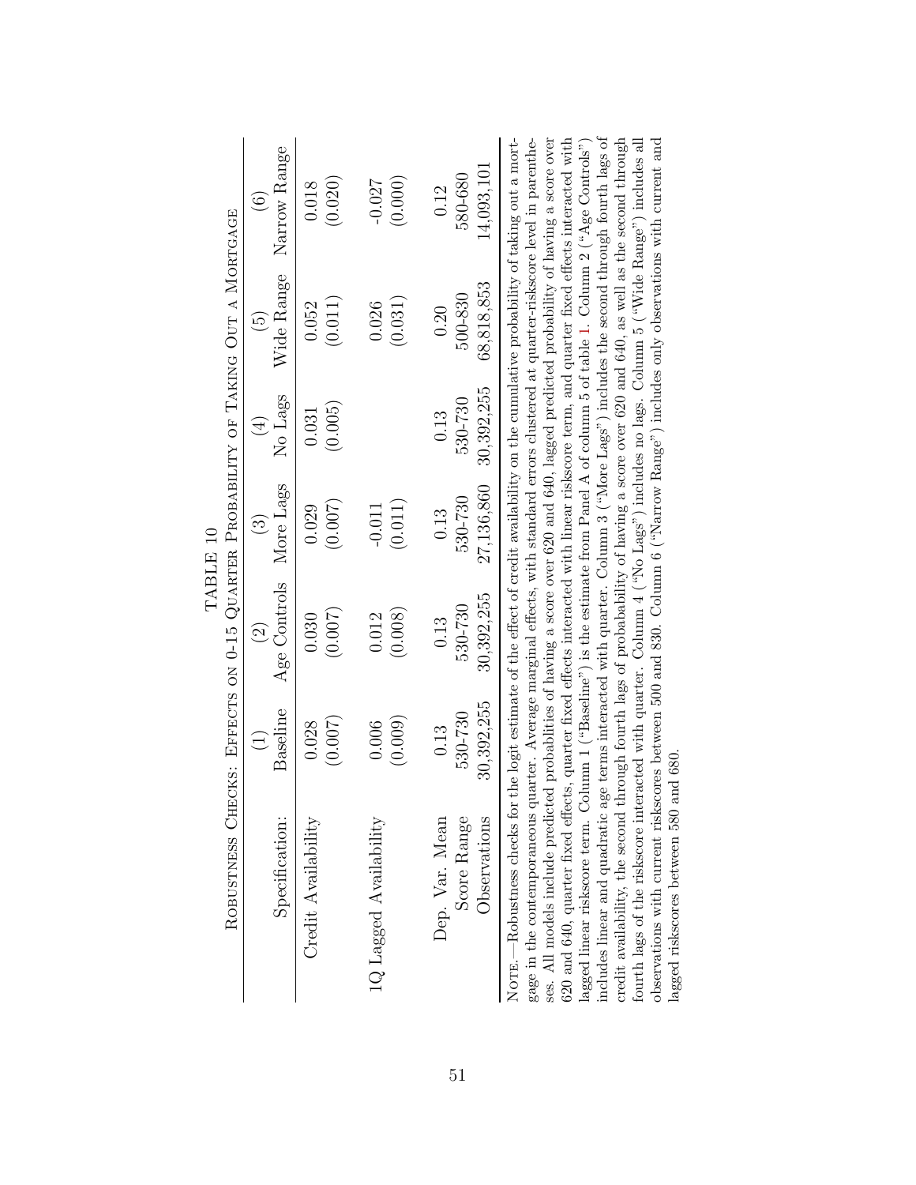TABLE 10

Robustness Checks: Effects on 0-15 Quarter Probability of Taking Out a Mortgage

| Specification: | (1) Baseline | (2) Age Controls | (3) More Lags | (4) No Lags | (5) Wide Range | (6) Narrow Range |
|---|---|---|---|---|---|---|
| Credit Availability | 0.028 | 0.030 | 0.029 | 0.031 | 0.052 | 0.018 |
| | (0.007) | (0.007) | (0.007) | (0.005) | (0.011) | (0.020) |
| 1Q Lagged Availability | 0.006 | 0.012 | -0.011 | | 0.026 | -0.027 |
| | (0.009) | (0.008) | (0.011) | | (0.031) | (0.000) |
| Dep. Var. Mean | 0.13 | 0.13 | 0.13 | 0.13 | 0.20 | 0.12 |
| Score Range | 530-730 | 530-730 | 530-730 | 530-730 | 500-830 | 580-680 |
| Observations | 30,392,255 | 30,392,255 | 27,136,860 | 30,392,255 | 68,818,853 | 14,093,101 |

Note.—Robustness checks for the logit estimate of the effect of credit availability on the cumulative probability of taking out a mortgage in the contemporaneous quarter. Average marginal effects, with standard errors clustered at quarter-riskscore level in parentheses. All models include predicted probablities of having a score over 620 and 640, lagged predicted probability of having a score over 620 and 640, quarter fixed effects, quarter fixed effects interacted with linear riskscore term, and quarter fixed effects interacted with lagged linear riskscore term. Column 1 ("Baseline") is the estimate from Panel A of column 5 of table 1. Column 2 ("Age Controls") includes linear and quadratic age terms interacted with quarter. Column 3 ("More Lags") includes the second through fourth lags of credit availability, the second through fourth lags of probabability of having a score over 620 and 640, as well as the second through fourth lags of the riskscore interacted with quarter. Column 4 ("No Lags") includes no lags. Column 5 ("Wide Range") includes all observations with current riskscores between 500 and 830. Column 6 ("Narrow Range") includes only observations with current and lagged riskscores between 580 and 680.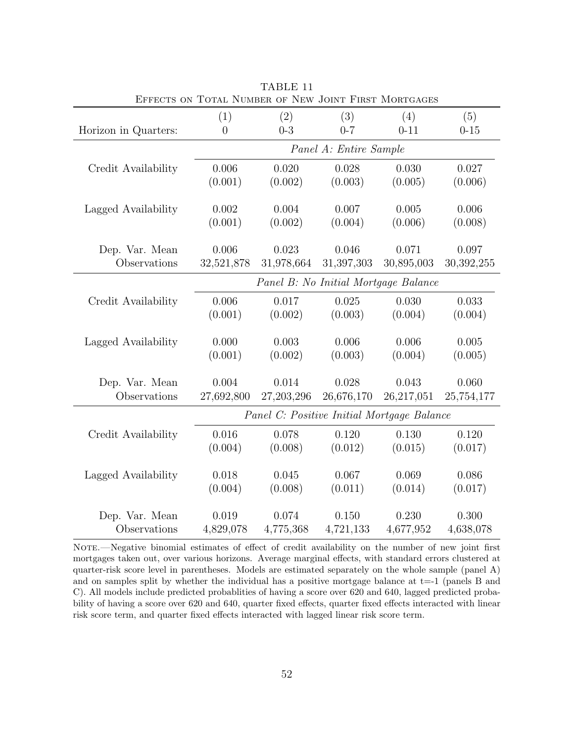TABLE 11

Effects on Total Number of New Joint First Mortgages

| Horizon in Quarters: | (1)<br>0 | (2)<br>0-3 | (3)<br>0-7 | (4)<br>0-11 | (5)<br>0-15 |
|---|---|---|---|---|---|
| | *Panel A: Entire Sample* | | | | |
| Credit Availability | 0.006 | 0.020 | 0.028 | 0.030 | 0.027 |
| | (0.001) | (0.002) | (0.003) | (0.005) | (0.006) |
| Lagged Availability | 0.002 | 0.004 | 0.007 | 0.005 | 0.006 |
| | (0.001) | (0.002) | (0.004) | (0.006) | (0.008) |
| Dep. Var. Mean | 0.006 | 0.023 | 0.046 | 0.071 | 0.097 |
| Observations | 32,521,878 | 31,978,664 | 31,397,303 | 30,895,003 | 30,392,255 |
| | *Panel B: No Initial Mortgage Balance* | | | | |
| Credit Availability | 0.006 | 0.017 | 0.025 | 0.030 | 0.033 |
| | (0.001) | (0.002) | (0.003) | (0.004) | (0.004) |
| Lagged Availability | 0.000 | 0.003 | 0.006 | 0.006 | 0.005 |
| | (0.001) | (0.002) | (0.003) | (0.004) | (0.005) |
| Dep. Var. Mean | 0.004 | 0.014 | 0.028 | 0.043 | 0.060 |
| Observations | 27,692,800 | 27,203,296 | 26,676,170 | 26,217,051 | 25,754,177 |
| | *Panel C: Positive Initial Mortgage Balance* | | | | |
| Credit Availability | 0.016 | 0.078 | 0.120 | 0.130 | 0.120 |
| | (0.004) | (0.008) | (0.012) | (0.015) | (0.017) |
| Lagged Availability | 0.018 | 0.045 | 0.067 | 0.069 | 0.086 |
| | (0.004) | (0.008) | (0.011) | (0.014) | (0.017) |
| Dep. Var. Mean | 0.019 | 0.074 | 0.150 | 0.230 | 0.300 |
| Observations | 4,829,078 | 4,775,368 | 4,721,133 | 4,677,952 | 4,638,078 |

Note.—Negative binomial estimates of effect of credit availability on the number of new joint first mortgages taken out, over various horizons. Average marginal effects, with standard errors clustered at quarter-risk score level in parentheses. Models are estimated separately on the whole sample (panel A) and on samples split by whether the individual has a positive mortgage balance at t=-1 (panels B and C). All models include predicted probablities of having a score over 620 and 640, lagged predicted probability of having a score over 620 and 640, quarter fixed effects, quarter fixed effects interacted with linear risk score term, and quarter fixed effects interacted with lagged linear risk score term.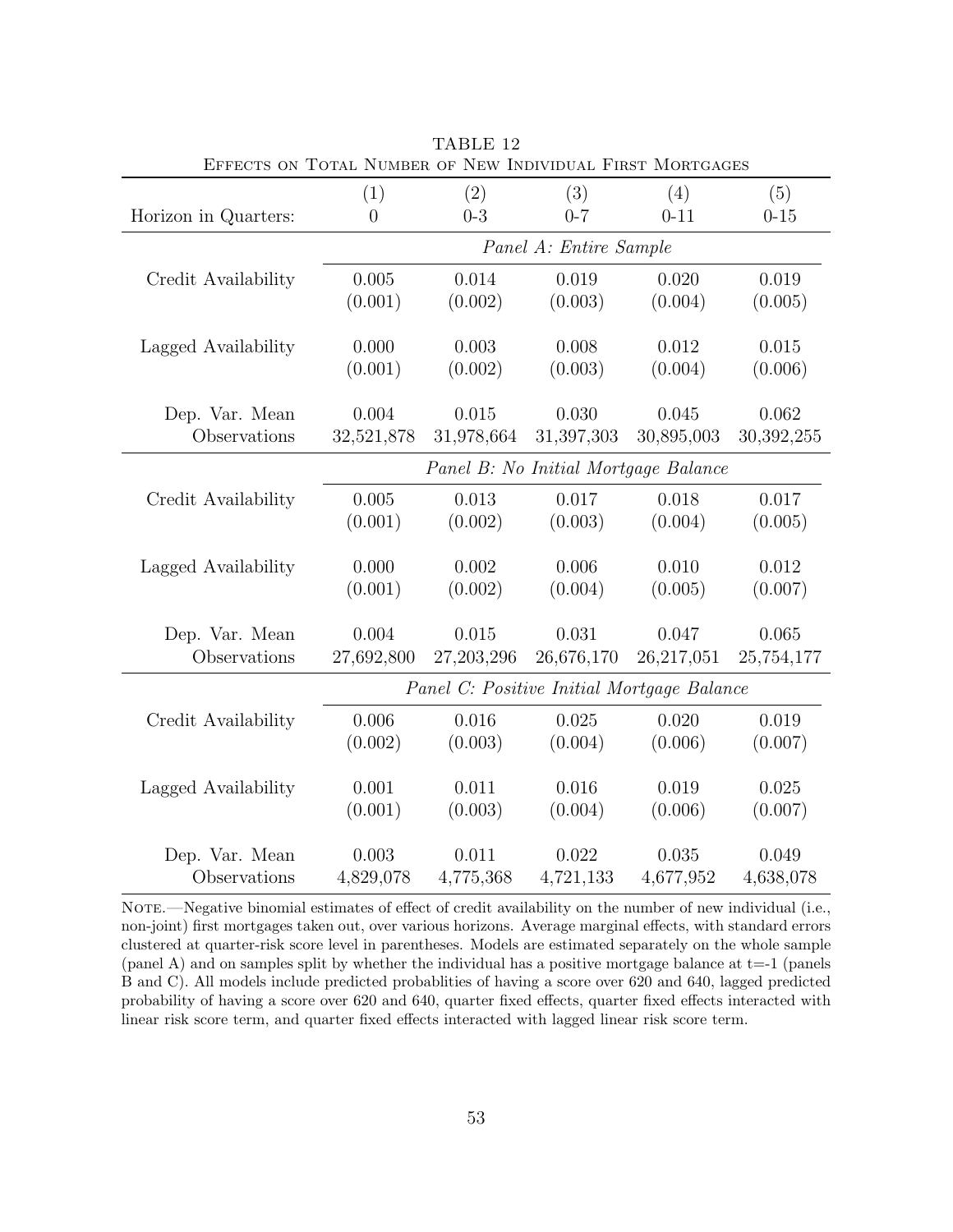TABLE 12
EFFECTS ON TOTAL NUMBER OF NEW INDIVIDUAL FIRST MORTGAGES

| | (1) | (2) | (3) | (4) | (5) |
|---|---|---|---|---|---|
| Horizon in Quarters: | 0 | 0-3 | 0-7 | 0-11 | 0-15 |
| | *Panel A: Entire Sample* | | | | |
| Credit Availability | 0.005 | 0.014 | 0.019 | 0.020 | 0.019 |
| | (0.001) | (0.002) | (0.003) | (0.004) | (0.005) |
| Lagged Availability | 0.000 | 0.003 | 0.008 | 0.012 | 0.015 |
| | (0.001) | (0.002) | (0.003) | (0.004) | (0.006) |
| Dep. Var. Mean | 0.004 | 0.015 | 0.030 | 0.045 | 0.062 |
| Observations | 32,521,878 | 31,978,664 | 31,397,303 | 30,895,003 | 30,392,255 |
| | *Panel B: No Initial Mortgage Balance* | | | | |
| Credit Availability | 0.005 | 0.013 | 0.017 | 0.018 | 0.017 |
| | (0.001) | (0.002) | (0.003) | (0.004) | (0.005) |
| Lagged Availability | 0.000 | 0.002 | 0.006 | 0.010 | 0.012 |
| | (0.001) | (0.002) | (0.004) | (0.005) | (0.007) |
| Dep. Var. Mean | 0.004 | 0.015 | 0.031 | 0.047 | 0.065 |
| Observations | 27,692,800 | 27,203,296 | 26,676,170 | 26,217,051 | 25,754,177 |
| | *Panel C: Positive Initial Mortgage Balance* | | | | |
| Credit Availability | 0.006 | 0.016 | 0.025 | 0.020 | 0.019 |
| | (0.002) | (0.003) | (0.004) | (0.006) | (0.007) |
| Lagged Availability | 0.001 | 0.011 | 0.016 | 0.019 | 0.025 |
| | (0.001) | (0.003) | (0.004) | (0.006) | (0.007) |
| Dep. Var. Mean | 0.003 | 0.011 | 0.022 | 0.035 | 0.049 |
| Observations | 4,829,078 | 4,775,368 | 4,721,133 | 4,677,952 | 4,638,078 |

NOTE.—Negative binomial estimates of effect of credit availability on the number of new individual (i.e., non-joint) first mortgages taken out, over various horizons. Average marginal effects, with standard errors clustered at quarter-risk score level in parentheses. Models are estimated separately on the whole sample (panel A) and on samples split by whether the individual has a positive mortgage balance at t=-1 (panels B and C). All models include predicted probablities of having a score over 620 and 640, lagged predicted probability of having a score over 620 and 640, quarter fixed effects, quarter fixed effects interacted with linear risk score term, and quarter fixed effects interacted with lagged linear risk score term.